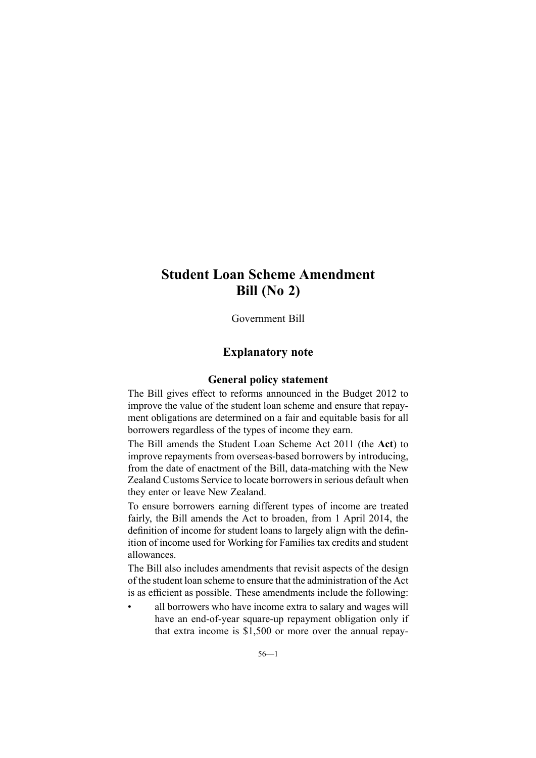# Student Loan Scheme Amendment Bill (No 2)

Government Bill

## Explanatory note

### General policy statement

The Bill gives effect to reforms announced in the Budget 2012 to improve the value of the student loan scheme and ensure that repayment obligations are determined on a fair and equitable basis for all borrowers regardless of the types of income they earn.

The Bill amends the Student Loan Scheme Act 2011 (the **Act**) to improve repayments from overseas-based borrowers by introducing, from the date of enactment of the Bill, data-matching with the New Zealand Customs Service to locate borrowers in serious default when they enter or leave New Zealand.

To ensure borrowers earning different types of income are treated fairly, the Bill amends the Act to broaden, from 1 April 2014, the definition of income for student loans to largely align with the definition of income used for Working for Families tax credits and student allowances.

The Bill also includes amendments that revisit aspects of the design of the student loan scheme to ensure that the administration of the Act is as efficient as possible. These amendments include the following:

- all borrowers who have income extra to salary and wages will have an end-of-year square-up repayment obligation only if that extra income is $1,500 or more over the annual repay-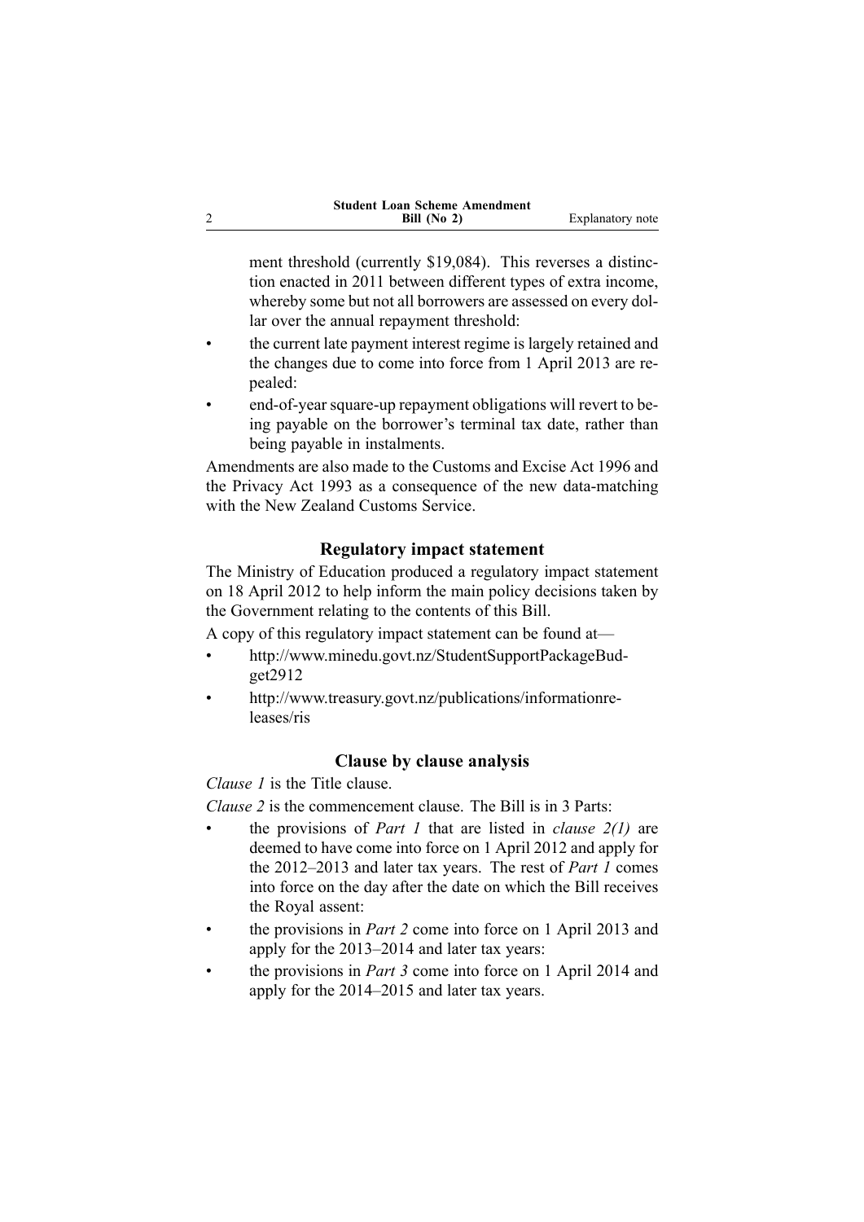ment threshold (currently $19,084). This reverses a distinction enacted in 2011 between different types of extra income, whereby some but not all borrowers are assessed on every dollar over the annual repayment threshold:

- the current late payment interest regime is largely retained and the changes due to come into force from 1 April 2013 are repealed:
- end-of-year square-up repayment obligations will revert to being payable on the borrower's terminal tax date, rather than being payable in instalments.

Amendments are also made to the Customs and Excise Act 1996 and the Privacy Act 1993 as a consequence of the new data-matching with the New Zealand Customs Service.

## Regulatory impact statement

The Ministry of Education produced a regulatory impact statement on 18 April 2012 to help inform the main policy decisions taken by the Government relating to the contents of this Bill.

A copy of this regulatory impact statement can be found at—

- http://www.minedu.govt.nz/StudentSupportPackageBudget2912
- http://www.treasury.govt.nz/publications/informationreleases/ris

## Clause by clause analysis

*Clause 1* is the Title clause.

*Clause 2* is the commencement clause. The Bill is in 3 Parts:

- the provisions of *Part 1* that are listed in *clause 2(1)* are deemed to have come into force on 1 April 2012 and apply for the 2012–2013 and later tax years. The rest of *Part 1* comes into force on the day after the date on which the Bill receives the Royal assent:
- the provisions in *Part 2* come into force on 1 April 2013 and apply for the 2013–2014 and later tax years:
- the provisions in *Part 3* come into force on 1 April 2014 and apply for the 2014–2015 and later tax years.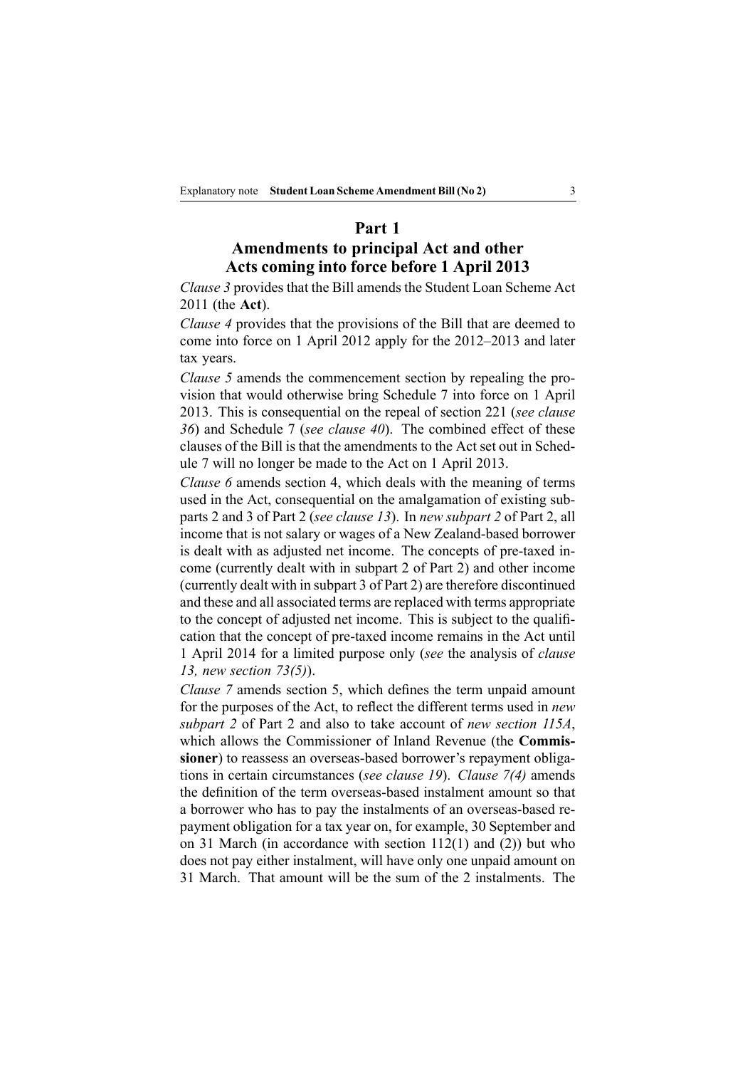## Part 1

## Amendments to principal Act and other Acts coming into force before 1 April 2013

*Clause 3* provides that the Bill amends the Student Loan Scheme Act 2011 (the **Act**).

*Clause 4* provides that the provisions of the Bill that are deemed to come into force on 1 April 2012 apply for the 2012–2013 and later tax years.

*Clause 5* amends the commencement section by repealing the provision that would otherwise bring Schedule 7 into force on 1 April 2013. This is consequential on the repeal of section 221 (*see clause 36*) and Schedule 7 (*see clause 40*). The combined effect of these clauses of the Bill is that the amendments to the Act set out in Schedule 7 will no longer be made to the Act on 1 April 2013.

*Clause 6* amends section 4, which deals with the meaning of terms used in the Act, consequential on the amalgamation of existing subparts 2 and 3 of Part 2 (*see clause 13*). In *new subpart 2* of Part 2, all income that is not salary or wages of a New Zealand-based borrower is dealt with as adjusted net income. The concepts of pre-taxed income (currently dealt with in subpart 2 of Part 2) and other income (currently dealt with in subpart 3 of Part 2) are therefore discontinued and these and all associated terms are replaced with terms appropriate to the concept of adjusted net income. This is subject to the qualification that the concept of pre-taxed income remains in the Act until 1 April 2014 for a limited purpose only (*see* the analysis of *clause 13, new section 73(5)*).

*Clause 7* amends section 5, which defines the term unpaid amount for the purposes of the Act, to reflect the different terms used in *new subpart 2* of Part 2 and also to take account of *new section 115A*, which allows the Commissioner of Inland Revenue (the **Commissioner**) to reassess an overseas-based borrower's repayment obligations in certain circumstances (*see clause 19*). *Clause 7(4)* amends the definition of the term overseas-based instalment amount so that a borrower who has to pay the instalments of an overseas-based repayment obligation for a tax year on, for example, 30 September and on 31 March (in accordance with section 112(1) and (2)) but who does not pay either instalment, will have only one unpaid amount on 31 March. That amount will be the sum of the 2 instalments. The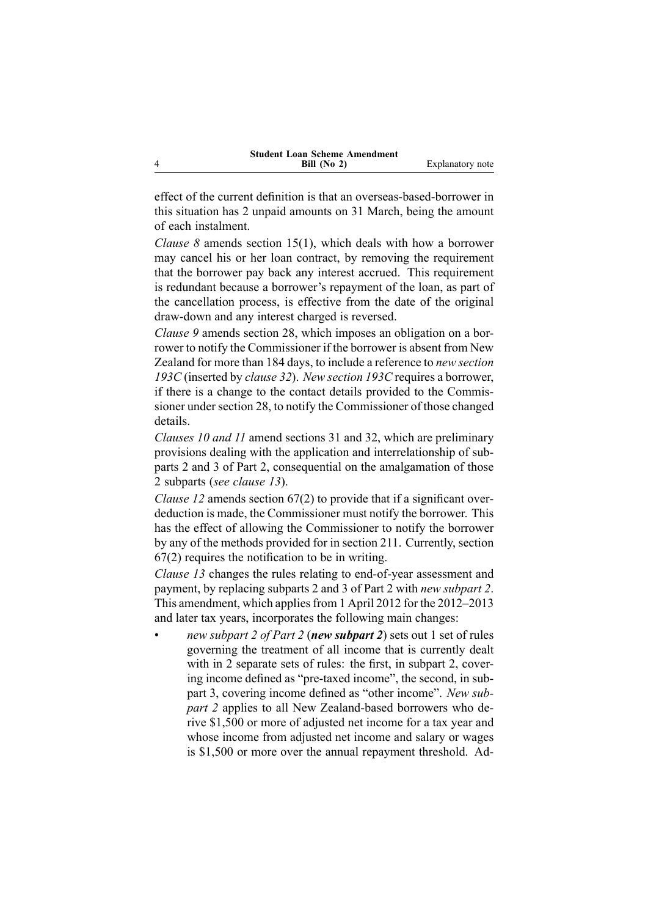effect of the current definition is that an overseas-based-borrower in this situation has 2 unpaid amounts on 31 March, being the amount of each instalment.

*Clause 8* amends section 15(1), which deals with how a borrower may cancel his or her loan contract, by removing the requirement that the borrower pay back any interest accrued. This requirement is redundant because a borrower's repayment of the loan, as part of the cancellation process, is effective from the date of the original draw-down and any interest charged is reversed.

*Clause 9* amends section 28, which imposes an obligation on a borrower to notify the Commissioner if the borrower is absent from New Zealand for more than 184 days, to include a reference to *new section 193C* (inserted by *clause 32*). *New section 193C* requires a borrower, if there is a change to the contact details provided to the Commissioner under section 28, to notify the Commissioner of those changed details.

*Clauses 10 and 11* amend sections 31 and 32, which are preliminary provisions dealing with the application and interrelationship of subparts 2 and 3 of Part 2, consequential on the amalgamation of those 2 subparts (*see clause 13*).

*Clause 12* amends section 67(2) to provide that if a significant over-deduction is made, the Commissioner must notify the borrower. This has the effect of allowing the Commissioner to notify the borrower by any of the methods provided for in section 211. Currently, section 67(2) requires the notification to be in writing.

*Clause 13* changes the rules relating to end-of-year assessment and payment, by replacing subparts 2 and 3 of Part 2 with *new subpart 2*. This amendment, which applies from 1 April 2012 for the 2012–2013 and later tax years, incorporates the following main changes:

- *new subpart 2 of Part 2* (***new subpart 2***) sets out 1 set of rules governing the treatment of all income that is currently dealt with in 2 separate sets of rules: the first, in subpart 2, covering income defined as "pre-taxed income", the second, in subpart 3, covering income defined as "other income". *New subpart 2* applies to all New Zealand-based borrowers who derive $1,500 or more of adjusted net income for a tax year and whose income from adjusted net income and salary or wages is $1,500 or more over the annual repayment threshold. Ad-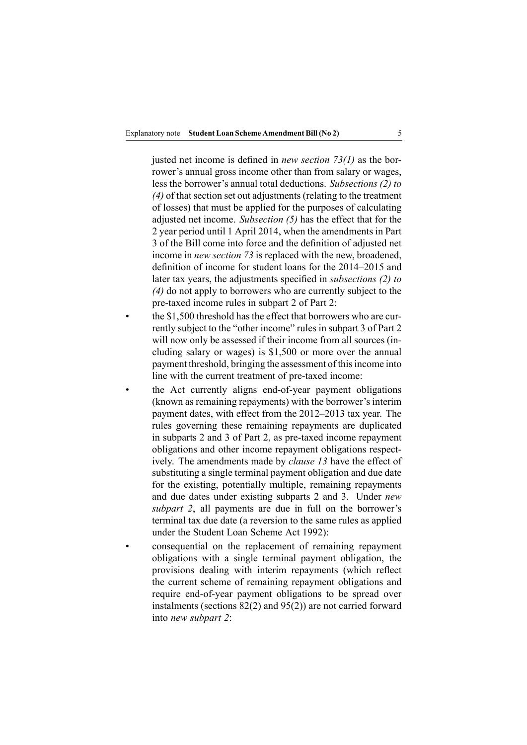justed net income is defined in *new section 73(1)* as the borrower's annual gross income other than from salary or wages, less the borrower's annual total deductions. *Subsections (2) to (4)* of that section set out adjustments (relating to the treatment of losses) that must be applied for the purposes of calculating adjusted net income. *Subsection (5)* has the effect that for the 2 year period until 1 April 2014, when the amendments in Part 3 of the Bill come into force and the definition of adjusted net income in *new section 73* is replaced with the new, broadened, definition of income for student loans for the 2014–2015 and later tax years, the adjustments specified in *subsections (2) to (4)* do not apply to borrowers who are currently subject to the pre-taxed income rules in subpart 2 of Part 2:

- the $1,500 threshold has the effect that borrowers who are currently subject to the "other income" rules in subpart 3 of Part 2 will now only be assessed if their income from all sources (including salary or wages) is $1,500 or more over the annual payment threshold, bringing the assessment of this income into line with the current treatment of pre-taxed income:
- the Act currently aligns end-of-year payment obligations (known as remaining repayments) with the borrower's interim payment dates, with effect from the 2012–2013 tax year. The rules governing these remaining repayments are duplicated in subparts 2 and 3 of Part 2, as pre-taxed income repayment obligations and other income repayment obligations respectively. The amendments made by *clause 13* have the effect of substituting a single terminal payment obligation and due date for the existing, potentially multiple, remaining repayments and due dates under existing subparts 2 and 3. Under *new subpart 2*, all payments are due in full on the borrower's terminal tax due date (a reversion to the same rules as applied under the Student Loan Scheme Act 1992):
- consequential on the replacement of remaining repayment obligations with a single terminal payment obligation, the provisions dealing with interim repayments (which reflect the current scheme of remaining repayment obligations and require end-of-year payment obligations to be spread over instalments (sections 82(2) and 95(2)) are not carried forward into *new subpart 2*: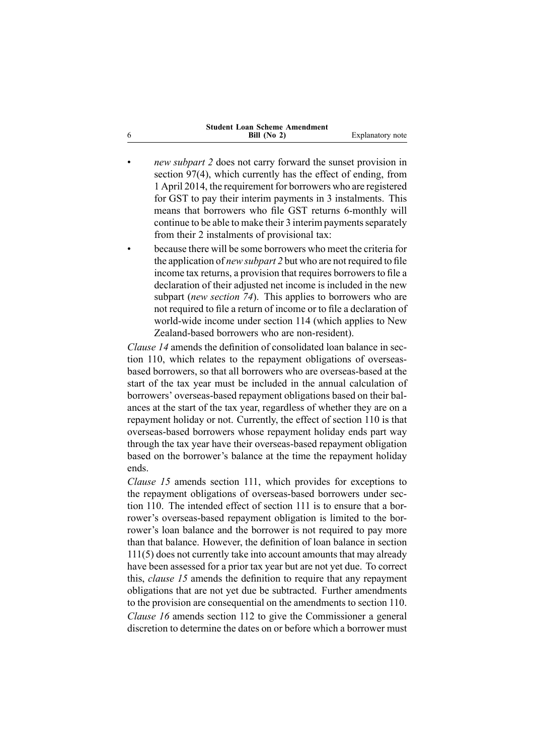- *new subpart 2* does not carry forward the sunset provision in section 97(4), which currently has the effect of ending, from 1 April 2014, the requirement for borrowers who are registered for GST to pay their interim payments in 3 instalments. This means that borrowers who file GST returns 6-monthly will continue to be able to make their 3 interim payments separately from their 2 instalments of provisional tax:
- because there will be some borrowers who meet the criteria for the application of *new subpart 2* but who are not required to file income tax returns, a provision that requires borrowers to file a declaration of their adjusted net income is included in the new subpart (*new section 74*). This applies to borrowers who are not required to file a return of income or to file a declaration of world-wide income under section 114 (which applies to New Zealand-based borrowers who are non-resident).

*Clause 14* amends the definition of consolidated loan balance in section 110, which relates to the repayment obligations of overseas-based borrowers, so that all borrowers who are overseas-based at the start of the tax year must be included in the annual calculation of borrowers' overseas-based repayment obligations based on their balances at the start of the tax year, regardless of whether they are on a repayment holiday or not. Currently, the effect of section 110 is that overseas-based borrowers whose repayment holiday ends part way through the tax year have their overseas-based repayment obligation based on the borrower's balance at the time the repayment holiday ends.

*Clause 15* amends section 111, which provides for exceptions to the repayment obligations of overseas-based borrowers under section 110. The intended effect of section 111 is to ensure that a borrower's overseas-based repayment obligation is limited to the borrower's loan balance and the borrower is not required to pay more than that balance. However, the definition of loan balance in section 111(5) does not currently take into account amounts that may already have been assessed for a prior tax year but are not yet due. To correct this, *clause 15* amends the definition to require that any repayment obligations that are not yet due be subtracted. Further amendments to the provision are consequential on the amendments to section 110.

*Clause 16* amends section 112 to give the Commissioner a general discretion to determine the dates on or before which a borrower must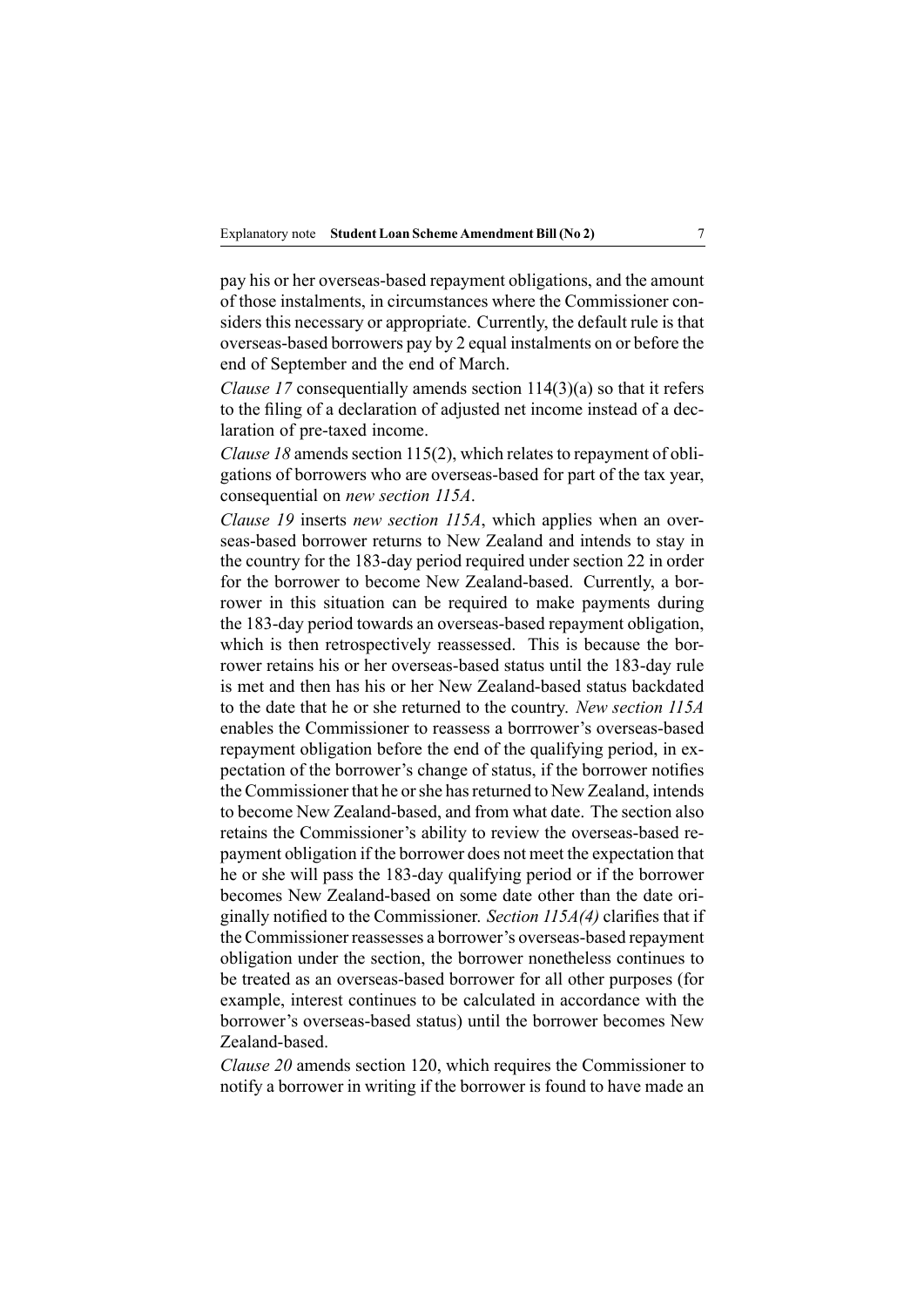pay his or her overseas-based repayment obligations, and the amount of those instalments, in circumstances where the Commissioner considers this necessary or appropriate. Currently, the default rule is that overseas-based borrowers pay by 2 equal instalments on or before the end of September and the end of March.

*Clause 17* consequentially amends section 114(3)(a) so that it refers to the filing of a declaration of adjusted net income instead of a declaration of pre-taxed income.

*Clause 18* amends section 115(2), which relates to repayment of obligations of borrowers who are overseas-based for part of the tax year, consequential on *new section 115A*.

*Clause 19* inserts *new section 115A*, which applies when an overseas-based borrower returns to New Zealand and intends to stay in the country for the 183-day period required under section 22 in order for the borrower to become New Zealand-based. Currently, a borrower in this situation can be required to make payments during the 183-day period towards an overseas-based repayment obligation, which is then retrospectively reassessed. This is because the borrower retains his or her overseas-based status until the 183-day rule is met and then has his or her New Zealand-based status backdated to the date that he or she returned to the country. *New section 115A* enables the Commissioner to reassess a borrrower's overseas-based repayment obligation before the end of the qualifying period, in expectation of the borrower's change of status, if the borrower notifies the Commissioner that he or she has returned to New Zealand, intends to become New Zealand-based, and from what date. The section also retains the Commissioner's ability to review the overseas-based repayment obligation if the borrower does not meet the expectation that he or she will pass the 183-day qualifying period or if the borrower becomes New Zealand-based on some date other than the date originally notified to the Commissioner. *Section 115A(4)* clarifies that if the Commissioner reassesses a borrower's overseas-based repayment obligation under the section, the borrower nonetheless continues to be treated as an overseas-based borrower for all other purposes (for example, interest continues to be calculated in accordance with the borrower's overseas-based status) until the borrower becomes New Zealand-based.

*Clause 20* amends section 120, which requires the Commissioner to notify a borrower in writing if the borrower is found to have made an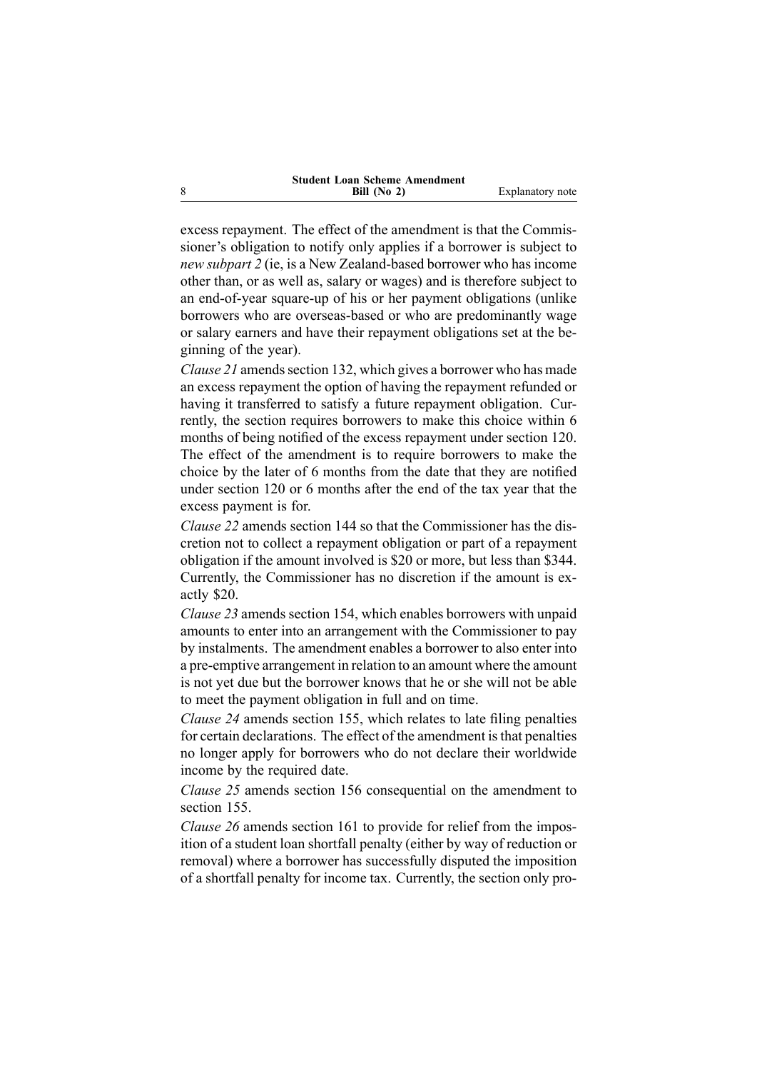excess repayment. The effect of the amendment is that the Commissioner's obligation to notify only applies if a borrower is subject to *new subpart 2* (ie, is a New Zealand-based borrower who has income other than, or as well as, salary or wages) and is therefore subject to an end-of-year square-up of his or her payment obligations (unlike borrowers who are overseas-based or who are predominantly wage or salary earners and have their repayment obligations set at the beginning of the year).

*Clause 21* amends section 132, which gives a borrower who has made an excess repayment the option of having the repayment refunded or having it transferred to satisfy a future repayment obligation. Currently, the section requires borrowers to make this choice within 6 months of being notified of the excess repayment under section 120. The effect of the amendment is to require borrowers to make the choice by the later of 6 months from the date that they are notified under section 120 or 6 months after the end of the tax year that the excess payment is for.

*Clause 22* amends section 144 so that the Commissioner has the discretion not to collect a repayment obligation or part of a repayment obligation if the amount involved is $20 or more, but less than $344. Currently, the Commissioner has no discretion if the amount is exactly $20.

*Clause 23* amends section 154, which enables borrowers with unpaid amounts to enter into an arrangement with the Commissioner to pay by instalments. The amendment enables a borrower to also enter into a pre-emptive arrangement in relation to an amount where the amount is not yet due but the borrower knows that he or she will not be able to meet the payment obligation in full and on time.

*Clause 24* amends section 155, which relates to late filing penalties for certain declarations. The effect of the amendment is that penalties no longer apply for borrowers who do not declare their worldwide income by the required date.

*Clause 25* amends section 156 consequential on the amendment to section 155.

*Clause 26* amends section 161 to provide for relief from the imposition of a student loan shortfall penalty (either by way of reduction or removal) where a borrower has successfully disputed the imposition of a shortfall penalty for income tax. Currently, the section only pro-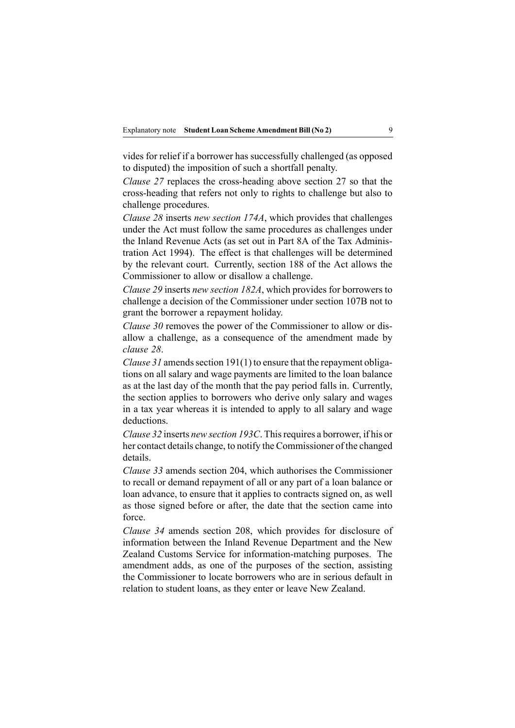vides for relief if a borrower has successfully challenged (as opposed to disputed) the imposition of such a shortfall penalty.

*Clause 27* replaces the cross-heading above section 27 so that the cross-heading that refers not only to rights to challenge but also to challenge procedures.

*Clause 28* inserts *new section 174A*, which provides that challenges under the Act must follow the same procedures as challenges under the Inland Revenue Acts (as set out in Part 8A of the Tax Administration Act 1994). The effect is that challenges will be determined by the relevant court. Currently, section 188 of the Act allows the Commissioner to allow or disallow a challenge.

*Clause 29* inserts *new section 182A*, which provides for borrowers to challenge a decision of the Commissioner under section 107B not to grant the borrower a repayment holiday.

*Clause 30* removes the power of the Commissioner to allow or disallow a challenge, as a consequence of the amendment made by *clause 28*.

*Clause 31* amends section 191(1) to ensure that the repayment obligations on all salary and wage payments are limited to the loan balance as at the last day of the month that the pay period falls in. Currently, the section applies to borrowers who derive only salary and wages in a tax year whereas it is intended to apply to all salary and wage deductions.

*Clause 32* inserts *new section 193C*. This requires a borrower, if his or her contact details change, to notify the Commissioner of the changed details.

*Clause 33* amends section 204, which authorises the Commissioner to recall or demand repayment of all or any part of a loan balance or loan advance, to ensure that it applies to contracts signed on, as well as those signed before or after, the date that the section came into force.

*Clause 34* amends section 208, which provides for disclosure of information between the Inland Revenue Department and the New Zealand Customs Service for information-matching purposes. The amendment adds, as one of the purposes of the section, assisting the Commissioner to locate borrowers who are in serious default in relation to student loans, as they enter or leave New Zealand.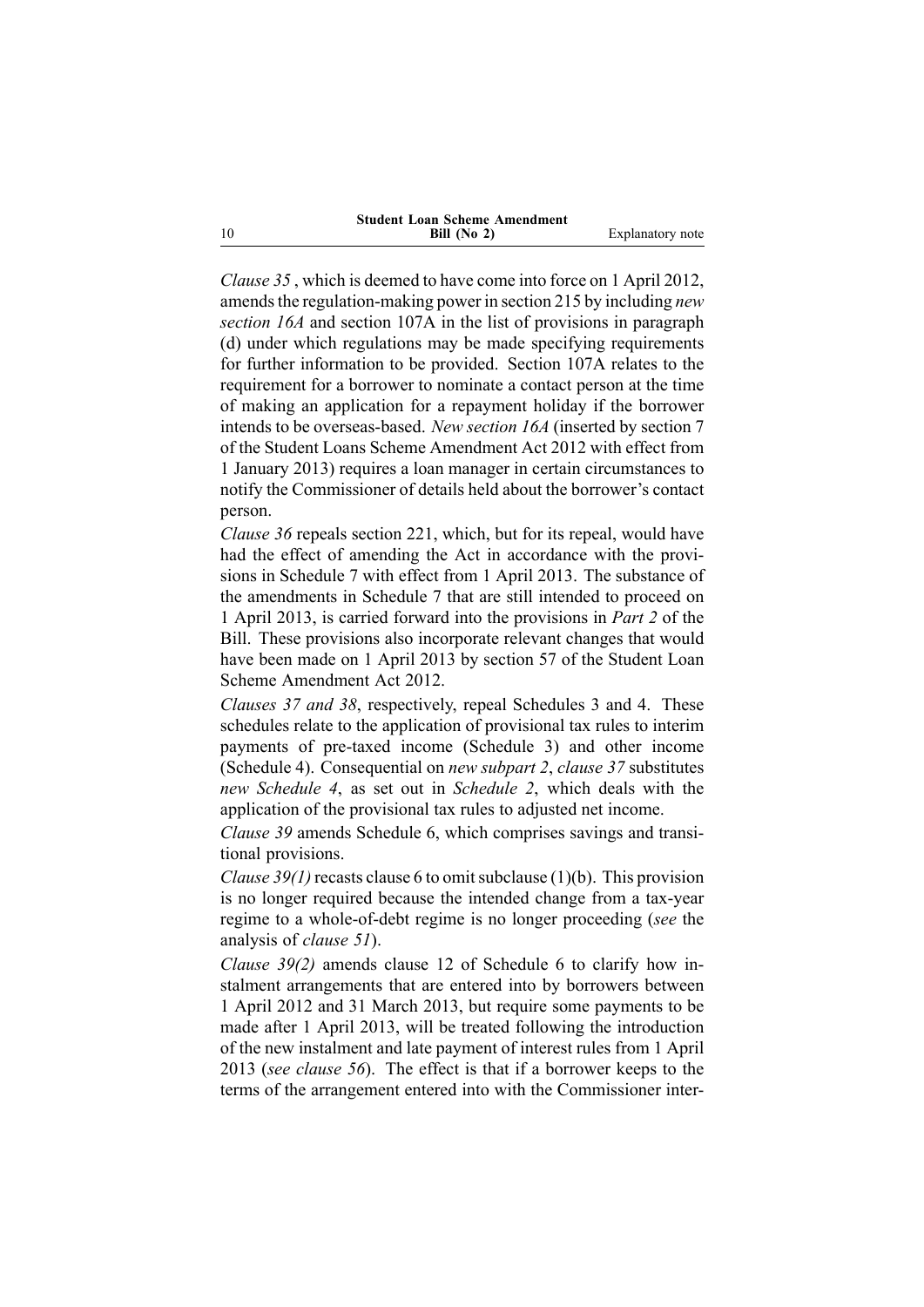*Clause 35* , which is deemed to have come into force on 1 April 2012, amends the regulation-making power in section 215 by including *new section 16A* and section 107A in the list of provisions in paragraph (d) under which regulations may be made specifying requirements for further information to be provided. Section 107A relates to the requirement for a borrower to nominate a contact person at the time of making an application for a repayment holiday if the borrower intends to be overseas-based. *New section 16A* (inserted by section 7 of the Student Loans Scheme Amendment Act 2012 with effect from 1 January 2013) requires a loan manager in certain circumstances to notify the Commissioner of details held about the borrower's contact person.

*Clause 36* repeals section 221, which, but for its repeal, would have had the effect of amending the Act in accordance with the provisions in Schedule 7 with effect from 1 April 2013. The substance of the amendments in Schedule 7 that are still intended to proceed on 1 April 2013, is carried forward into the provisions in *Part 2* of the Bill. These provisions also incorporate relevant changes that would have been made on 1 April 2013 by section 57 of the Student Loan Scheme Amendment Act 2012.

*Clauses 37 and 38*, respectively, repeal Schedules 3 and 4. These schedules relate to the application of provisional tax rules to interim payments of pre-taxed income (Schedule 3) and other income (Schedule 4). Consequential on *new subpart 2*, *clause 37* substitutes *new Schedule 4*, as set out in *Schedule 2*, which deals with the application of the provisional tax rules to adjusted net income.

*Clause 39* amends Schedule 6, which comprises savings and transitional provisions.

*Clause 39(1)* recasts clause 6 to omit subclause (1)(b). This provision is no longer required because the intended change from a tax-year regime to a whole-of-debt regime is no longer proceeding (*see* the analysis of *clause 51*).

*Clause 39(2)* amends clause 12 of Schedule 6 to clarify how instalment arrangements that are entered into by borrowers between 1 April 2012 and 31 March 2013, but require some payments to be made after 1 April 2013, will be treated following the introduction of the new instalment and late payment of interest rules from 1 April 2013 (*see clause 56*). The effect is that if a borrower keeps to the terms of the arrangement entered into with the Commissioner inter-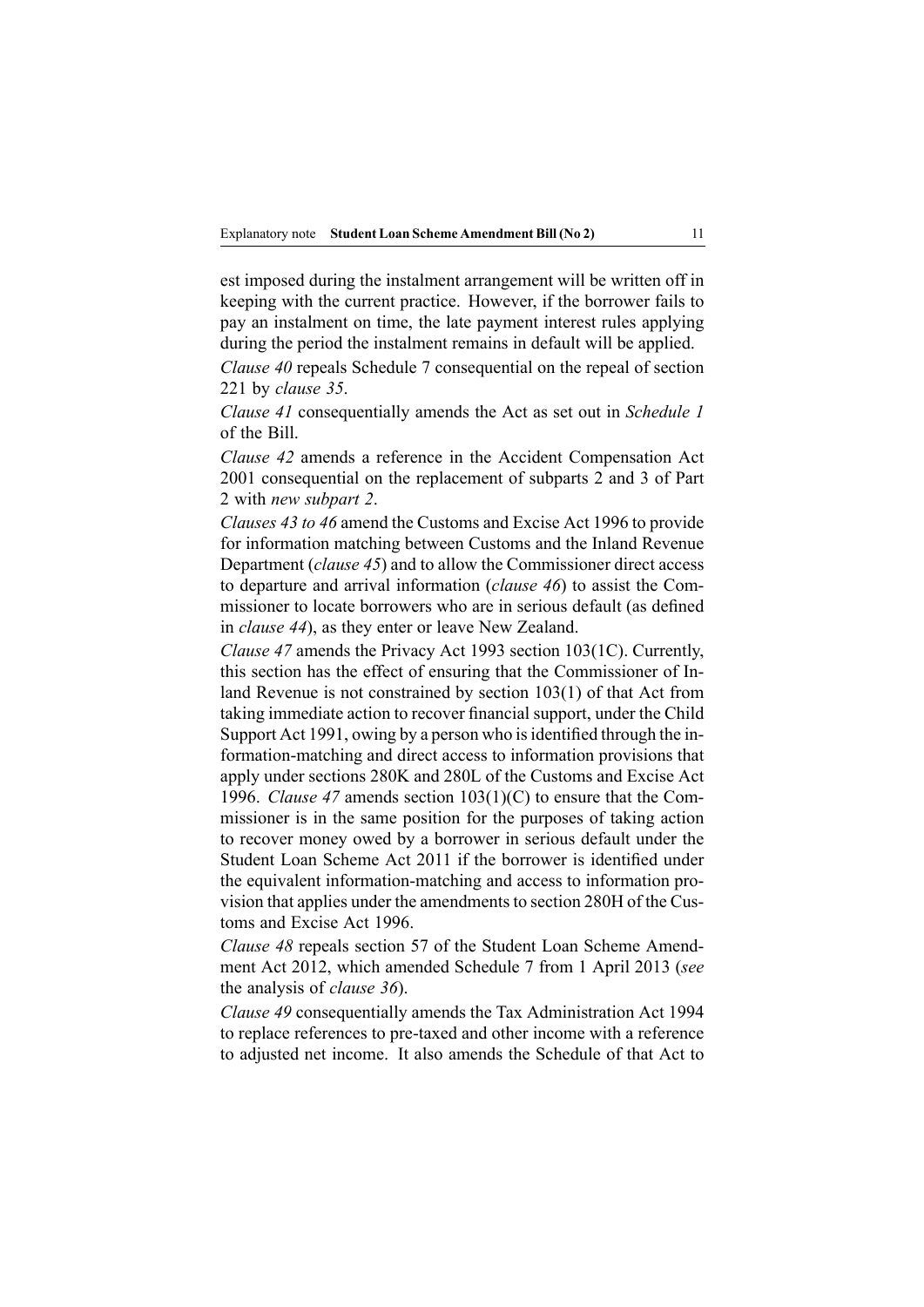est imposed during the instalment arrangement will be written off in keeping with the current practice. However, if the borrower fails to pay an instalment on time, the late payment interest rules applying during the period the instalment remains in default will be applied.

*Clause 40* repeals Schedule 7 consequential on the repeal of section 221 by *clause 35*.

*Clause 41* consequentially amends the Act as set out in *Schedule 1* of the Bill.

*Clause 42* amends a reference in the Accident Compensation Act 2001 consequential on the replacement of subparts 2 and 3 of Part 2 with *new subpart 2*.

*Clauses 43 to 46* amend the Customs and Excise Act 1996 to provide for information matching between Customs and the Inland Revenue Department (*clause 45*) and to allow the Commissioner direct access to departure and arrival information (*clause 46*) to assist the Commissioner to locate borrowers who are in serious default (as defined in *clause 44*), as they enter or leave New Zealand.

*Clause 47* amends the Privacy Act 1993 section 103(1C). Currently, this section has the effect of ensuring that the Commissioner of Inland Revenue is not constrained by section 103(1) of that Act from taking immediate action to recover financial support, under the Child Support Act 1991, owing by a person who is identified through the information-matching and direct access to information provisions that apply under sections 280K and 280L of the Customs and Excise Act 1996. *Clause 47* amends section 103(1)(C) to ensure that the Commissioner is in the same position for the purposes of taking action to recover money owed by a borrower in serious default under the Student Loan Scheme Act 2011 if the borrower is identified under the equivalent information-matching and access to information provision that applies under the amendments to section 280H of the Customs and Excise Act 1996.

*Clause 48* repeals section 57 of the Student Loan Scheme Amendment Act 2012, which amended Schedule 7 from 1 April 2013 (*see* the analysis of *clause 36*).

*Clause 49* consequentially amends the Tax Administration Act 1994 to replace references to pre-taxed and other income with a reference to adjusted net income. It also amends the Schedule of that Act to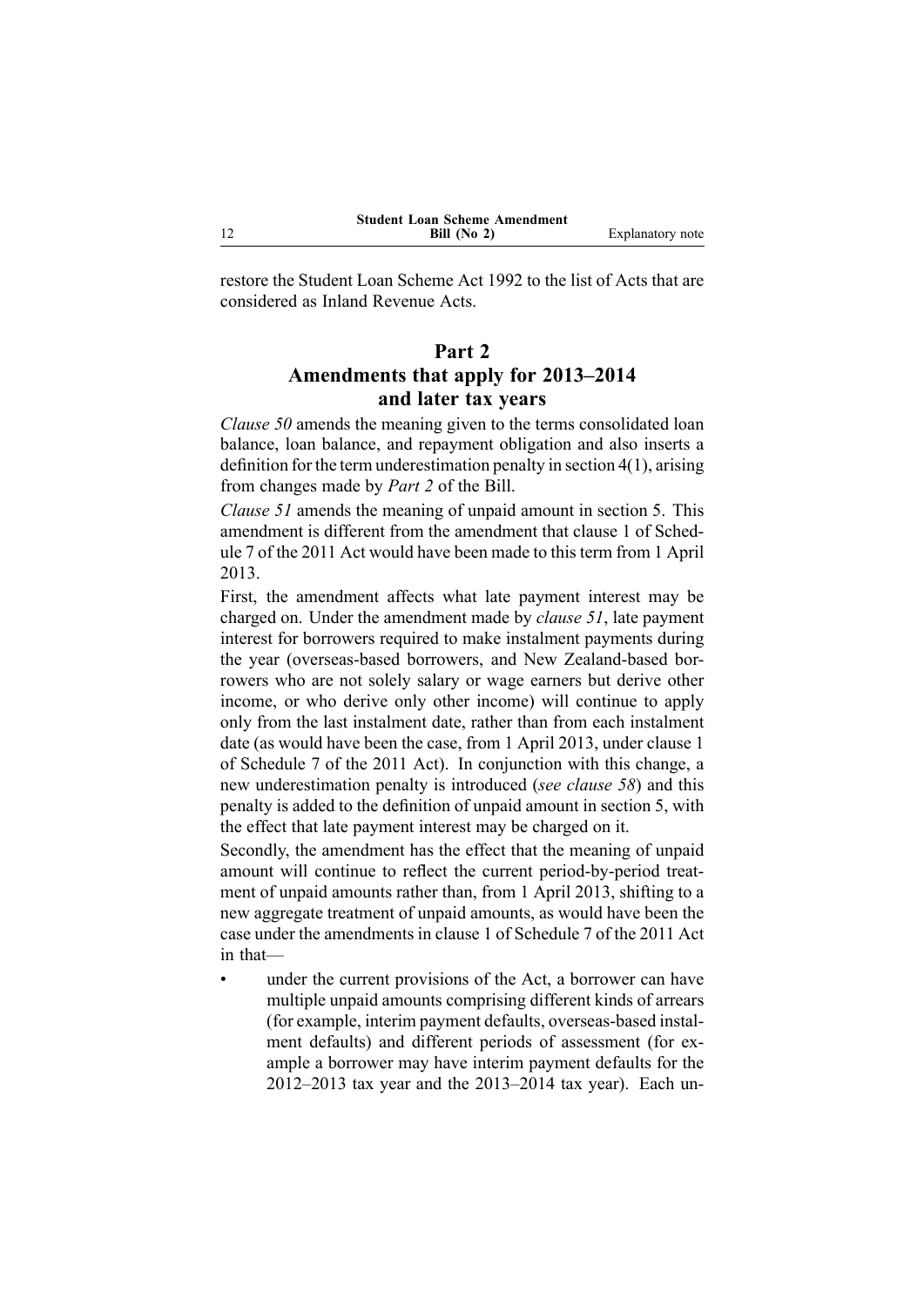restore the Student Loan Scheme Act 1992 to the list of Acts that are considered as Inland Revenue Acts.

## Part 2
## Amendments that apply for 2013–2014 and later tax years

*Clause 50* amends the meaning given to the terms consolidated loan balance, loan balance, and repayment obligation and also inserts a definition for the term underestimation penalty in section 4(1), arising from changes made by *Part 2* of the Bill.

*Clause 51* amends the meaning of unpaid amount in section 5. This amendment is different from the amendment that clause 1 of Schedule 7 of the 2011 Act would have been made to this term from 1 April 2013.

First, the amendment affects what late payment interest may be charged on. Under the amendment made by *clause 51*, late payment interest for borrowers required to make instalment payments during the year (overseas-based borrowers, and New Zealand-based borrowers who are not solely salary or wage earners but derive other income, or who derive only other income) will continue to apply only from the last instalment date, rather than from each instalment date (as would have been the case, from 1 April 2013, under clause 1 of Schedule 7 of the 2011 Act). In conjunction with this change, a new underestimation penalty is introduced (*see clause 58*) and this penalty is added to the definition of unpaid amount in section 5, with the effect that late payment interest may be charged on it.

Secondly, the amendment has the effect that the meaning of unpaid amount will continue to reflect the current period-by-period treatment of unpaid amounts rather than, from 1 April 2013, shifting to a new aggregate treatment of unpaid amounts, as would have been the case under the amendments in clause 1 of Schedule 7 of the 2011 Act in that—

- under the current provisions of the Act, a borrower can have multiple unpaid amounts comprising different kinds of arrears (for example, interim payment defaults, overseas-based instalment defaults) and different periods of assessment (for example a borrower may have interim payment defaults for the 2012–2013 tax year and the 2013–2014 tax year). Each un-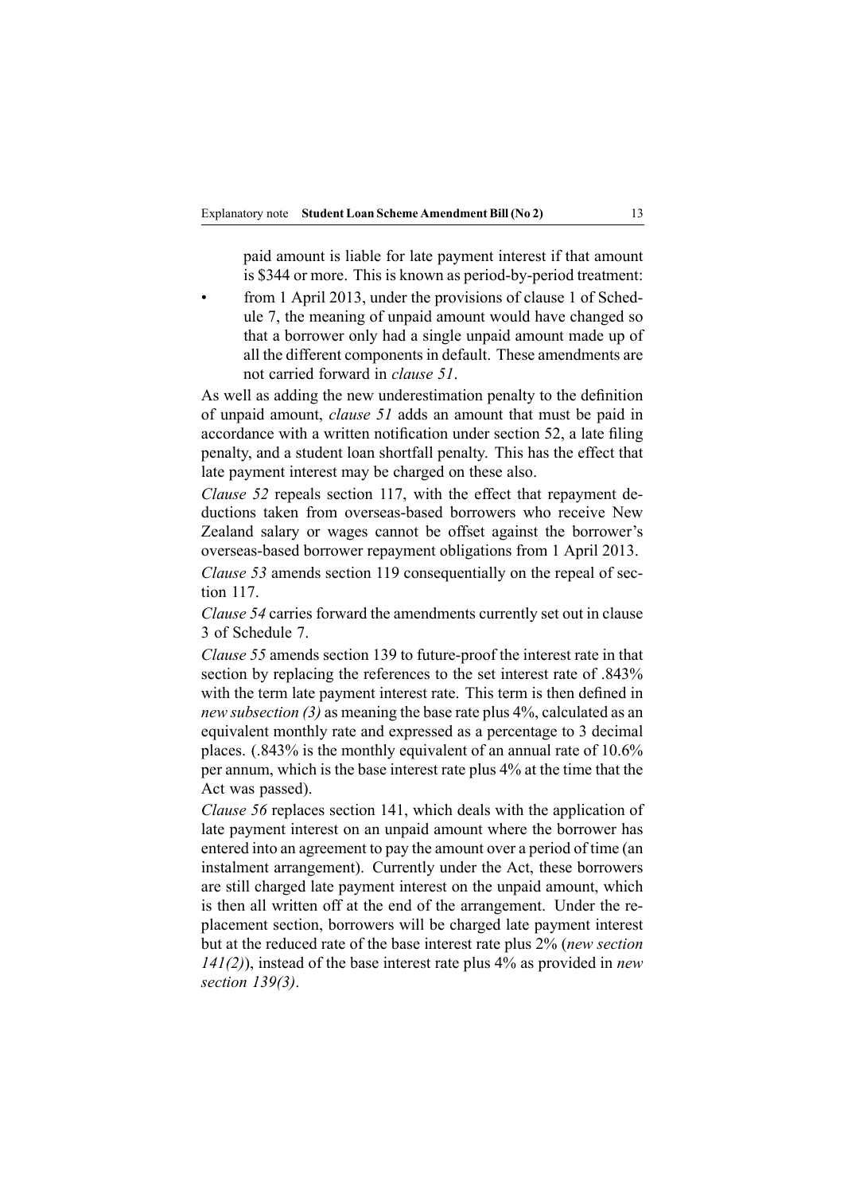paid amount is liable for late payment interest if that amount is $344 or more. This is known as period-by-period treatment:

- from 1 April 2013, under the provisions of clause 1 of Schedule 7, the meaning of unpaid amount would have changed so that a borrower only had a single unpaid amount made up of all the different components in default. These amendments are not carried forward in *clause 51*.

As well as adding the new underestimation penalty to the definition of unpaid amount, *clause 51* adds an amount that must be paid in accordance with a written notification under section 52, a late filing penalty, and a student loan shortfall penalty. This has the effect that late payment interest may be charged on these also.

*Clause 52* repeals section 117, with the effect that repayment deductions taken from overseas-based borrowers who receive New Zealand salary or wages cannot be offset against the borrower's overseas-based borrower repayment obligations from 1 April 2013.

*Clause 53* amends section 119 consequentially on the repeal of section 117.

*Clause 54* carries forward the amendments currently set out in clause 3 of Schedule 7.

*Clause 55* amends section 139 to future-proof the interest rate in that section by replacing the references to the set interest rate of .843% with the term late payment interest rate. This term is then defined in *new subsection (3)* as meaning the base rate plus 4%, calculated as an equivalent monthly rate and expressed as a percentage to 3 decimal places. (.843% is the monthly equivalent of an annual rate of 10.6% per annum, which is the base interest rate plus 4% at the time that the Act was passed).

*Clause 56* replaces section 141, which deals with the application of late payment interest on an unpaid amount where the borrower has entered into an agreement to pay the amount over a period of time (an instalment arrangement). Currently under the Act, these borrowers are still charged late payment interest on the unpaid amount, which is then all written off at the end of the arrangement. Under the replacement section, borrowers will be charged late payment interest but at the reduced rate of the base interest rate plus 2% (*new section 141(2)*), instead of the base interest rate plus 4% as provided in *new section 139(3)*.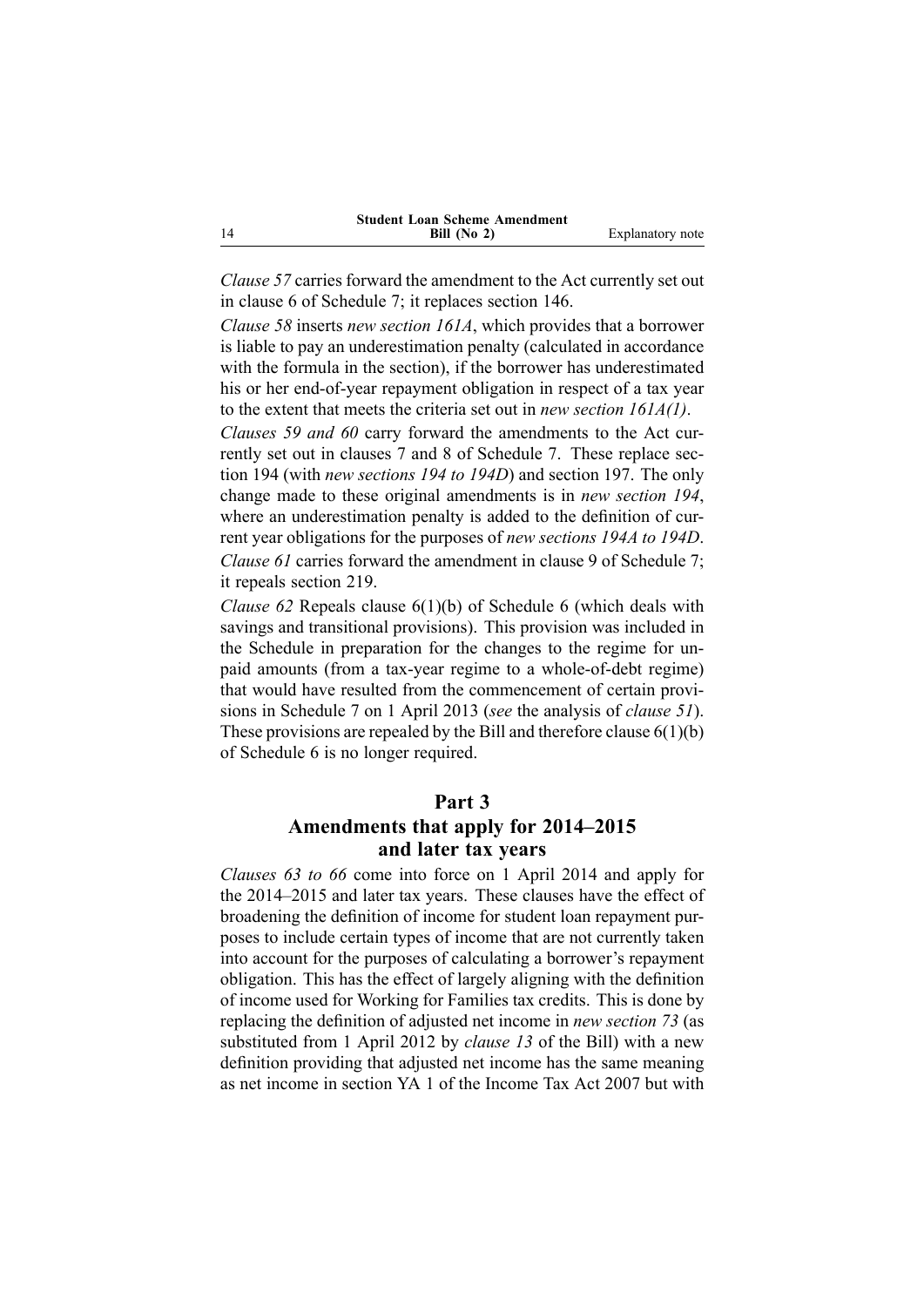*Clause 57* carries forward the amendment to the Act currently set out in clause 6 of Schedule 7; it replaces section 146.

*Clause 58* inserts *new section 161A*, which provides that a borrower is liable to pay an underestimation penalty (calculated in accordance with the formula in the section), if the borrower has underestimated his or her end-of-year repayment obligation in respect of a tax year to the extent that meets the criteria set out in *new section 161A(1)*.

*Clauses 59 and 60* carry forward the amendments to the Act currently set out in clauses 7 and 8 of Schedule 7. These replace section 194 (with *new sections 194 to 194D*) and section 197. The only change made to these original amendments is in *new section 194*, where an underestimation penalty is added to the definition of current year obligations for the purposes of *new sections 194A to 194D*.

*Clause 61* carries forward the amendment in clause 9 of Schedule 7; it repeals section 219.

*Clause 62* Repeals clause 6(1)(b) of Schedule 6 (which deals with savings and transitional provisions). This provision was included in the Schedule in preparation for the changes to the regime for unpaid amounts (from a tax-year regime to a whole-of-debt regime) that would have resulted from the commencement of certain provisions in Schedule 7 on 1 April 2013 (*see* the analysis of *clause 51*). These provisions are repealed by the Bill and therefore clause 6(1)(b) of Schedule 6 is no longer required.

## Part 3
## Amendments that apply for 2014–2015 and later tax years

*Clauses 63 to 66* come into force on 1 April 2014 and apply for the 2014–2015 and later tax years. These clauses have the effect of broadening the definition of income for student loan repayment purposes to include certain types of income that are not currently taken into account for the purposes of calculating a borrower's repayment obligation. This has the effect of largely aligning with the definition of income used for Working for Families tax credits. This is done by replacing the definition of adjusted net income in *new section 73* (as substituted from 1 April 2012 by *clause 13* of the Bill) with a new definition providing that adjusted net income has the same meaning as net income in section YA 1 of the Income Tax Act 2007 but with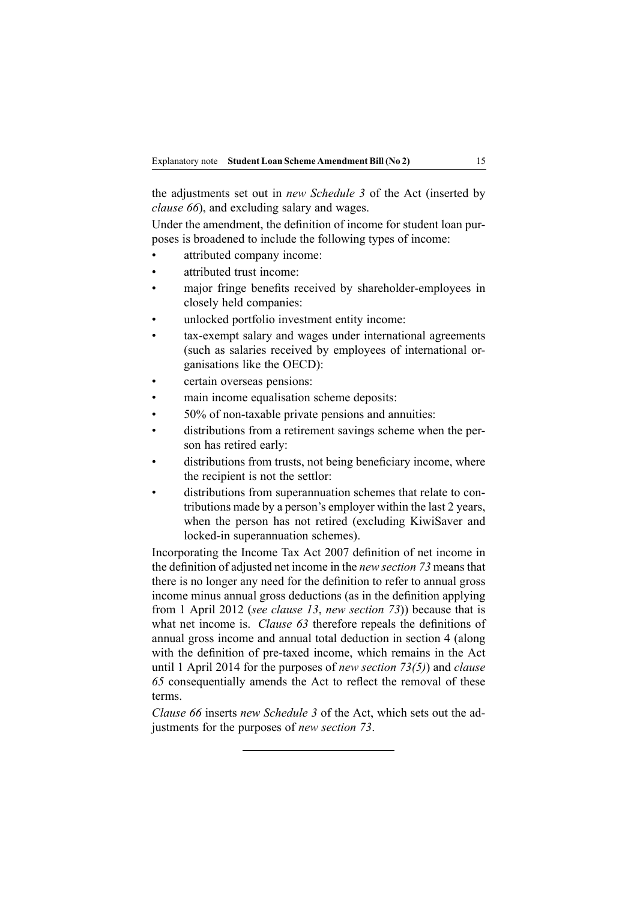the adjustments set out in *new Schedule 3* of the Act (inserted by *clause 66*), and excluding salary and wages.

Under the amendment, the definition of income for student loan purposes is broadened to include the following types of income:

- attributed company income:
- attributed trust income:
- major fringe benefits received by shareholder-employees in closely held companies:
- unlocked portfolio investment entity income:
- tax-exempt salary and wages under international agreements (such as salaries received by employees of international organisations like the OECD):
- certain overseas pensions:
- main income equalisation scheme deposits:
- 50% of non-taxable private pensions and annuities:
- distributions from a retirement savings scheme when the person has retired early:
- distributions from trusts, not being beneficiary income, where the recipient is not the settlor:
- distributions from superannuation schemes that relate to contributions made by a person's employer within the last 2 years, when the person has not retired (excluding KiwiSaver and locked-in superannuation schemes).

Incorporating the Income Tax Act 2007 definition of net income in the definition of adjusted net income in the *new section 73* means that there is no longer any need for the definition to refer to annual gross income minus annual gross deductions (as in the definition applying from 1 April 2012 (*see clause 13*, *new section 73*)) because that is what net income is. *Clause 63* therefore repeals the definitions of annual gross income and annual total deduction in section 4 (along with the definition of pre-taxed income, which remains in the Act until 1 April 2014 for the purposes of *new section 73(5)*) and *clause 65* consequentially amends the Act to reflect the removal of these terms.

*Clause 66* inserts *new Schedule 3* of the Act, which sets out the adjustments for the purposes of *new section 73*.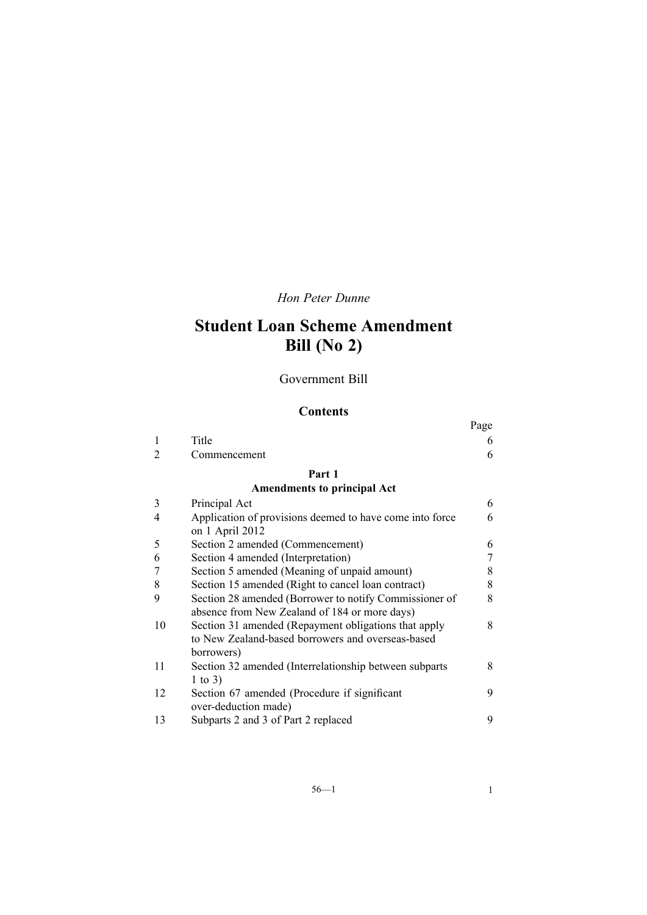*Hon Peter Dunne*

# Student Loan Scheme Amendment Bill (No 2)

Government Bill

## Contents

| | | Page |
|---|---|---|
| 1 | Title | 6 |
| 2 | Commencement | 6 |
| | **Part 1** | |
| | **Amendments to principal Act** | |
| 3 | Principal Act | 6 |
| 4 | Application of provisions deemed to have come into force on 1 April 2012 | 6 |
| 5 | Section 2 amended (Commencement) | 6 |
| 6 | Section 4 amended (Interpretation) | 7 |
| 7 | Section 5 amended (Meaning of unpaid amount) | 8 |
| 8 | Section 15 amended (Right to cancel loan contract) | 8 |
| 9 | Section 28 amended (Borrower to notify Commissioner of absence from New Zealand of 184 or more days) | 8 |
| 10 | Section 31 amended (Repayment obligations that apply to New Zealand-based borrowers and overseas-based borrowers) | 8 |
| 11 | Section 32 amended (Interrelationship between subparts 1 to 3) | 8 |
| 12 | Section 67 amended (Procedure if significant over-deduction made) | 9 |
| 13 | Subparts 2 and 3 of Part 2 replaced | 9 |

56—1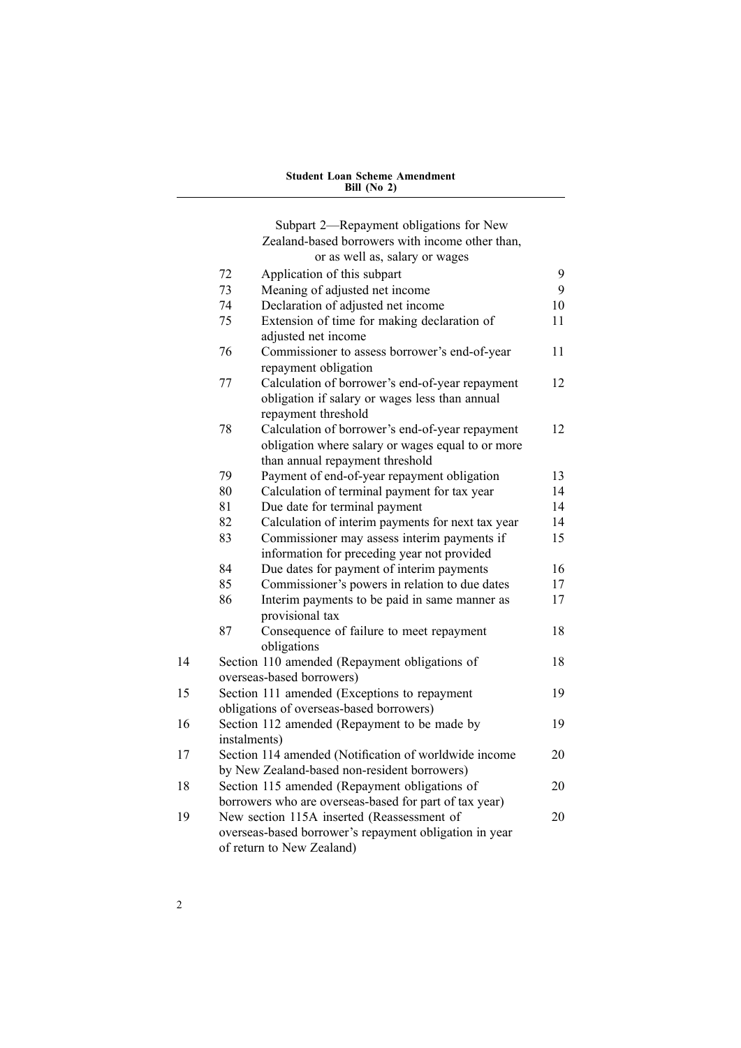Subpart 2—Repayment obligations for New Zealand-based borrowers with income other than, or as well as, salary or wages

| | | | |
|---|---|---|---|
| | 72 | Application of this subpart | 9 |
| | 73 | Meaning of adjusted net income | 9 |
| | 74 | Declaration of adjusted net income | 10 |
| | 75 | Extension of time for making declaration of adjusted net income | 11 |
| | 76 | Commissioner to assess borrower's end-of-year repayment obligation | 11 |
| | 77 | Calculation of borrower's end-of-year repayment obligation if salary or wages less than annual repayment threshold | 12 |
| | 78 | Calculation of borrower's end-of-year repayment obligation where salary or wages equal to or more than annual repayment threshold | 12 |
| | 79 | Payment of end-of-year repayment obligation | 13 |
| | 80 | Calculation of terminal payment for tax year | 14 |
| | 81 | Due date for terminal payment | 14 |
| | 82 | Calculation of interim payments for next tax year | 14 |
| | 83 | Commissioner may assess interim payments if information for preceding year not provided | 15 |
| | 84 | Due dates for payment of interim payments | 16 |
| | 85 | Commissioner's powers in relation to due dates | 17 |
| | 86 | Interim payments to be paid in same manner as provisional tax | 17 |
| | 87 | Consequence of failure to meet repayment obligations | 18 |
| 14 | | Section 110 amended (Repayment obligations of overseas-based borrowers) | 18 |
| 15 | | Section 111 amended (Exceptions to repayment obligations of overseas-based borrowers) | 19 |
| 16 | | Section 112 amended (Repayment to be made by instalments) | 19 |
| 17 | | Section 114 amended (Notification of worldwide income by New Zealand-based non-resident borrowers) | 20 |
| 18 | | Section 115 amended (Repayment obligations of borrowers who are overseas-based for part of tax year) | 20 |
| 19 | | New section 115A inserted (Reassessment of overseas-based borrower's repayment obligation in year of return to New Zealand) | 20 |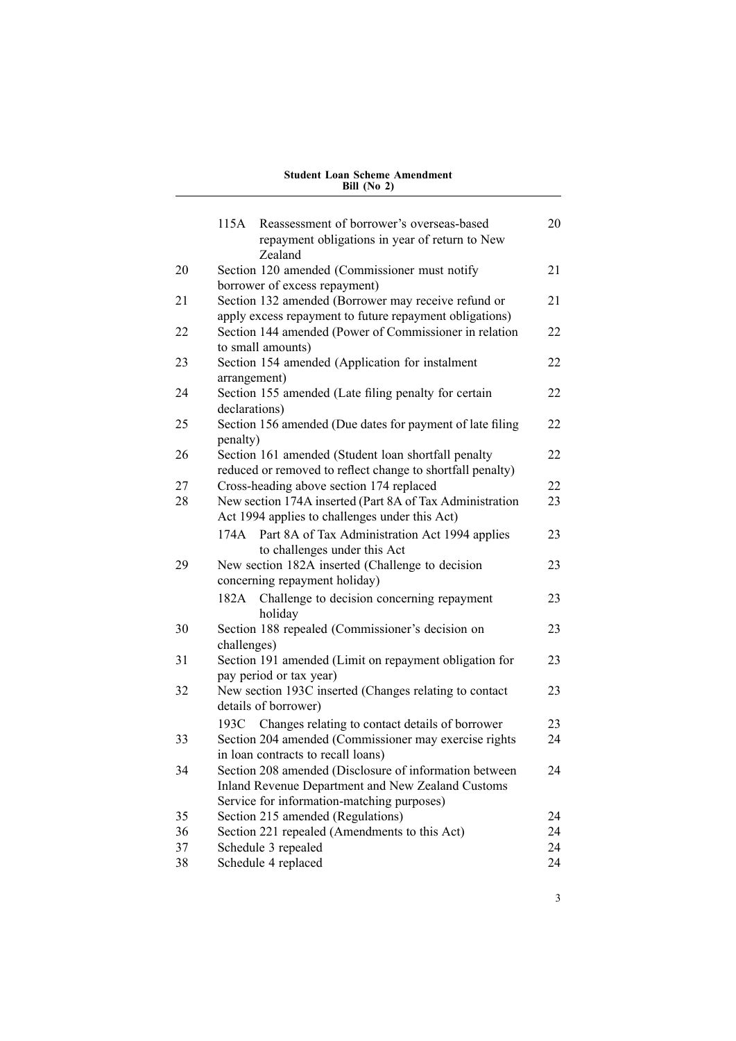| | | |
|---|---|---|
| | 115A Reassessment of borrower's overseas-based repayment obligations in year of return to New Zealand | 20 |
| 20 | Section 120 amended (Commissioner must notify borrower of excess repayment) | 21 |
| 21 | Section 132 amended (Borrower may receive refund or apply excess repayment to future repayment obligations) | 21 |
| 22 | Section 144 amended (Power of Commissioner in relation to small amounts) | 22 |
| 23 | Section 154 amended (Application for instalment arrangement) | 22 |
| 24 | Section 155 amended (Late filing penalty for certain declarations) | 22 |
| 25 | Section 156 amended (Due dates for payment of late filing penalty) | 22 |
| 26 | Section 161 amended (Student loan shortfall penalty reduced or removed to reflect change to shortfall penalty) | 22 |
| 27 | Cross-heading above section 174 replaced | 22 |
| 28 | New section 174A inserted (Part 8A of Tax Administration Act 1994 applies to challenges under this Act) | 23 |
| | 174A Part 8A of Tax Administration Act 1994 applies to challenges under this Act | 23 |
| 29 | New section 182A inserted (Challenge to decision concerning repayment holiday) | 23 |
| | 182A Challenge to decision concerning repayment holiday | 23 |
| 30 | Section 188 repealed (Commissioner's decision on challenges) | 23 |
| 31 | Section 191 amended (Limit on repayment obligation for pay period or tax year) | 23 |
| 32 | New section 193C inserted (Changes relating to contact details of borrower) | 23 |
| | 193C Changes relating to contact details of borrower | 23 |
| 33 | Section 204 amended (Commissioner may exercise rights in loan contracts to recall loans) | 24 |
| 34 | Section 208 amended (Disclosure of information between Inland Revenue Department and New Zealand Customs Service for information-matching purposes) | 24 |
| 35 | Section 215 amended (Regulations) | 24 |
| 36 | Section 221 repealed (Amendments to this Act) | 24 |
| 37 | Schedule 3 repealed | 24 |
| 38 | Schedule 4 replaced | 24 |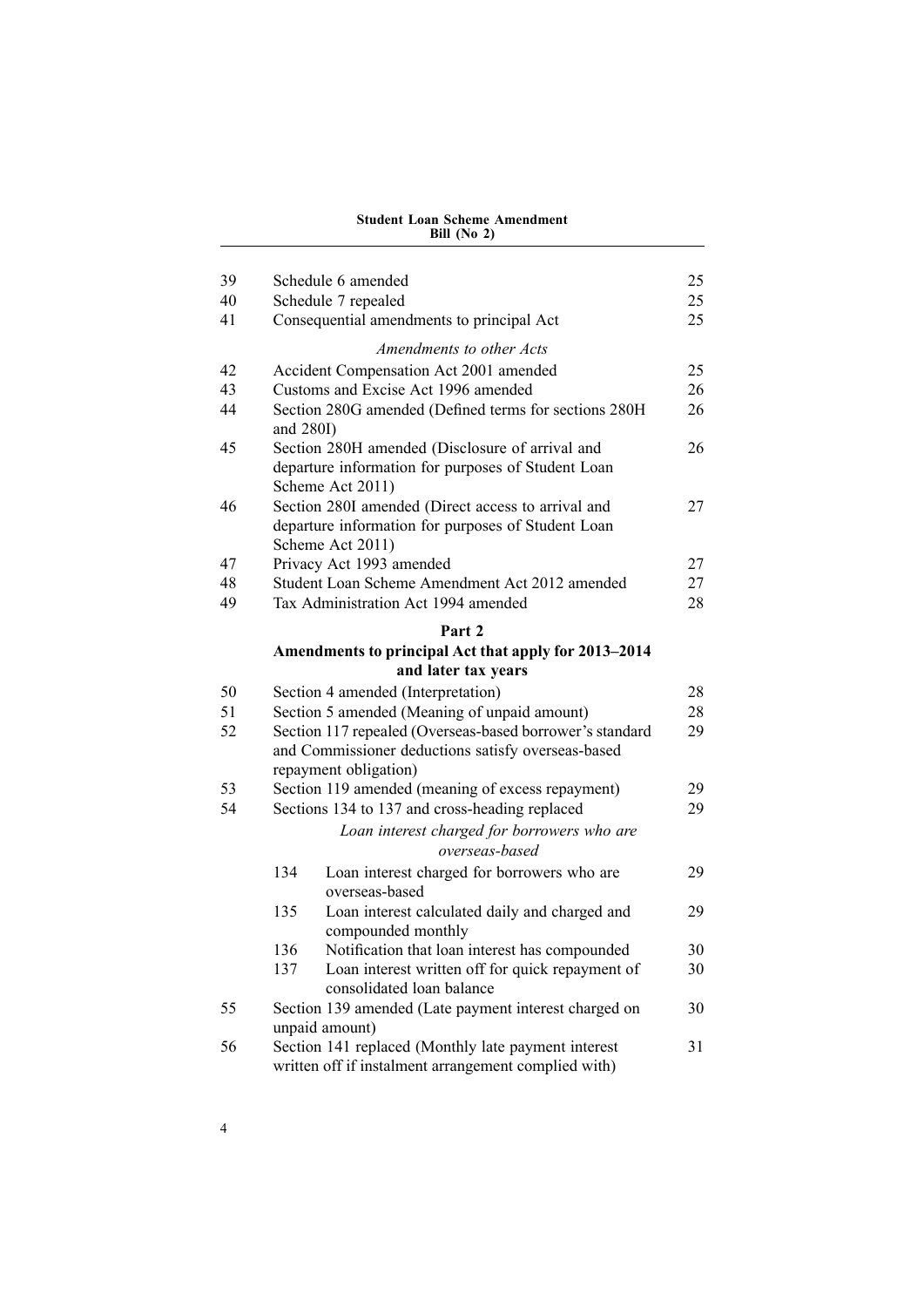| | | |
|---|---|---|
| 39 | Schedule 6 amended | 25 |
| 40 | Schedule 7 repealed | 25 |
| 41 | Consequential amendments to principal Act | 25 |
| | *Amendments to other Acts* | |
| 42 | Accident Compensation Act 2001 amended | 25 |
| 43 | Customs and Excise Act 1996 amended | 26 |
| 44 | Section 280G amended (Defined terms for sections 280H and 280I) | 26 |
| 45 | Section 280H amended (Disclosure of arrival and departure information for purposes of Student Loan Scheme Act 2011) | 26 |
| 46 | Section 280I amended (Direct access to arrival and departure information for purposes of Student Loan Scheme Act 2011) | 27 |
| 47 | Privacy Act 1993 amended | 27 |
| 48 | Student Loan Scheme Amendment Act 2012 amended | 27 |
| 49 | Tax Administration Act 1994 amended | 28 |

**Part 2**
**Amendments to principal Act that apply for 2013–2014 and later tax years**

| | | |
|---|---|---|
| 50 | Section 4 amended (Interpretation) | 28 |
| 51 | Section 5 amended (Meaning of unpaid amount) | 28 |
| 52 | Section 117 repealed (Overseas-based borrower's standard and Commissioner deductions satisfy overseas-based repayment obligation) | 29 |
| 53 | Section 119 amended (meaning of excess repayment) | 29 |
| 54 | Sections 134 to 137 and cross-heading replaced | 29 |
| | *Loan interest charged for borrowers who are overseas-based* | |
| | 134 Loan interest charged for borrowers who are overseas-based | 29 |
| | 135 Loan interest calculated daily and charged and compounded monthly | 29 |
| | 136 Notification that loan interest has compounded | 30 |
| | 137 Loan interest written off for quick repayment of consolidated loan balance | 30 |
| 55 | Section 139 amended (Late payment interest charged on unpaid amount) | 30 |
| 56 | Section 141 replaced (Monthly late payment interest written off if instalment arrangement complied with) | 31 |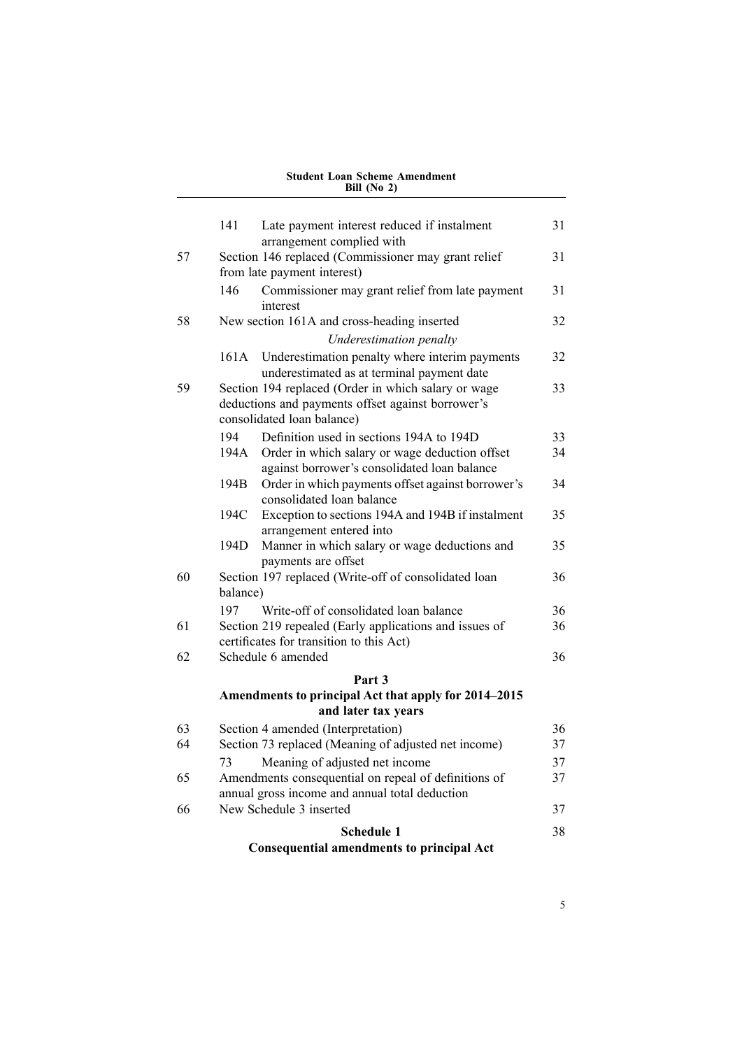| | | | |
|---|---|---|---|
| | 141 | Late payment interest reduced if instalment arrangement complied with | 31 |
| 57 | Section 146 replaced (Commissioner may grant relief from late payment interest) | | 31 |
| | 146 | Commissioner may grant relief from late payment interest | 31 |
| 58 | New section 161A and cross-heading inserted | | 32 |
| | | *Underestimation penalty* | |
| | 161A | Underestimation penalty where interim payments underestimated as at terminal payment date | 32 |
| 59 | Section 194 replaced (Order in which salary or wage deductions and payments offset against borrower's consolidated loan balance) | | 33 |
| | 194 | Definition used in sections 194A to 194D | 33 |
| | 194A | Order in which salary or wage deduction offset against borrower's consolidated loan balance | 34 |
| | 194B | Order in which payments offset against borrower's consolidated loan balance | 34 |
| | 194C | Exception to sections 194A and 194B if instalment arrangement entered into | 35 |
| | 194D | Manner in which salary or wage deductions and payments are offset | 35 |
| 60 | Section 197 replaced (Write-off of consolidated loan balance) | | 36 |
| | 197 | Write-off of consolidated loan balance | 36 |
| 61 | Section 219 repealed (Early applications and issues of certificates for transition to this Act) | | 36 |
| 62 | Schedule 6 amended | | 36 |

**Part 3**
**Amendments to principal Act that apply for 2014–2015 and later tax years**

| | | | |
|---|---|---|---|
| 63 | Section 4 amended (Interpretation) | | 36 |
| 64 | Section 73 replaced (Meaning of adjusted net income) | | 37 |
| | 73 | Meaning of adjusted net income | 37 |
| 65 | Amendments consequential on repeal of definitions of annual gross income and annual total deduction | | 37 |
| 66 | New Schedule 3 inserted | | 37 |

**Schedule 1** — 38
**Consequential amendments to principal Act**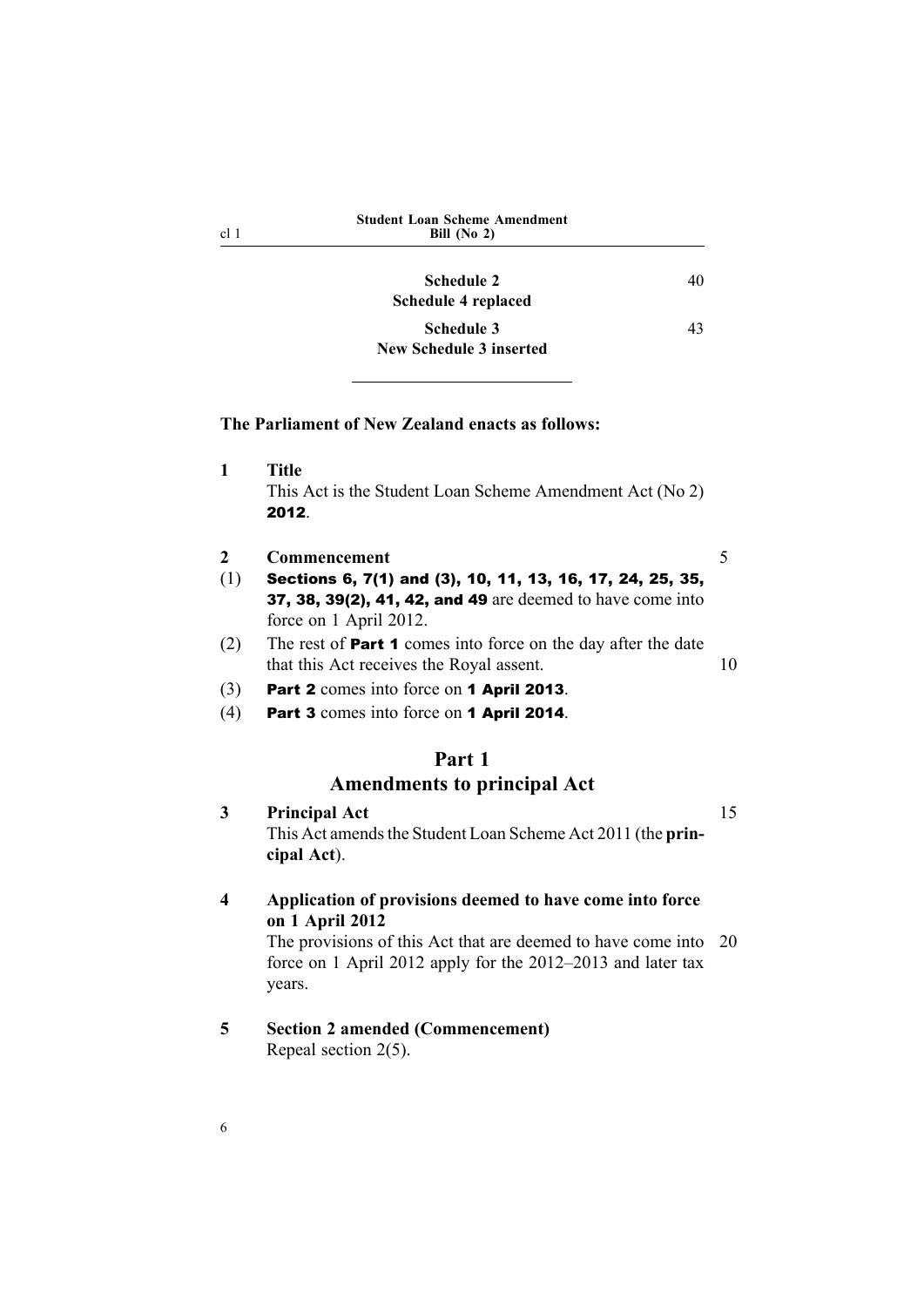**Schedule 2** 40
**Schedule 4 replaced**

**Schedule 3** 43
**New Schedule 3 inserted**

---

**The Parliament of New Zealand enacts as follows:**

**1 Title**

This Act is the Student Loan Scheme Amendment Act (No 2) **2012**.

**2 Commencement**

(1) **Sections 6, 7(1) and (3), 10, 11, 13, 16, 17, 24, 25, 35, 37, 38, 39(2), 41, 42, and 49** are deemed to have come into force on 1 April 2012.

(2) The rest of **Part 1** comes into force on the day after the date that this Act receives the Royal assent.

(3) **Part 2** comes into force on **1 April 2013**.

(4) **Part 3** comes into force on **1 April 2014**.

## Part 1
## Amendments to principal Act

**3 Principal Act**

This Act amends the Student Loan Scheme Act 2011 (the **principal Act**).

**4 Application of provisions deemed to have come into force on 1 April 2012**

The provisions of this Act that are deemed to have come into force on 1 April 2012 apply for the 2012–2013 and later tax years.

**5 Section 2 amended (Commencement)**

Repeal section 2(5).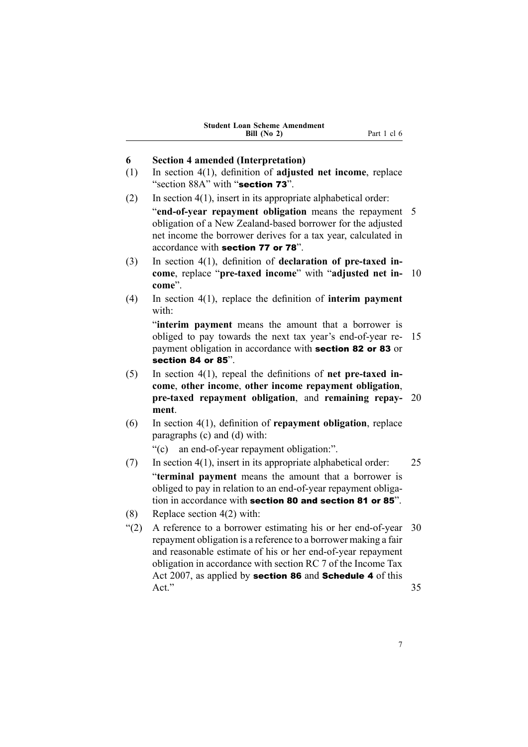### 6 Section 4 amended (Interpretation)

(1) In section 4(1), definition of **adjusted net income**, replace "section 88A" with "**section 73**".

(2) In section 4(1), insert in its appropriate alphabetical order:

"**end-of-year repayment obligation** means the repayment obligation of a New Zealand-based borrower for the adjusted net income the borrower derives for a tax year, calculated in accordance with **section 77 or 78**".

(3) In section 4(1), definition of **declaration of pre-taxed income**, replace "**pre-taxed income**" with "**adjusted net income**".

(4) In section 4(1), replace the definition of **interim payment** with:

"**interim payment** means the amount that a borrower is obliged to pay towards the next tax year's end-of-year repayment obligation in accordance with **section 82 or 83** or **section 84 or 85**".

(5) In section 4(1), repeal the definitions of **net pre-taxed income**, **other income**, **other income repayment obligation**, **pre-taxed repayment obligation**, and **remaining repayment**.

(6) In section 4(1), definition of **repayment obligation**, replace paragraphs (c) and (d) with:

"(c) an end-of-year repayment obligation:".

(7) In section 4(1), insert in its appropriate alphabetical order:

"**terminal payment** means the amount that a borrower is obliged to pay in relation to an end-of-year repayment obligation in accordance with **section 80 and section 81 or 85**".

(8) Replace section 4(2) with:

"(2) A reference to a borrower estimating his or her end-of-year repayment obligation is a reference to a borrower making a fair and reasonable estimate of his or her end-of-year repayment obligation in accordance with section RC 7 of the Income Tax Act 2007, as applied by **section 86** and **Schedule 4** of this Act."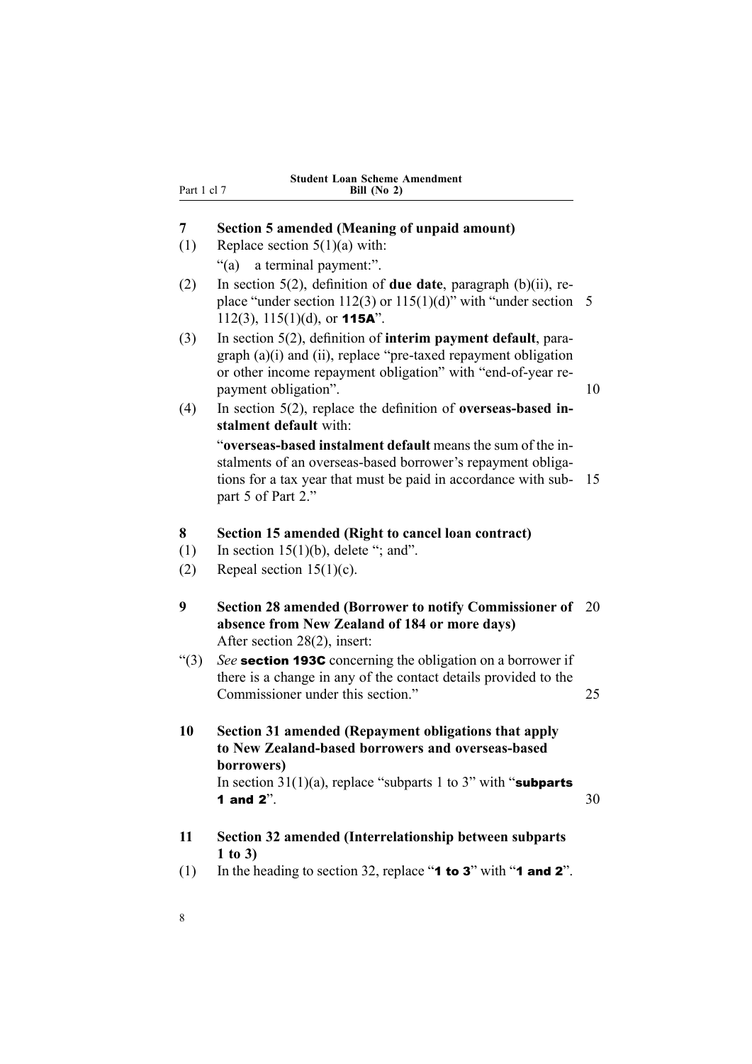### 7 Section 5 amended (Meaning of unpaid amount)

(1) Replace section 5(1)(a) with:

"(a) a terminal payment:".

(2) In section 5(2), definition of **due date**, paragraph (b)(ii), replace "under section 112(3) or 115(1)(d)" with "under section 112(3), 115(1)(d), or **115A**".

(3) In section 5(2), definition of **interim payment default**, paragraph (a)(i) and (ii), replace "pre-taxed repayment obligation or other income repayment obligation" with "end-of-year repayment obligation".

(4) In section 5(2), replace the definition of **overseas-based instalment default** with:

"**overseas-based instalment default** means the sum of the instalments of an overseas-based borrower's repayment obligations for a tax year that must be paid in accordance with subpart 5 of Part 2."

### 8 Section 15 amended (Right to cancel loan contract)

(1) In section 15(1)(b), delete "; and".

(2) Repeal section 15(1)(c).

### 9 Section 28 amended (Borrower to notify Commissioner of absence from New Zealand of 184 or more days)

After section 28(2), insert:

"(3) *See* **section 193C** concerning the obligation on a borrower if there is a change in any of the contact details provided to the Commissioner under this section."

### 10 Section 31 amended (Repayment obligations that apply to New Zealand-based borrowers and overseas-based borrowers)

In section 31(1)(a), replace "subparts 1 to 3" with "**subparts 1 and 2**".

### 11 Section 32 amended (Interrelationship between subparts 1 to 3)

(1) In the heading to section 32, replace "**1 to 3**" with "**1 and 2**".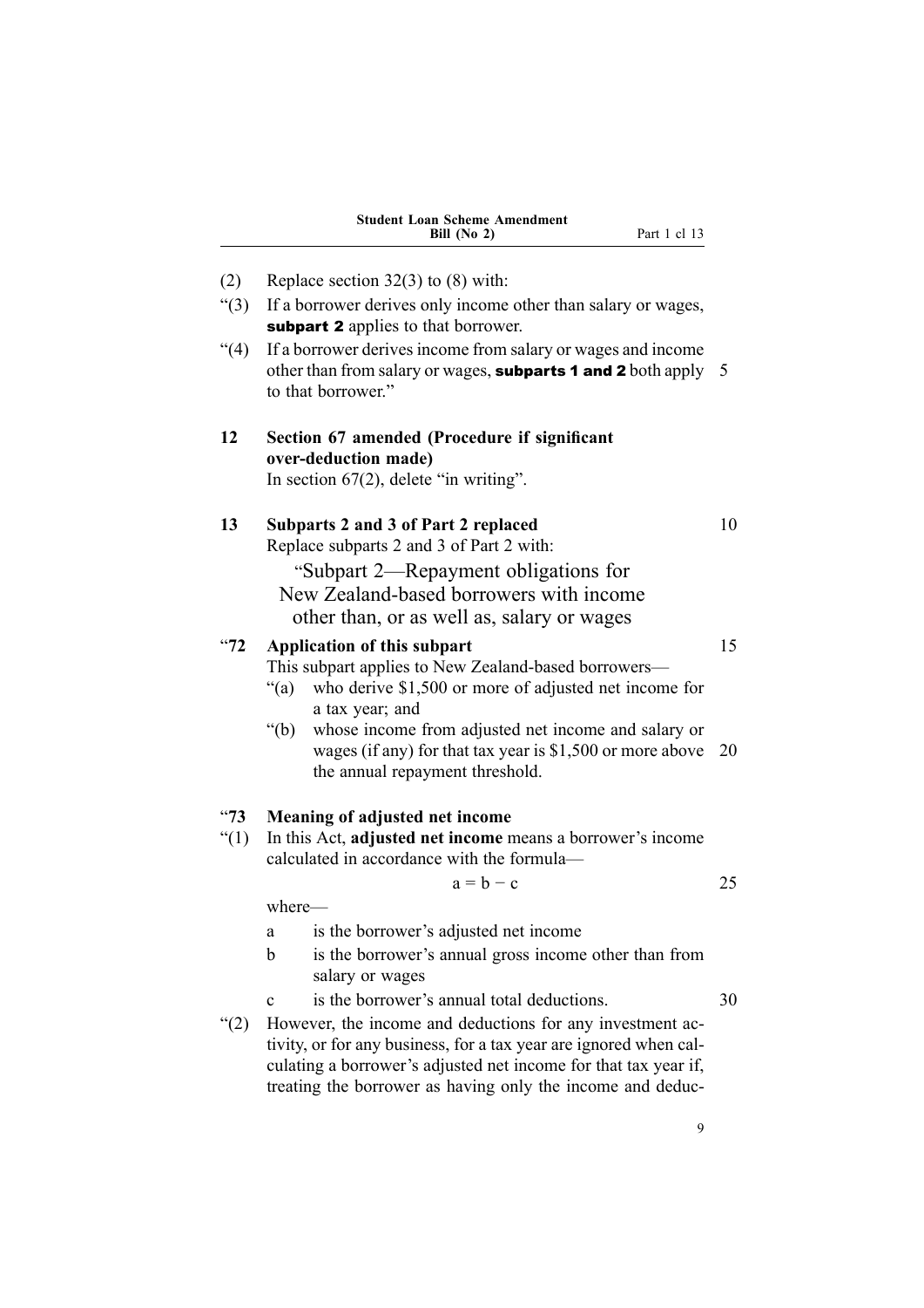(2) Replace section 32(3) to (8) with:

"(3) If a borrower derives only income other than salary or wages, **subpart 2** applies to that borrower.

"(4) If a borrower derives income from salary or wages and income other than from salary or wages, **subparts 1 and 2** both apply to that borrower."

**12 Section 67 amended (Procedure if significant over-deduction made)**

In section 67(2), delete "in writing".

**13 Subparts 2 and 3 of Part 2 replaced**

Replace subparts 2 and 3 of Part 2 with:

"Subpart 2—Repayment obligations for New Zealand-based borrowers with income other than, or as well as, salary or wages

**"72 Application of this subpart**

This subpart applies to New Zealand-based borrowers—

"(a) who derive $1,500 or more of adjusted net income for a tax year; and

"(b) whose income from adjusted net income and salary or wages (if any) for that tax year is $1,500 or more above the annual repayment threshold.

**"73 Meaning of adjusted net income**

"(1) In this Act, **adjusted net income** means a borrower's income calculated in accordance with the formula—

$$a = b - c$$

where—

a is the borrower's adjusted net income

b is the borrower's annual gross income other than from salary or wages

c is the borrower's annual total deductions.

"(2) However, the income and deductions for any investment activity, or for any business, for a tax year are ignored when calculating a borrower's adjusted net income for that tax year if, treating the borrower as having only the income and deduc-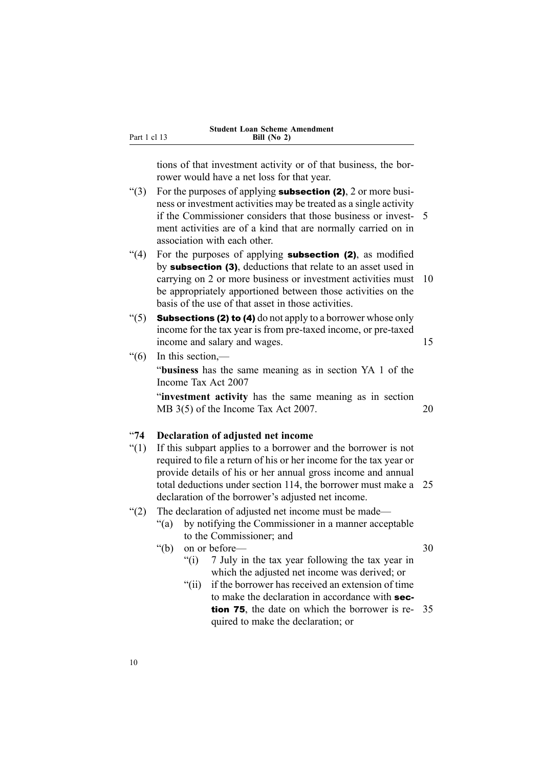tions of that investment activity or of that business, the borrower would have a net loss for that year.

"(3) For the purposes of applying **subsection (2)**, 2 or more business or investment activities may be treated as a single activity if the Commissioner considers that those business or investment activities are of a kind that are normally carried on in association with each other.

"(4) For the purposes of applying **subsection (2)**, as modified by **subsection (3)**, deductions that relate to an asset used in carrying on 2 or more business or investment activities must be appropriately apportioned between those activities on the basis of the use of that asset in those activities.

"(5) **Subsections (2) to (4)** do not apply to a borrower whose only income for the tax year is from pre-taxed income, or pre-taxed income and salary and wages.

"(6) In this section,—

"**business** has the same meaning as in section YA 1 of the Income Tax Act 2007

"**investment activity** has the same meaning as in section MB 3(5) of the Income Tax Act 2007.

### "74 Declaration of adjusted net income

"(1) If this subpart applies to a borrower and the borrower is not required to file a return of his or her income for the tax year or provide details of his or her annual gross income and annual total deductions under section 114, the borrower must make a declaration of the borrower's adjusted net income.

"(2) The declaration of adjusted net income must be made—

- "(a) by notifying the Commissioner in a manner acceptable to the Commissioner; and
- "(b) on or before—
  - "(i) 7 July in the tax year following the tax year in which the adjusted net income was derived; or
  - "(ii) if the borrower has received an extension of time to make the declaration in accordance with **section 75**, the date on which the borrower is required to make the declaration; or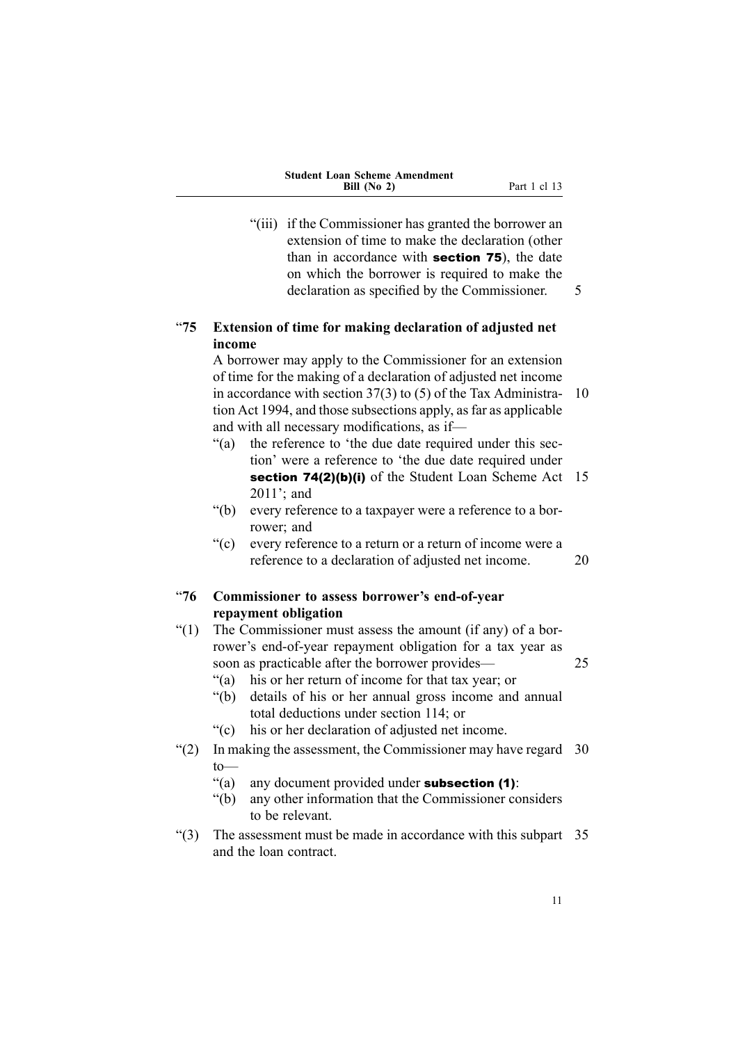"(iii) if the Commissioner has granted the borrower an extension of time to make the declaration (other than in accordance with **section 75**), the date on which the borrower is required to make the declaration as specified by the Commissioner.

### "75 Extension of time for making declaration of adjusted net income

A borrower may apply to the Commissioner for an extension of time for the making of a declaration of adjusted net income in accordance with section 37(3) to (5) of the Tax Administration Act 1994, and those subsections apply, as far as applicable and with all necessary modifications, as if—

"(a) the reference to 'the due date required under this section' were a reference to 'the due date required under **section 74(2)(b)(i)** of the Student Loan Scheme Act 2011'; and

"(b) every reference to a taxpayer were a reference to a borrower; and

"(c) every reference to a return or a return of income were a reference to a declaration of adjusted net income.

### "76 Commissioner to assess borrower's end-of-year repayment obligation

"(1) The Commissioner must assess the amount (if any) of a borrower's end-of-year repayment obligation for a tax year as soon as practicable after the borrower provides—

"(a) his or her return of income for that tax year; or

"(b) details of his or her annual gross income and annual total deductions under section 114; or

"(c) his or her declaration of adjusted net income.

"(2) In making the assessment, the Commissioner may have regard to—

"(a) any document provided under **subsection (1)**:

"(b) any other information that the Commissioner considers to be relevant.

"(3) The assessment must be made in accordance with this subpart and the loan contract.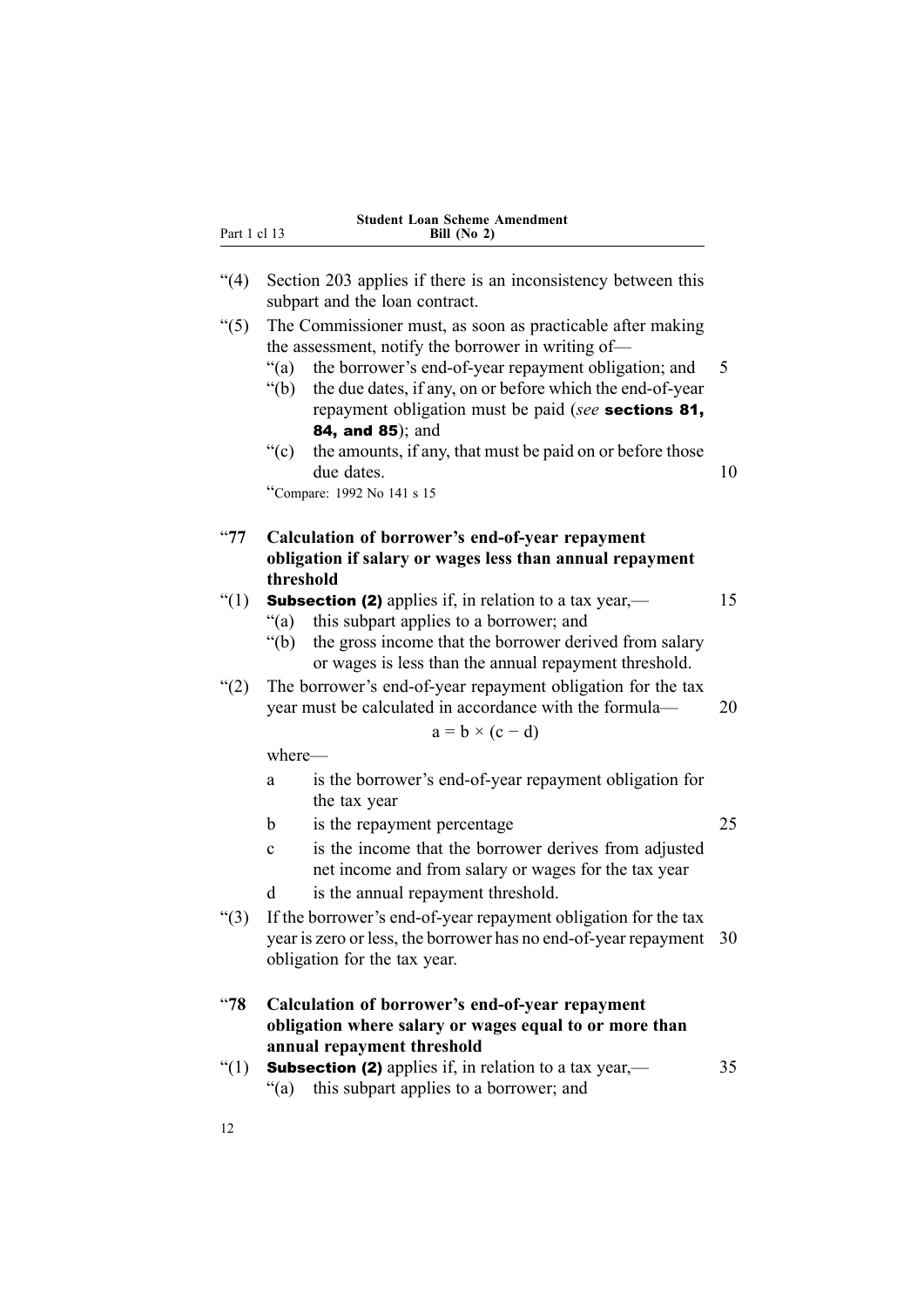"(4) Section 203 applies if there is an inconsistency between this subpart and the loan contract.

"(5) The Commissioner must, as soon as practicable after making the assessment, notify the borrower in writing of—

"(a) the borrower's end-of-year repayment obligation; and

"(b) the due dates, if any, on or before which the end-of-year repayment obligation must be paid (*see* **sections 81, 84, and 85**); and

"(c) the amounts, if any, that must be paid on or before those due dates.

"Compare: 1992 No 141 s 15

### "77 Calculation of borrower's end-of-year repayment obligation if salary or wages less than annual repayment threshold

"(1) **Subsection (2)** applies if, in relation to a tax year,—

"(a) this subpart applies to a borrower; and

"(b) the gross income that the borrower derived from salary or wages is less than the annual repayment threshold.

"(2) The borrower's end-of-year repayment obligation for the tax year must be calculated in accordance with the formula—

$$a = b \times (c - d)$$

where—

a is the borrower's end-of-year repayment obligation for the tax year

b is the repayment percentage

c is the income that the borrower derives from adjusted net income and from salary or wages for the tax year

d is the annual repayment threshold.

"(3) If the borrower's end-of-year repayment obligation for the tax year is zero or less, the borrower has no end-of-year repayment obligation for the tax year.

### "78 Calculation of borrower's end-of-year repayment obligation where salary or wages equal to or more than annual repayment threshold

"(1) **Subsection (2)** applies if, in relation to a tax year,—

"(a) this subpart applies to a borrower; and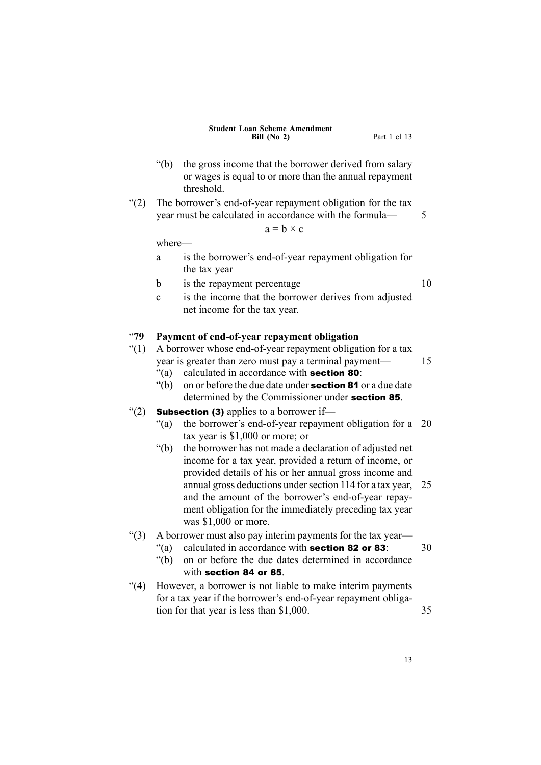"(b) the gross income that the borrower derived from salary or wages is equal to or more than the annual repayment threshold.

"(2) The borrower's end-of-year repayment obligation for the tax year must be calculated in accordance with the formula—

$$a = b \times c$$

where—

a is the borrower's end-of-year repayment obligation for the tax year

b is the repayment percentage

c is the income that the borrower derives from adjusted net income for the tax year.

### "79 Payment of end-of-year repayment obligation

"(1) A borrower whose end-of-year repayment obligation for a tax year is greater than zero must pay a terminal payment—

"(a) calculated in accordance with **section 80**:

"(b) on or before the due date under **section 81** or a due date determined by the Commissioner under **section 85**.

"(2) **Subsection (3)** applies to a borrower if—

"(a) the borrower's end-of-year repayment obligation for a tax year is $1,000 or more; or

"(b) the borrower has not made a declaration of adjusted net income for a tax year, provided a return of income, or provided details of his or her annual gross income and annual gross deductions under section 114 for a tax year, and the amount of the borrower's end-of-year repayment obligation for the immediately preceding tax year was $1,000 or more.

"(3) A borrower must also pay interim payments for the tax year—

"(a) calculated in accordance with **section 82 or 83**:

"(b) on or before the due dates determined in accordance with **section 84 or 85**.

"(4) However, a borrower is not liable to make interim payments for a tax year if the borrower's end-of-year repayment obligation for that year is less than $1,000.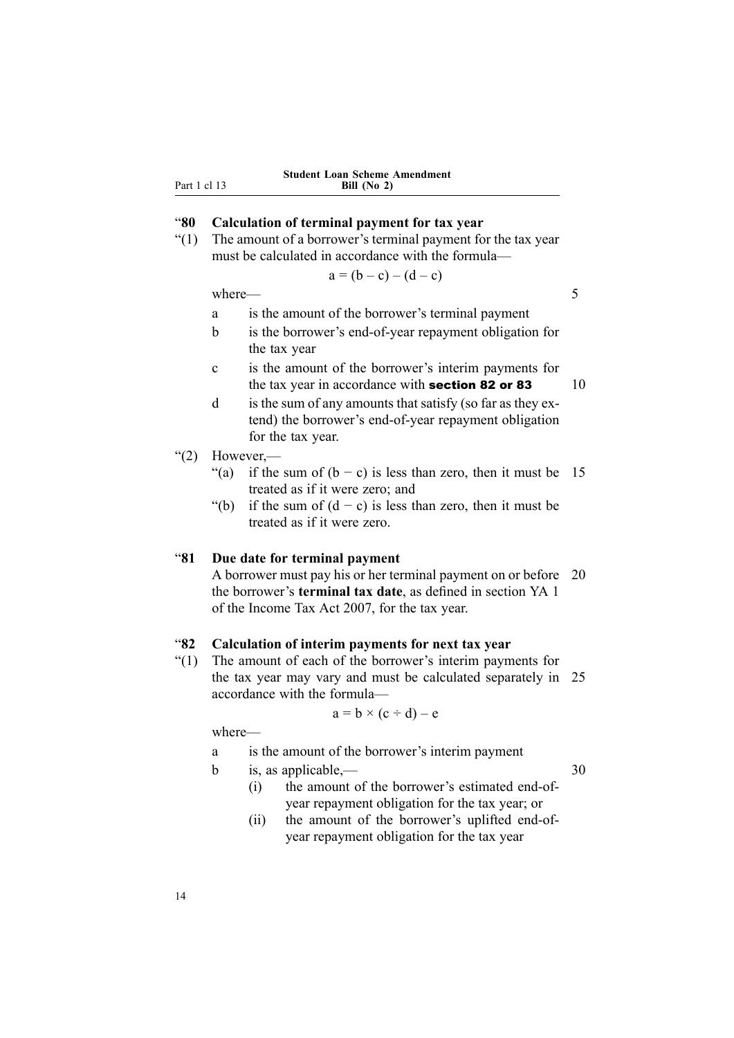**“80 Calculation of terminal payment for tax year**

“(1) The amount of a borrower’s terminal payment for the tax year must be calculated in accordance with the formula—

$$a = (b - c) - (d - c)$$

where—

a is the amount of the borrower’s terminal payment

b is the borrower’s end-of-year repayment obligation for the tax year

c is the amount of the borrower’s interim payments for the tax year in accordance with **section 82 or 83**

d is the sum of any amounts that satisfy (so far as they extend) the borrower’s end-of-year repayment obligation for the tax year.

“(2) However,—

“(a) if the sum of $(b - c)$ is less than zero, then it must be treated as if it were zero; and

“(b) if the sum of $(d - c)$ is less than zero, then it must be treated as if it were zero.

**“81 Due date for terminal payment**

A borrower must pay his or her terminal payment on or before the borrower’s **terminal tax date**, as defined in section YA 1 of the Income Tax Act 2007, for the tax year.

**“82 Calculation of interim payments for next tax year**

“(1) The amount of each of the borrower’s interim payments for the tax year may vary and must be calculated separately in accordance with the formula—

$$a = b \times (c \div d) - e$$

where—

a is the amount of the borrower’s interim payment

b is, as applicable,—

(i) the amount of the borrower’s estimated end-of-year repayment obligation for the tax year; or

(ii) the amount of the borrower’s uplifted end-of-year repayment obligation for the tax year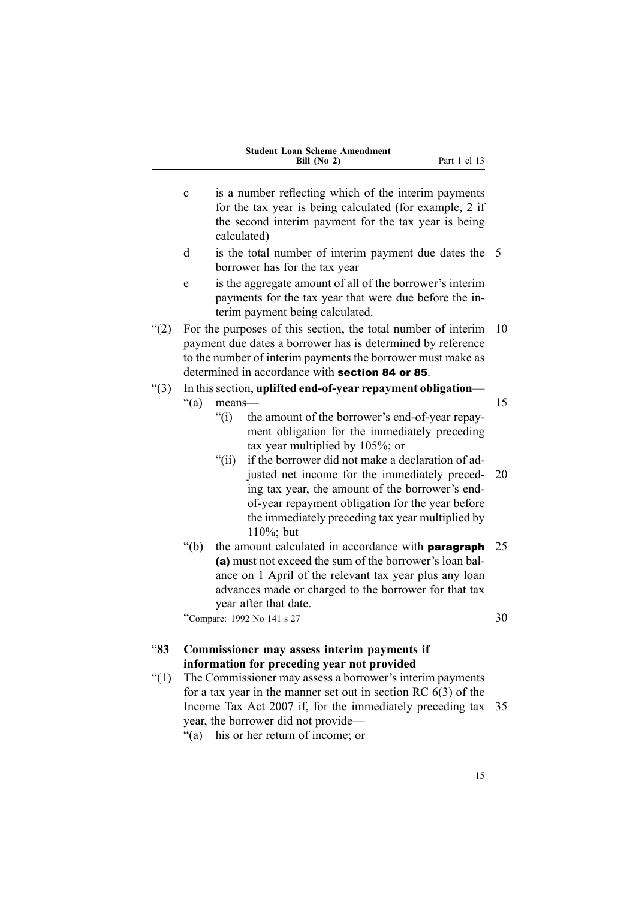c is a number reflecting which of the interim payments for the tax year is being calculated (for example, 2 if the second interim payment for the tax year is being calculated)

d is the total number of interim payment due dates the borrower has for the tax year

e is the aggregate amount of all of the borrower's interim payments for the tax year that were due before the interim payment being calculated.

"(2) For the purposes of this section, the total number of interim payment due dates a borrower has is determined by reference to the number of interim payments the borrower must make as determined in accordance with **section 84 or 85**.

"(3) In this section, **uplifted end-of-year repayment obligation**—

"(a) means—

"(i) the amount of the borrower's end-of-year repayment obligation for the immediately preceding tax year multiplied by 105%; or

"(ii) if the borrower did not make a declaration of adjusted net income for the immediately preceding tax year, the amount of the borrower's end-of-year repayment obligation for the year before the immediately preceding tax year multiplied by 110%; but

"(b) the amount calculated in accordance with **paragraph (a)** must not exceed the sum of the borrower's loan balance on 1 April of the relevant tax year plus any loan advances made or charged to the borrower for that tax year after that date.

"Compare: 1992 No 141 s 27

### "83 Commissioner may assess interim payments if information for preceding year not provided

"(1) The Commissioner may assess a borrower's interim payments for a tax year in the manner set out in section RC 6(3) of the Income Tax Act 2007 if, for the immediately preceding tax year, the borrower did not provide—

"(a) his or her return of income; or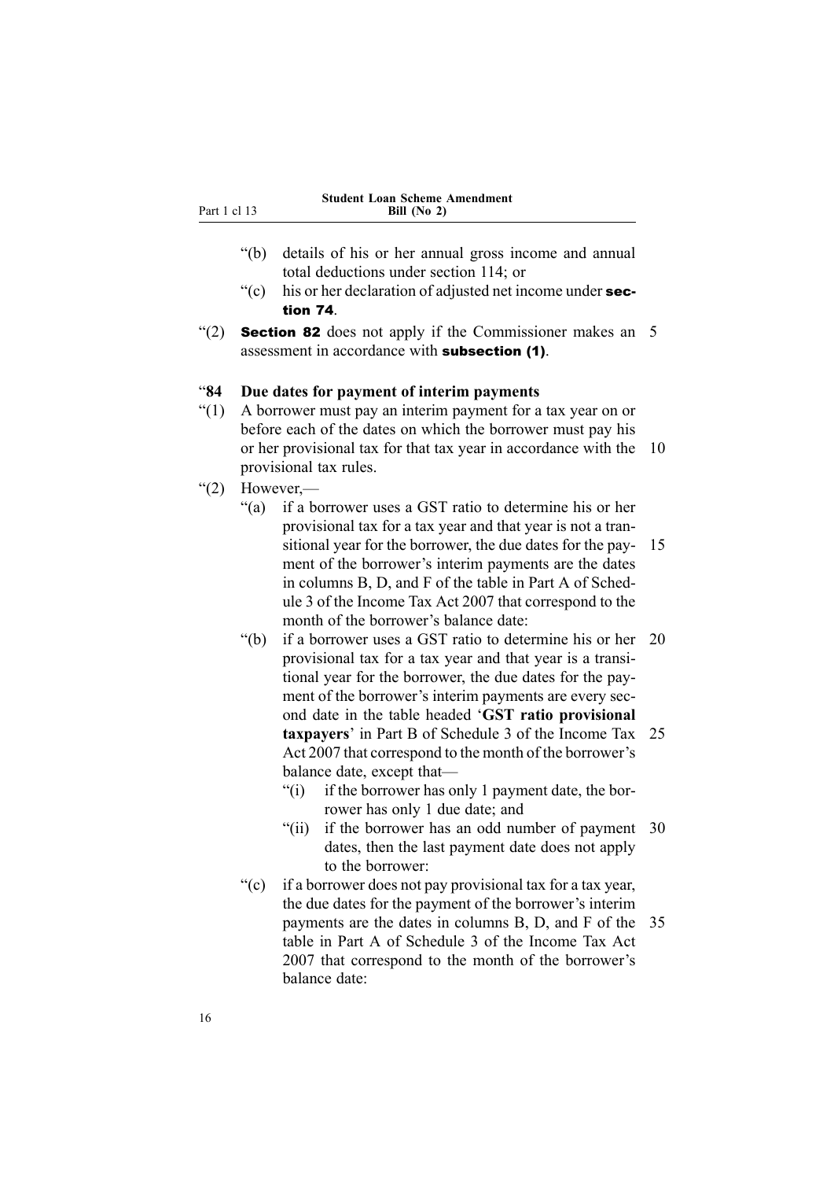“(b) details of his or her annual gross income and annual total deductions under section 114; or

“(c) his or her declaration of adjusted net income under **section 74**.

“(2) **Section 82** does not apply if the Commissioner makes an assessment in accordance with **subsection (1)**.

### “84 Due dates for payment of interim payments

“(1) A borrower must pay an interim payment for a tax year on or before each of the dates on which the borrower must pay his or her provisional tax for that tax year in accordance with the provisional tax rules.

“(2) However,—

“(a) if a borrower uses a GST ratio to determine his or her provisional tax for a tax year and that year is not a transitional year for the borrower, the due dates for the payment of the borrower’s interim payments are the dates in columns B, D, and F of the table in Part A of Schedule 3 of the Income Tax Act 2007 that correspond to the month of the borrower’s balance date:

“(b) if a borrower uses a GST ratio to determine his or her provisional tax for a tax year and that year is a transitional year for the borrower, the due dates for the payment of the borrower’s interim payments are every second date in the table headed ‘**GST ratio provisional taxpayers**’ in Part B of Schedule 3 of the Income Tax Act 2007 that correspond to the month of the borrower’s balance date, except that—

“(i) if the borrower has only 1 payment date, the borrower has only 1 due date; and

“(ii) if the borrower has an odd number of payment dates, then the last payment date does not apply to the borrower:

“(c) if a borrower does not pay provisional tax for a tax year, the due dates for the payment of the borrower’s interim payments are the dates in columns B, D, and F of the table in Part A of Schedule 3 of the Income Tax Act 2007 that correspond to the month of the borrower’s balance date: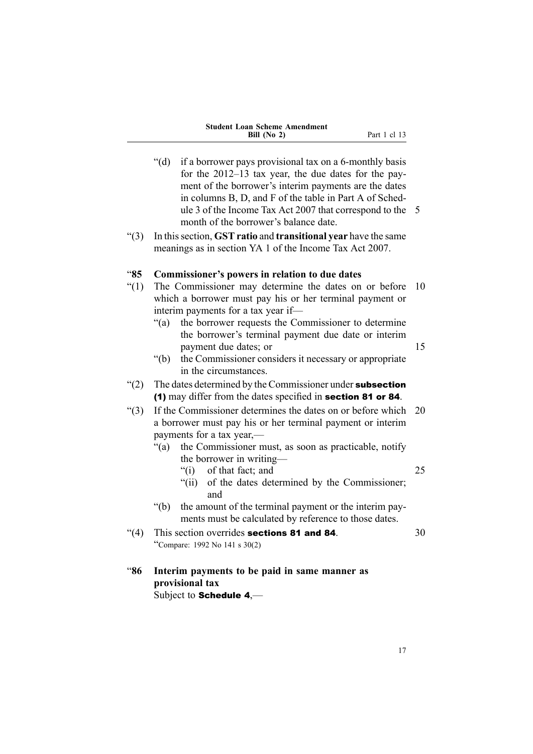"(d) if a borrower pays provisional tax on a 6-monthly basis for the 2012–13 tax year, the due dates for the payment of the borrower's interim payments are the dates in columns B, D, and F of the table in Part A of Schedule 3 of the Income Tax Act 2007 that correspond to the month of the borrower's balance date.

"(3) In this section, **GST ratio** and **transitional year** have the same meanings as in section YA 1 of the Income Tax Act 2007.

### "85 Commissioner's powers in relation to due dates

"(1) The Commissioner may determine the dates on or before which a borrower must pay his or her terminal payment or interim payments for a tax year if—

"(a) the borrower requests the Commissioner to determine the borrower's terminal payment due date or interim payment due dates; or

"(b) the Commissioner considers it necessary or appropriate in the circumstances.

"(2) The dates determined by the Commissioner under **subsection (1)** may differ from the dates specified in **section 81 or 84**.

"(3) If the Commissioner determines the dates on or before which a borrower must pay his or her terminal payment or interim payments for a tax year,—

"(a) the Commissioner must, as soon as practicable, notify the borrower in writing—

"(i) of that fact; and

"(ii) of the dates determined by the Commissioner; and

"(b) the amount of the terminal payment or the interim payments must be calculated by reference to those dates.

"(4) This section overrides **sections 81 and 84**.

"Compare: 1992 No 141 s 30(2)

### "86 Interim payments to be paid in same manner as provisional tax

Subject to **Schedule 4**,—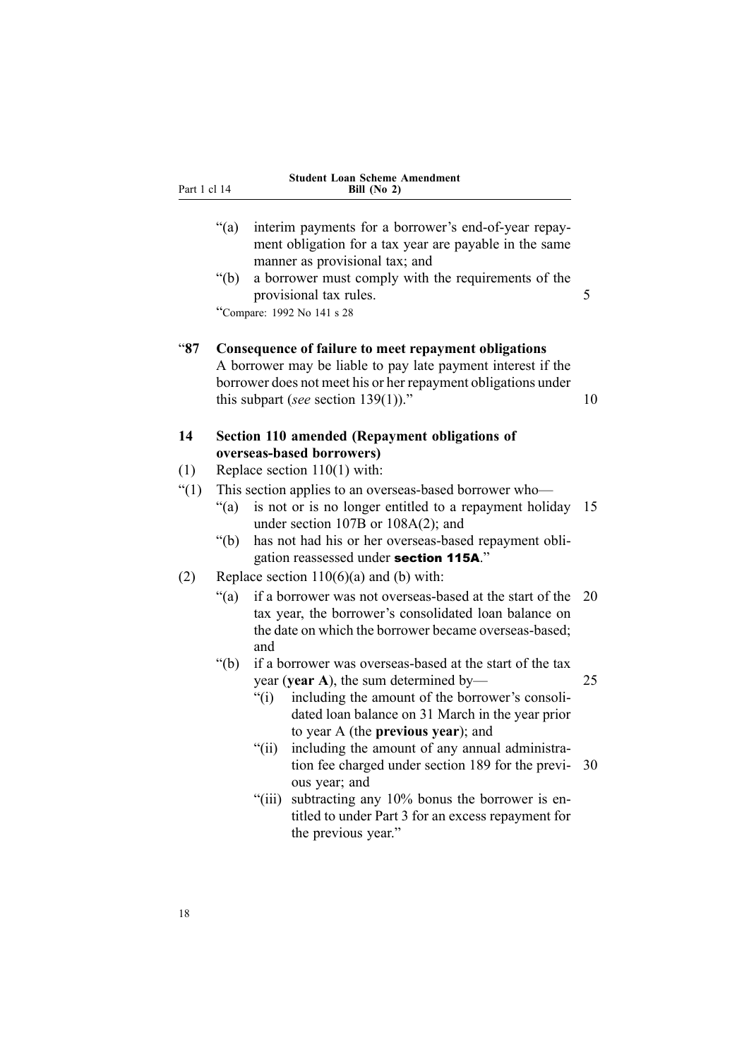"(a) interim payments for a borrower's end-of-year repayment obligation for a tax year are payable in the same manner as provisional tax; and

"(b) a borrower must comply with the requirements of the provisional tax rules.

"Compare: 1992 No 141 s 28

"**87 Consequence of failure to meet repayment obligations**

A borrower may be liable to pay late payment interest if the borrower does not meet his or her repayment obligations under this subpart (*see* section 139(1))."

**14 Section 110 amended (Repayment obligations of overseas-based borrowers)**

(1) Replace section 110(1) with:

"(1) This section applies to an overseas-based borrower who—

"(a) is not or is no longer entitled to a repayment holiday under section 107B or 108A(2); and

"(b) has not had his or her overseas-based repayment obligation reassessed under **section 115A**."

(2) Replace section 110(6)(a) and (b) with:

"(a) if a borrower was not overseas-based at the start of the tax year, the borrower's consolidated loan balance on the date on which the borrower became overseas-based; and

"(b) if a borrower was overseas-based at the start of the tax year (**year A**), the sum determined by—

"(i) including the amount of the borrower's consolidated loan balance on 31 March in the year prior to year A (the **previous year**); and

"(ii) including the amount of any annual administration fee charged under section 189 for the previous year; and

"(iii) subtracting any 10% bonus the borrower is entitled to under Part 3 for an excess repayment for the previous year."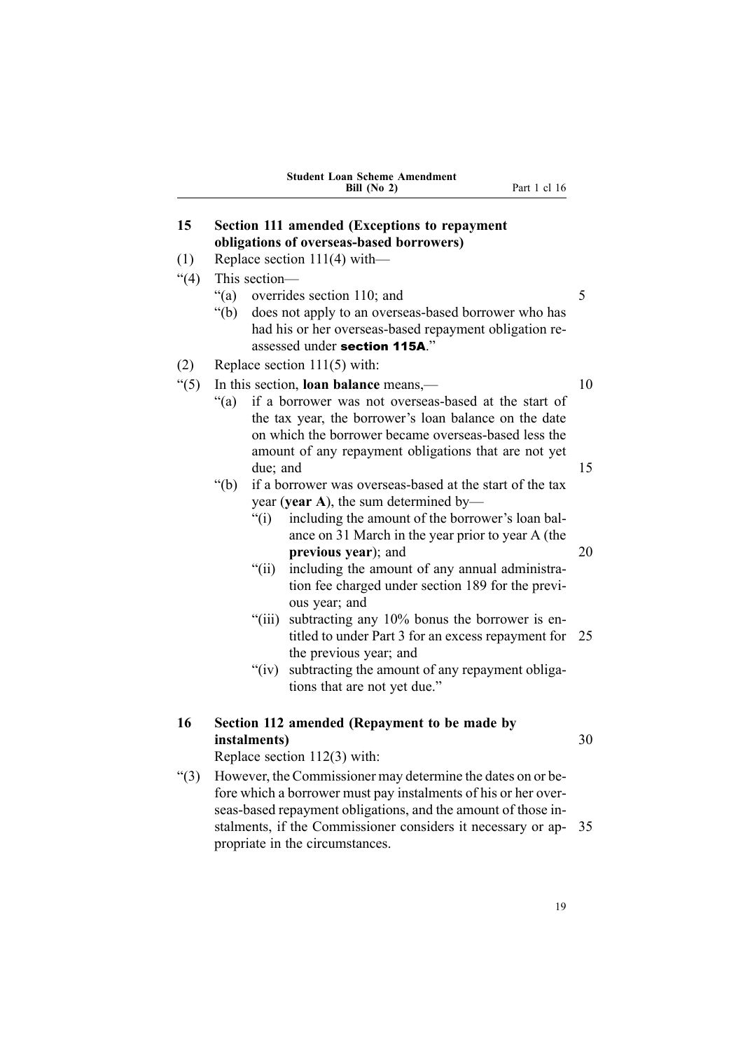## 15 Section 111 amended (Exceptions to repayment obligations of overseas-based borrowers)

(1) Replace section 111(4) with—

"(4) This section—

"(a) overrides section 110; and

"(b) does not apply to an overseas-based borrower who has had his or her overseas-based repayment obligation reassessed under **section 115A**."

(2) Replace section 111(5) with:

"(5) In this section, **loan balance** means,—

"(a) if a borrower was not overseas-based at the start of the tax year, the borrower's loan balance on the date on which the borrower became overseas-based less the amount of any repayment obligations that are not yet due; and

"(b) if a borrower was overseas-based at the start of the tax year (**year A**), the sum determined by—

"(i) including the amount of the borrower's loan balance on 31 March in the year prior to year A (the **previous year**); and

"(ii) including the amount of any annual administration fee charged under section 189 for the previous year; and

"(iii) subtracting any 10% bonus the borrower is entitled to under Part 3 for an excess repayment for the previous year; and

"(iv) subtracting the amount of any repayment obligations that are not yet due."

## 16 Section 112 amended (Repayment to be made by instalments)

Replace section 112(3) with:

"(3) However, the Commissioner may determine the dates on or before which a borrower must pay instalments of his or her overseas-based repayment obligations, and the amount of those instalments, if the Commissioner considers it necessary or appropriate in the circumstances.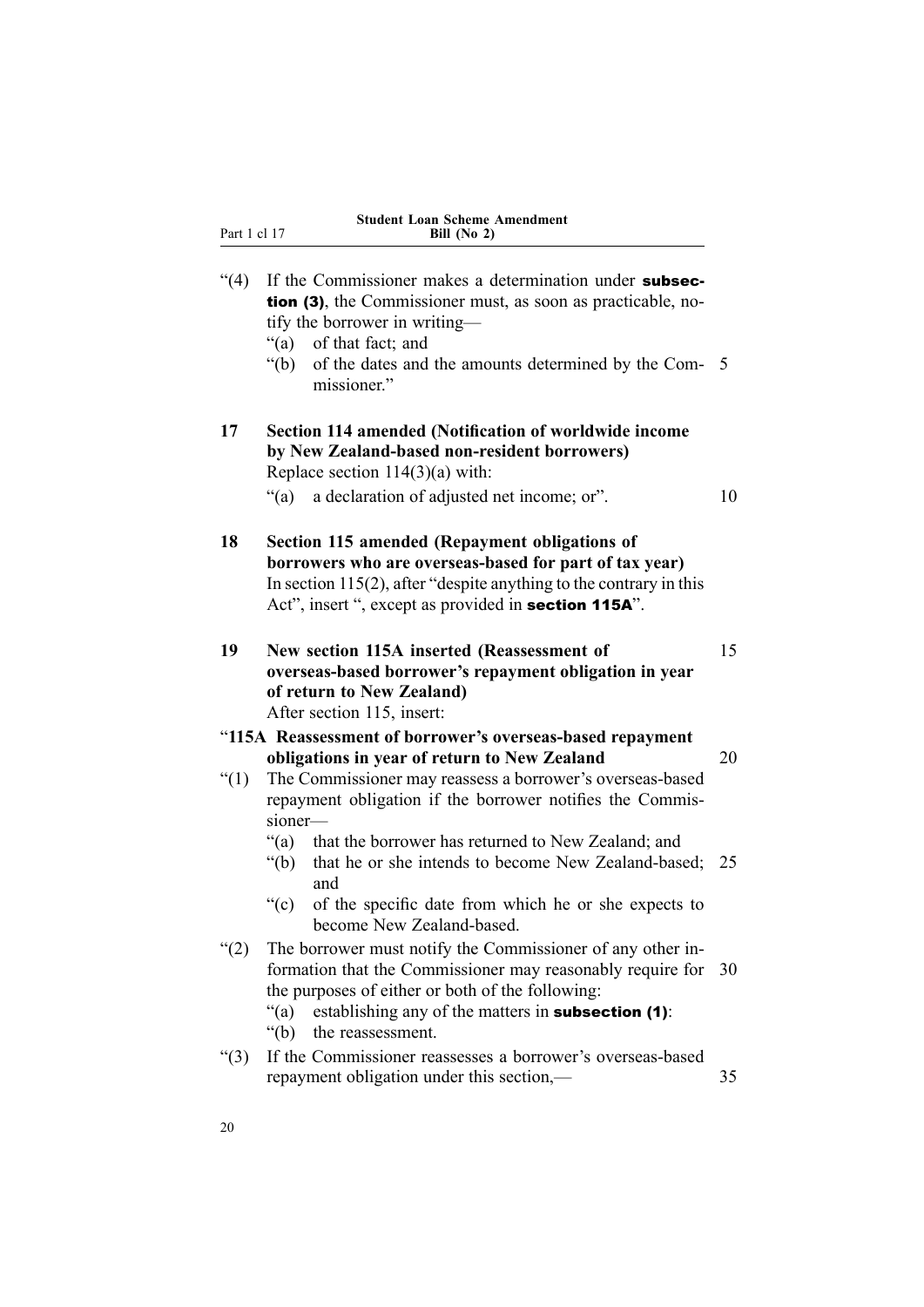“(4) If the Commissioner makes a determination under **subsection (3)**, the Commissioner must, as soon as practicable, notify the borrower in writing—

“(a) of that fact; and

“(b) of the dates and the amounts determined by the Commissioner.”

**17 Section 114 amended (Notification of worldwide income by New Zealand-based non-resident borrowers)**

Replace section 114(3)(a) with:

“(a) a declaration of adjusted net income; or”.

**18 Section 115 amended (Repayment obligations of borrowers who are overseas-based for part of tax year)**

In section 115(2), after “despite anything to the contrary in this Act”, insert “, except as provided in **section 115A**”.

**19 New section 115A inserted (Reassessment of overseas-based borrower’s repayment obligation in year of return to New Zealand)**

After section 115, insert:

**“115A Reassessment of borrower’s overseas-based repayment obligations in year of return to New Zealand**

“(1) The Commissioner may reassess a borrower’s overseas-based repayment obligation if the borrower notifies the Commissioner—

“(a) that the borrower has returned to New Zealand; and

“(b) that he or she intends to become New Zealand-based; and

“(c) of the specific date from which he or she expects to become New Zealand-based.

“(2) The borrower must notify the Commissioner of any other information that the Commissioner may reasonably require for the purposes of either or both of the following:

“(a) establishing any of the matters in **subsection (1)**:

“(b) the reassessment.

“(3) If the Commissioner reassesses a borrower’s overseas-based repayment obligation under this section,—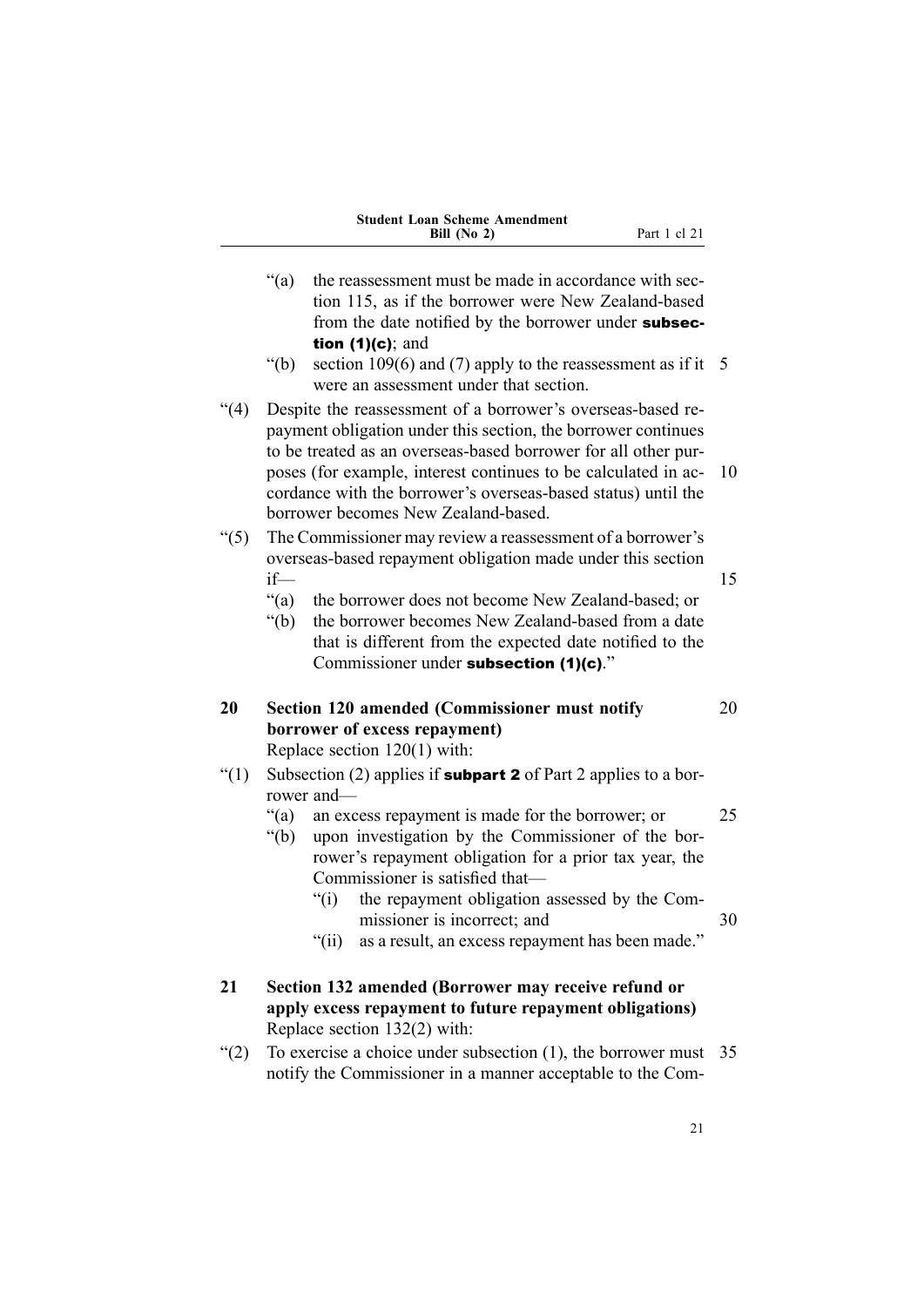"(a) the reassessment must be made in accordance with section 115, as if the borrower were New Zealand-based from the date notified by the borrower under **subsection (1)(c)**; and

"(b) section 109(6) and (7) apply to the reassessment as if it were an assessment under that section.

"(4) Despite the reassessment of a borrower's overseas-based repayment obligation under this section, the borrower continues to be treated as an overseas-based borrower for all other purposes (for example, interest continues to be calculated in accordance with the borrower's overseas-based status) until the borrower becomes New Zealand-based.

"(5) The Commissioner may review a reassessment of a borrower's overseas-based repayment obligation made under this section if—

"(a) the borrower does not become New Zealand-based; or

"(b) the borrower becomes New Zealand-based from a date that is different from the expected date notified to the Commissioner under **subsection (1)(c)**."

**20 Section 120 amended (Commissioner must notify borrower of excess repayment)**

Replace section 120(1) with:

"(1) Subsection (2) applies if **subpart 2** of Part 2 applies to a borrower and—

"(a) an excess repayment is made for the borrower; or

"(b) upon investigation by the Commissioner of the borrower's repayment obligation for a prior tax year, the Commissioner is satisfied that—

"(i) the repayment obligation assessed by the Commissioner is incorrect; and

"(ii) as a result, an excess repayment has been made."

**21 Section 132 amended (Borrower may receive refund or apply excess repayment to future repayment obligations)**

Replace section 132(2) with:

"(2) To exercise a choice under subsection (1), the borrower must notify the Commissioner in a manner acceptable to the Com-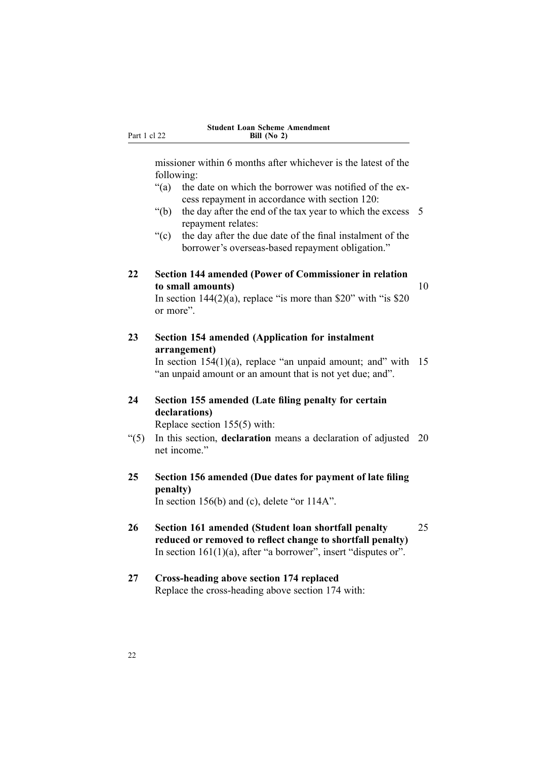missioner within 6 months after whichever is the latest of the following:

“(a) the date on which the borrower was notified of the excess repayment in accordance with section 120:

“(b) the day after the end of the tax year to which the excess repayment relates:

“(c) the day after the due date of the final instalment of the borrower’s overseas-based repayment obligation.”

**22 Section 144 amended (Power of Commissioner in relation to small amounts)**

In section 144(2)(a), replace “is more than $20” with “is $20 or more”.

**23 Section 154 amended (Application for instalment arrangement)**

In section 154(1)(a), replace “an unpaid amount; and” with “an unpaid amount or an amount that is not yet due; and”.

**24 Section 155 amended (Late filing penalty for certain declarations)**

Replace section 155(5) with:

“(5) In this section, **declaration** means a declaration of adjusted net income.”

**25 Section 156 amended (Due dates for payment of late filing penalty)**

In section 156(b) and (c), delete “or 114A”.

**26 Section 161 amended (Student loan shortfall penalty reduced or removed to reflect change to shortfall penalty)**

In section 161(1)(a), after “a borrower”, insert “disputes or”.

**27 Cross-heading above section 174 replaced**

Replace the cross-heading above section 174 with: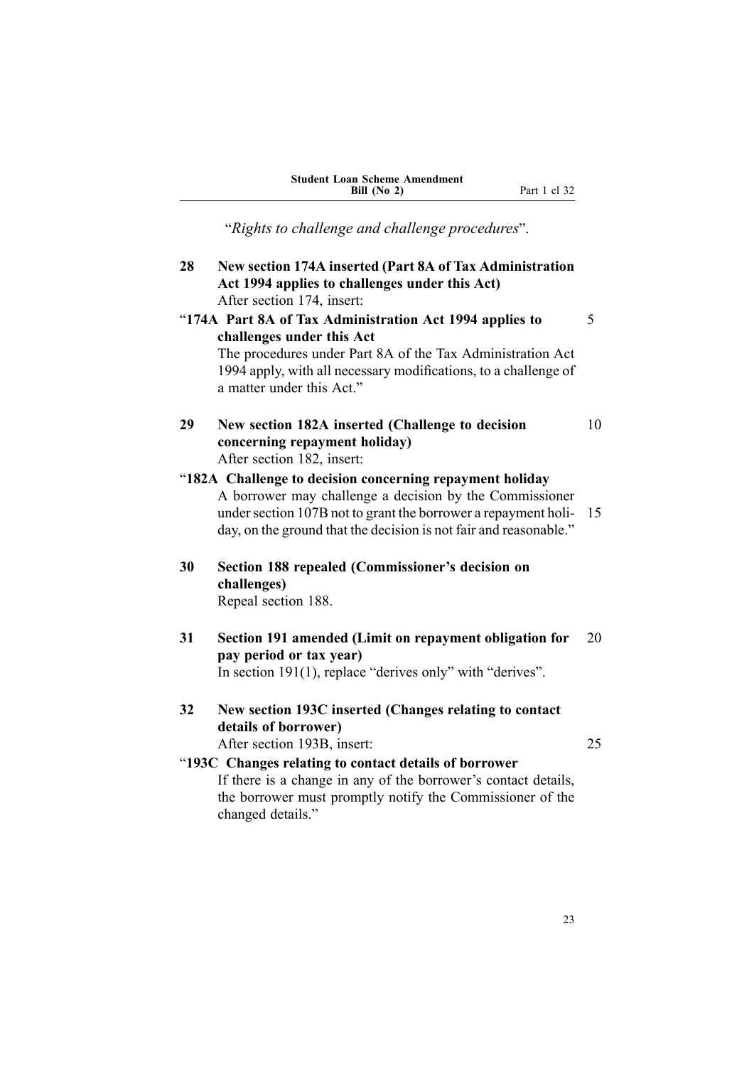"*Rights to challenge and challenge procedures*".

**28 New section 174A inserted (Part 8A of Tax Administration Act 1994 applies to challenges under this Act)**

After section 174, insert:

"**174A Part 8A of Tax Administration Act 1994 applies to challenges under this Act**

The procedures under Part 8A of the Tax Administration Act 1994 apply, with all necessary modifications, to a challenge of a matter under this Act."

**29 New section 182A inserted (Challenge to decision concerning repayment holiday)**

After section 182, insert:

"**182A Challenge to decision concerning repayment holiday**

A borrower may challenge a decision by the Commissioner under section 107B not to grant the borrower a repayment holiday, on the ground that the decision is not fair and reasonable."

**30 Section 188 repealed (Commissioner's decision on challenges)**

Repeal section 188.

**31 Section 191 amended (Limit on repayment obligation for pay period or tax year)**

In section 191(1), replace "derives only" with "derives".

**32 New section 193C inserted (Changes relating to contact details of borrower)**

After section 193B, insert:

"**193C Changes relating to contact details of borrower**

If there is a change in any of the borrower's contact details, the borrower must promptly notify the Commissioner of the changed details."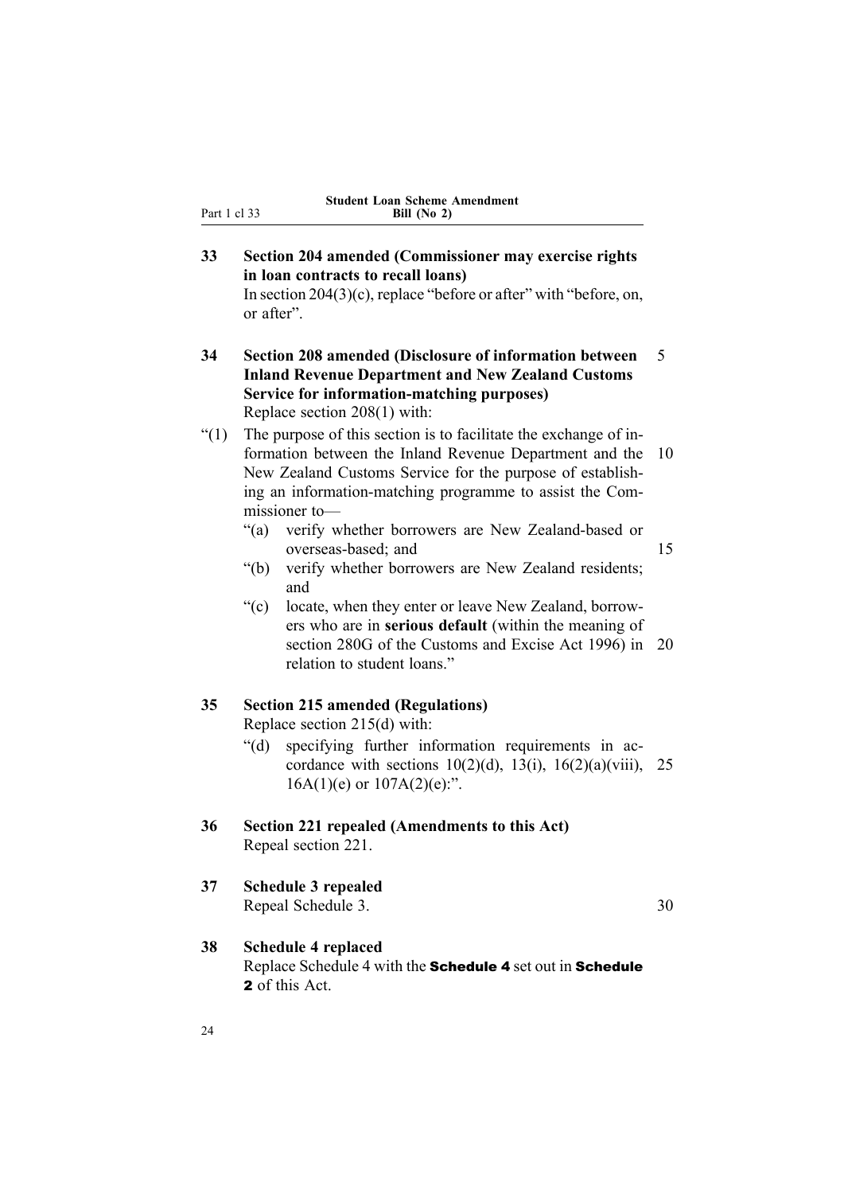**33 Section 204 amended (Commissioner may exercise rights in loan contracts to recall loans)**

In section 204(3)(c), replace "before or after" with "before, on, or after".

**34 Section 208 amended (Disclosure of information between Inland Revenue Department and New Zealand Customs Service for information-matching purposes)**

Replace section 208(1) with:

"(1) The purpose of this section is to facilitate the exchange of information between the Inland Revenue Department and the New Zealand Customs Service for the purpose of establishing an information-matching programme to assist the Commissioner to—

"(a) verify whether borrowers are New Zealand-based or overseas-based; and

"(b) verify whether borrowers are New Zealand residents; and

"(c) locate, when they enter or leave New Zealand, borrowers who are in **serious default** (within the meaning of section 280G of the Customs and Excise Act 1996) in relation to student loans."

**35 Section 215 amended (Regulations)**

Replace section 215(d) with:

"(d) specifying further information requirements in accordance with sections 10(2)(d), 13(i), 16(2)(a)(viii), 16A(1)(e) or 107A(2)(e):".

**36 Section 221 repealed (Amendments to this Act)**

Repeal section 221.

**37 Schedule 3 repealed**

Repeal Schedule 3.

**38 Schedule 4 replaced**

Replace Schedule 4 with the **Schedule 4** set out in **Schedule 2** of this Act.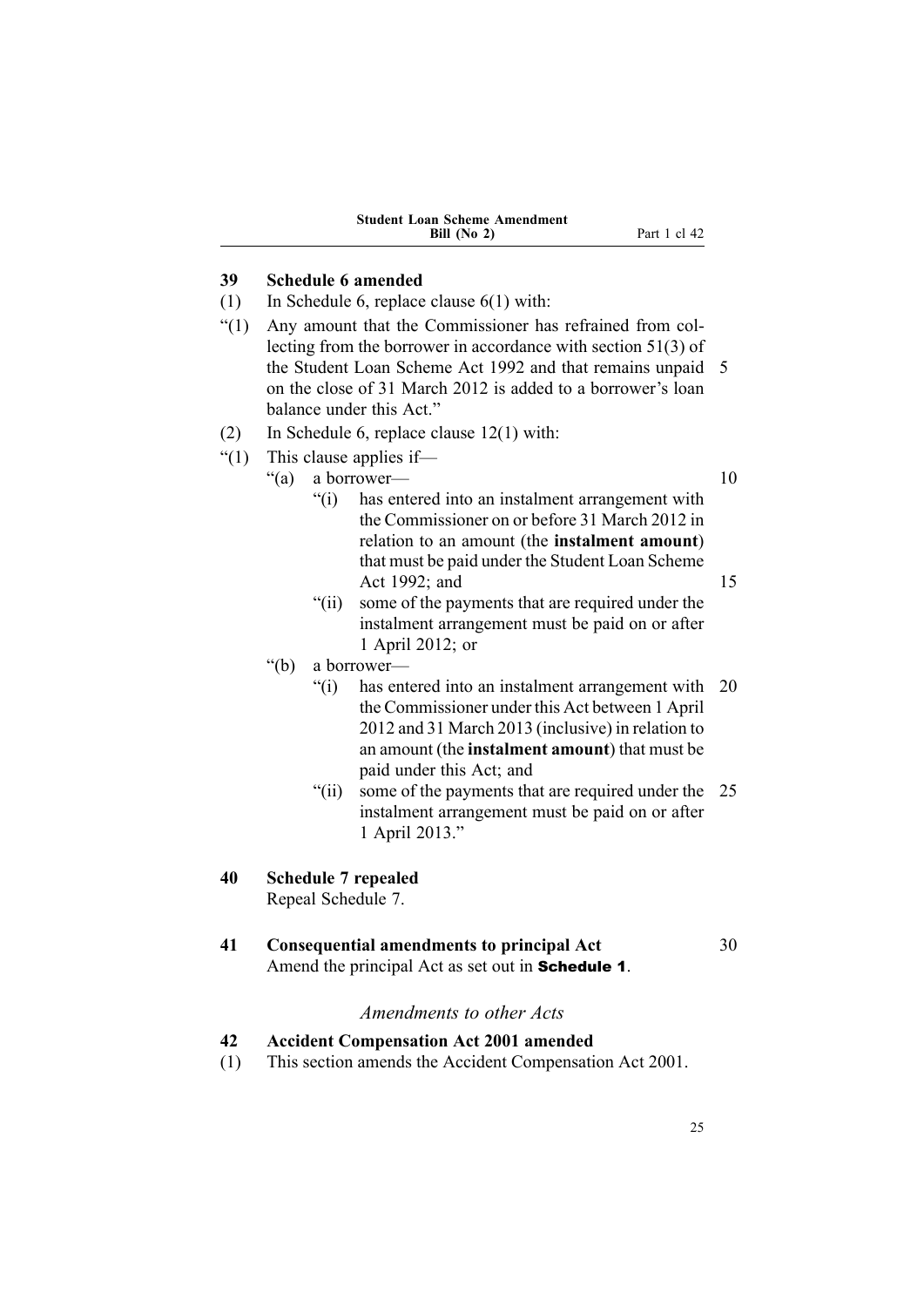## 39 Schedule 6 amended

(1) In Schedule 6, replace clause 6(1) with:

"(1) Any amount that the Commissioner has refrained from collecting from the borrower in accordance with section 51(3) of the Student Loan Scheme Act 1992 and that remains unpaid on the close of 31 March 2012 is added to a borrower's loan balance under this Act."

(2) In Schedule 6, replace clause 12(1) with:

"(1) This clause applies if—

"(a) a borrower—

"(i) has entered into an instalment arrangement with the Commissioner on or before 31 March 2012 in relation to an amount (the **instalment amount**) that must be paid under the Student Loan Scheme Act 1992; and

"(ii) some of the payments that are required under the instalment arrangement must be paid on or after 1 April 2012; or

"(b) a borrower—

"(i) has entered into an instalment arrangement with the Commissioner under this Act between 1 April 2012 and 31 March 2013 (inclusive) in relation to an amount (the **instalment amount**) that must be paid under this Act; and

"(ii) some of the payments that are required under the instalment arrangement must be paid on or after 1 April 2013."

## 40 Schedule 7 repealed

Repeal Schedule 7.

## 41 Consequential amendments to principal Act

Amend the principal Act as set out in **Schedule 1**.

### *Amendments to other Acts*

## 42 Accident Compensation Act 2001 amended

(1) This section amends the Accident Compensation Act 2001.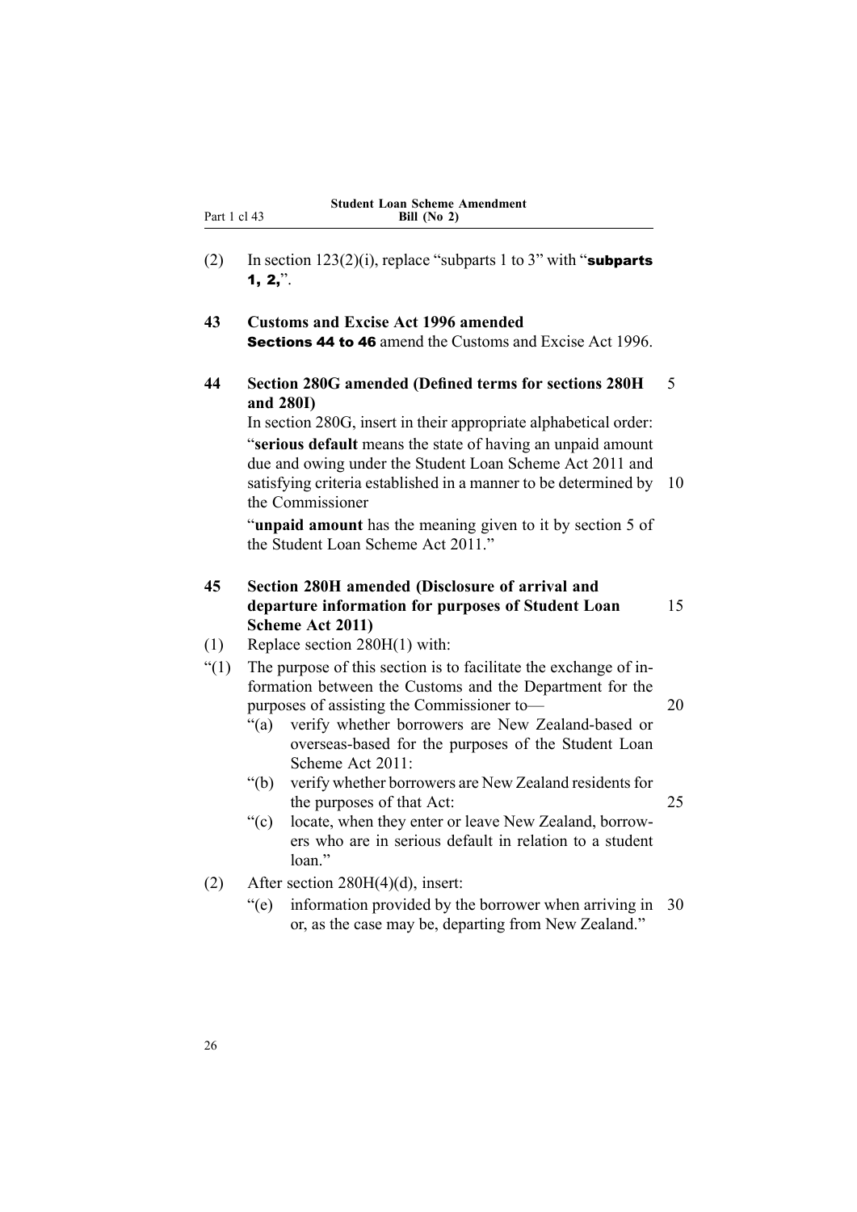(2) In section 123(2)(i), replace "subparts 1 to 3" with "**subparts 1, 2,**".

**43 Customs and Excise Act 1996 amended**

**Sections 44 to 46** amend the Customs and Excise Act 1996.

**44 Section 280G amended (Defined terms for sections 280H and 280I)**

In section 280G, insert in their appropriate alphabetical order:

"**serious default** means the state of having an unpaid amount due and owing under the Student Loan Scheme Act 2011 and satisfying criteria established in a manner to be determined by the Commissioner

"**unpaid amount** has the meaning given to it by section 5 of the Student Loan Scheme Act 2011."

**45 Section 280H amended (Disclosure of arrival and departure information for purposes of Student Loan Scheme Act 2011)**

(1) Replace section 280H(1) with:

"(1) The purpose of this section is to facilitate the exchange of information between the Customs and the Department for the purposes of assisting the Commissioner to—

"(a) verify whether borrowers are New Zealand-based or overseas-based for the purposes of the Student Loan Scheme Act 2011:

"(b) verify whether borrowers are New Zealand residents for the purposes of that Act:

"(c) locate, when they enter or leave New Zealand, borrowers who are in serious default in relation to a student loan."

(2) After section 280H(4)(d), insert:

"(e) information provided by the borrower when arriving in or, as the case may be, departing from New Zealand."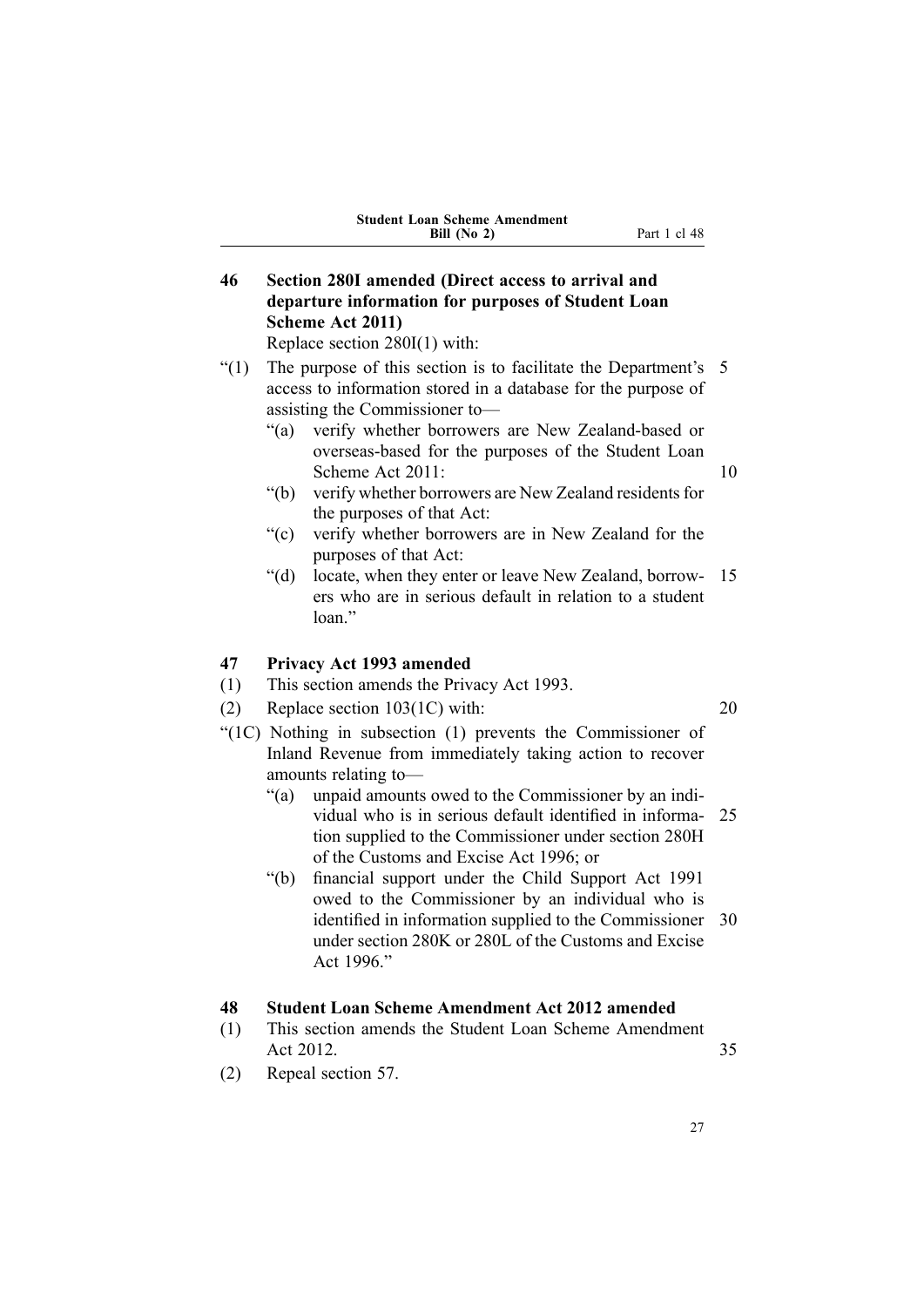**46 Section 280I amended (Direct access to arrival and departure information for purposes of Student Loan Scheme Act 2011)**

Replace section 280I(1) with:

"(1) The purpose of this section is to facilitate the Department's access to information stored in a database for the purpose of assisting the Commissioner to—

"(a) verify whether borrowers are New Zealand-based or overseas-based for the purposes of the Student Loan Scheme Act 2011:

"(b) verify whether borrowers are New Zealand residents for the purposes of that Act:

"(c) verify whether borrowers are in New Zealand for the purposes of that Act:

"(d) locate, when they enter or leave New Zealand, borrowers who are in serious default in relation to a student loan."

**47 Privacy Act 1993 amended**

(1) This section amends the Privacy Act 1993.

(2) Replace section 103(1C) with:

"(1C) Nothing in subsection (1) prevents the Commissioner of Inland Revenue from immediately taking action to recover amounts relating to—

"(a) unpaid amounts owed to the Commissioner by an individual who is in serious default identified in information supplied to the Commissioner under section 280H of the Customs and Excise Act 1996; or

"(b) financial support under the Child Support Act 1991 owed to the Commissioner by an individual who is identified in information supplied to the Commissioner under section 280K or 280L of the Customs and Excise Act 1996."

**48 Student Loan Scheme Amendment Act 2012 amended**

(1) This section amends the Student Loan Scheme Amendment Act 2012.

(2) Repeal section 57.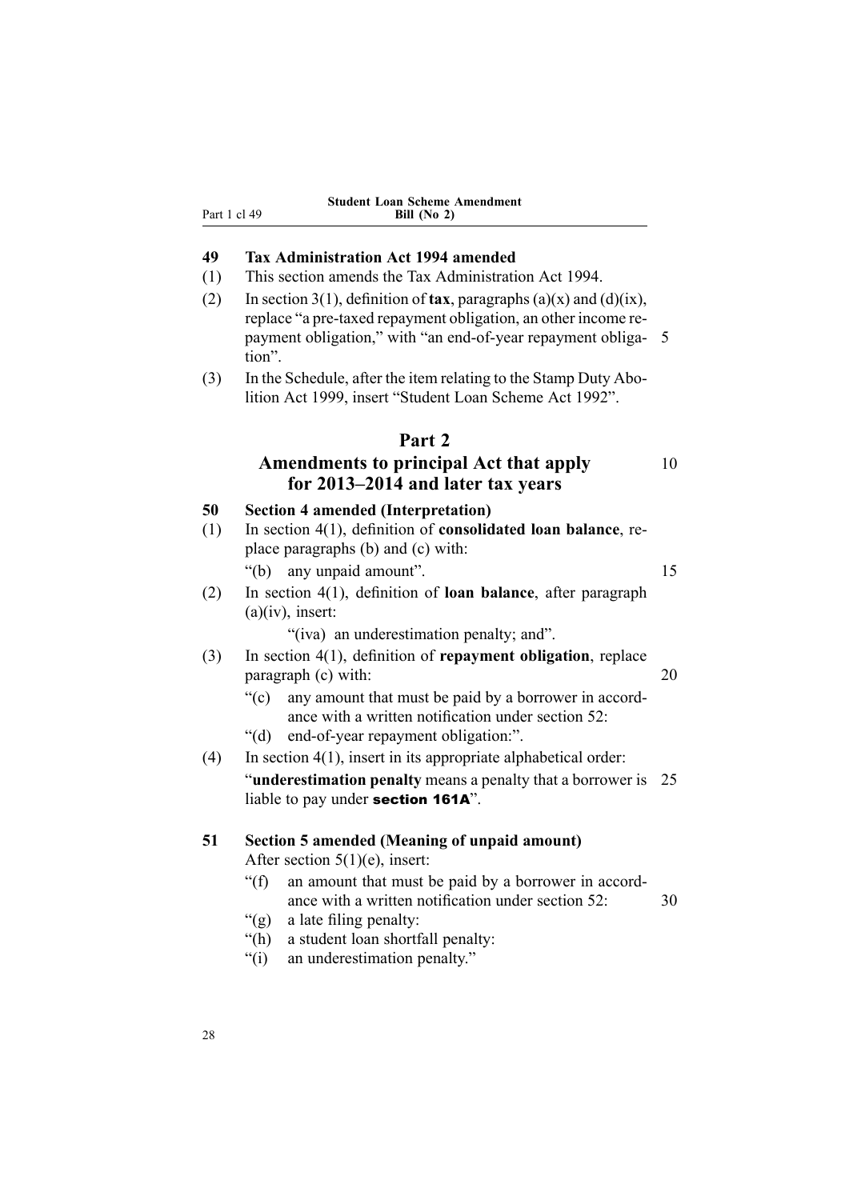**49 Tax Administration Act 1994 amended**

(1) This section amends the Tax Administration Act 1994.

(2) In section 3(1), definition of **tax**, paragraphs (a)(x) and (d)(ix), replace "a pre-taxed repayment obligation, an other income repayment obligation," with "an end-of-year repayment obligation".

(3) In the Schedule, after the item relating to the Stamp Duty Abolition Act 1999, insert "Student Loan Scheme Act 1992".

## Part 2
## Amendments to principal Act that apply for 2013–2014 and later tax years

**50 Section 4 amended (Interpretation)**

(1) In section 4(1), definition of **consolidated loan balance**, replace paragraphs (b) and (c) with:

"(b) any unpaid amount".

(2) In section 4(1), definition of **loan balance**, after paragraph (a)(iv), insert:

"(iva) an underestimation penalty; and".

(3) In section 4(1), definition of **repayment obligation**, replace paragraph (c) with:

"(c) any amount that must be paid by a borrower in accordance with a written notification under section 52:

"(d) end-of-year repayment obligation:".

(4) In section 4(1), insert in its appropriate alphabetical order:

"**underestimation penalty** means a penalty that a borrower is liable to pay under **section 161A**".

**51 Section 5 amended (Meaning of unpaid amount)**

After section 5(1)(e), insert:

"(f) an amount that must be paid by a borrower in accordance with a written notification under section 52:

"(g) a late filing penalty:

"(h) a student loan shortfall penalty:

"(i) an underestimation penalty."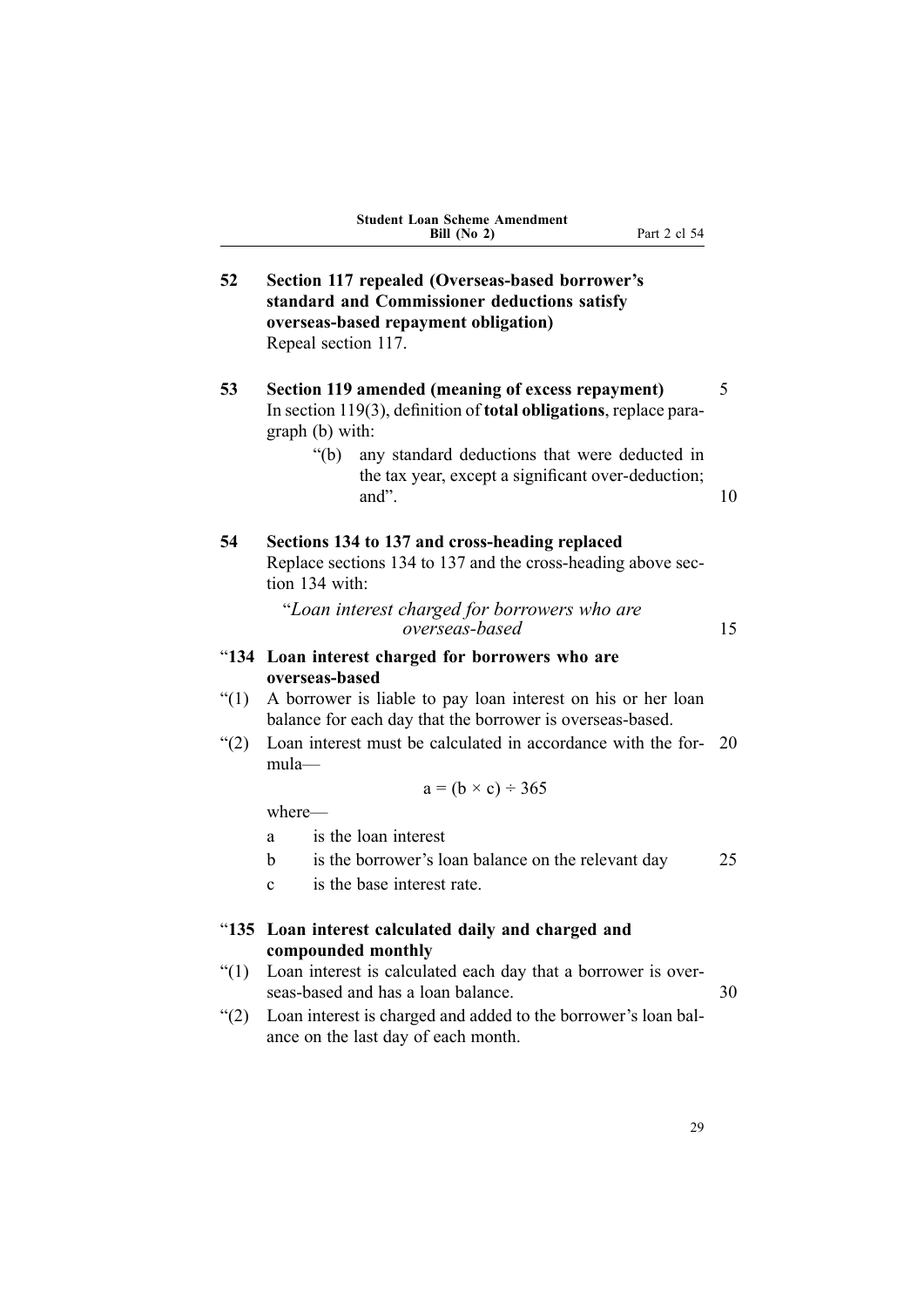**52 Section 117 repealed (Overseas-based borrower's standard and Commissioner deductions satisfy overseas-based repayment obligation)**

Repeal section 117.

**53 Section 119 amended (meaning of excess repayment)**

In section 119(3), definition of **total obligations**, replace paragraph (b) with:

"(b) any standard deductions that were deducted in the tax year, except a significant over-deduction; and".

**54 Sections 134 to 137 and cross-heading replaced**

Replace sections 134 to 137 and the cross-heading above section 134 with:

"*Loan interest charged for borrowers who are overseas-based*

"**134 Loan interest charged for borrowers who are overseas-based**

"(1) A borrower is liable to pay loan interest on his or her loan balance for each day that the borrower is overseas-based.

"(2) Loan interest must be calculated in accordance with the formula—

$$a = (b \times c) \div 365$$

where—

a is the loan interest

b is the borrower's loan balance on the relevant day

c is the base interest rate.

"**135 Loan interest calculated daily and charged and compounded monthly**

"(1) Loan interest is calculated each day that a borrower is overseas-based and has a loan balance.

"(2) Loan interest is charged and added to the borrower's loan balance on the last day of each month.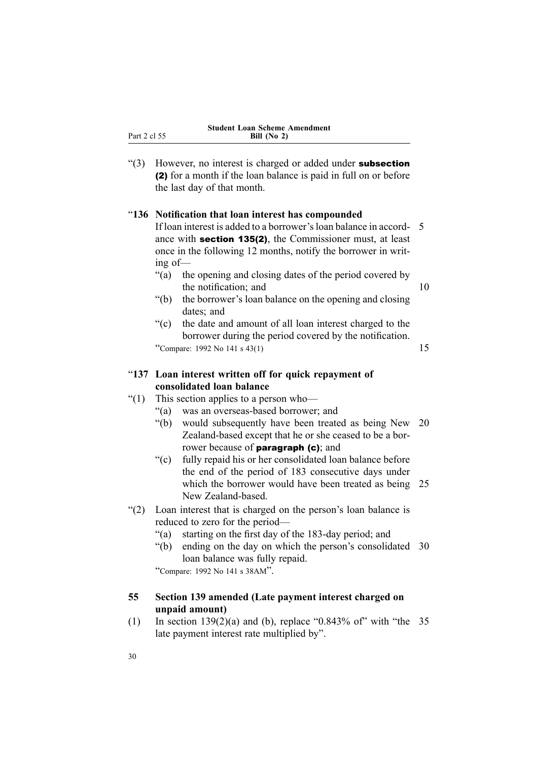“(3) However, no interest is charged or added under **subsection (2)** for a month if the loan balance is paid in full on or before the last day of that month.

**“136 Notification that loan interest has compounded**

If loan interest is added to a borrower’s loan balance in accordance with **section 135(2)**, the Commissioner must, at least once in the following 12 months, notify the borrower in writing of—

“(a) the opening and closing dates of the period covered by the notification; and

“(b) the borrower’s loan balance on the opening and closing dates; and

“(c) the date and amount of all loan interest charged to the borrower during the period covered by the notification.

“Compare: 1992 No 141 s 43(1)

**“137 Loan interest written off for quick repayment of consolidated loan balance**

“(1) This section applies to a person who—

“(a) was an overseas-based borrower; and

“(b) would subsequently have been treated as being New Zealand-based except that he or she ceased to be a borrower because of **paragraph (c)**; and

“(c) fully repaid his or her consolidated loan balance before the end of the period of 183 consecutive days under which the borrower would have been treated as being New Zealand-based.

“(2) Loan interest that is charged on the person’s loan balance is reduced to zero for the period—

“(a) starting on the first day of the 183-day period; and

“(b) ending on the day on which the person’s consolidated loan balance was fully repaid.

“Compare: 1992 No 141 s 38AM”.

**55 Section 139 amended (Late payment interest charged on unpaid amount)**

(1) In section 139(2)(a) and (b), replace “0.843% of” with “the late payment interest rate multiplied by”.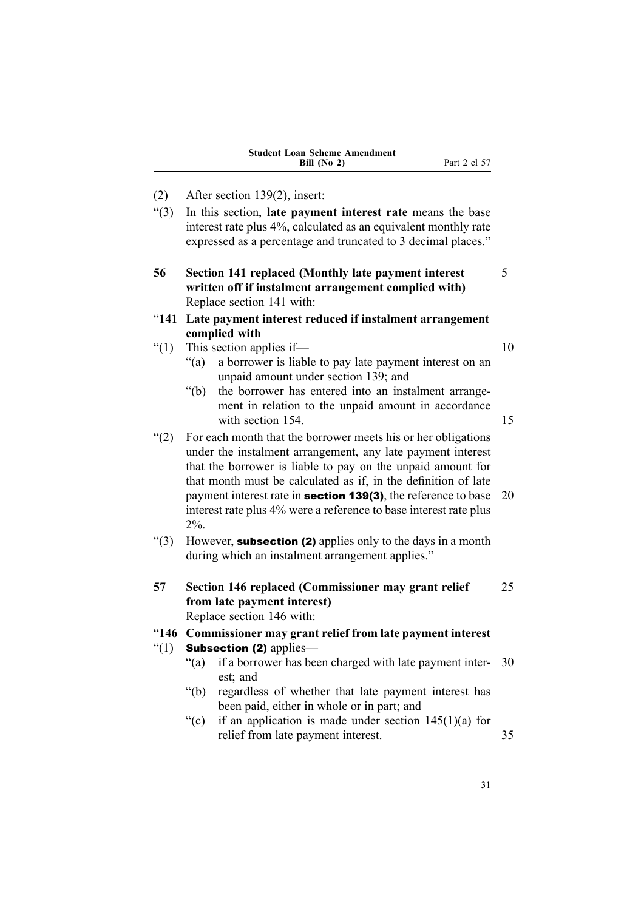(2) After section 139(2), insert:

"(3) In this section, **late payment interest rate** means the base interest rate plus 4%, calculated as an equivalent monthly rate expressed as a percentage and truncated to 3 decimal places."

**56 Section 141 replaced (Monthly late payment interest written off if instalment arrangement complied with)**

Replace section 141 with:

**"141 Late payment interest reduced if instalment arrangement complied with**

"(1) This section applies if—

"(a) a borrower is liable to pay late payment interest on an unpaid amount under section 139; and

"(b) the borrower has entered into an instalment arrangement in relation to the unpaid amount in accordance with section 154.

"(2) For each month that the borrower meets his or her obligations under the instalment arrangement, any late payment interest that the borrower is liable to pay on the unpaid amount for that month must be calculated as if, in the definition of late payment interest rate in **section 139(3)**, the reference to base interest rate plus 4% were a reference to base interest rate plus 2%.

"(3) However, **subsection (2)** applies only to the days in a month during which an instalment arrangement applies."

**57 Section 146 replaced (Commissioner may grant relief from late payment interest)**

Replace section 146 with:

**"146 Commissioner may grant relief from late payment interest**

"(1) **Subsection (2)** applies—

"(a) if a borrower has been charged with late payment interest; and

"(b) regardless of whether that late payment interest has been paid, either in whole or in part; and

"(c) if an application is made under section 145(1)(a) for relief from late payment interest.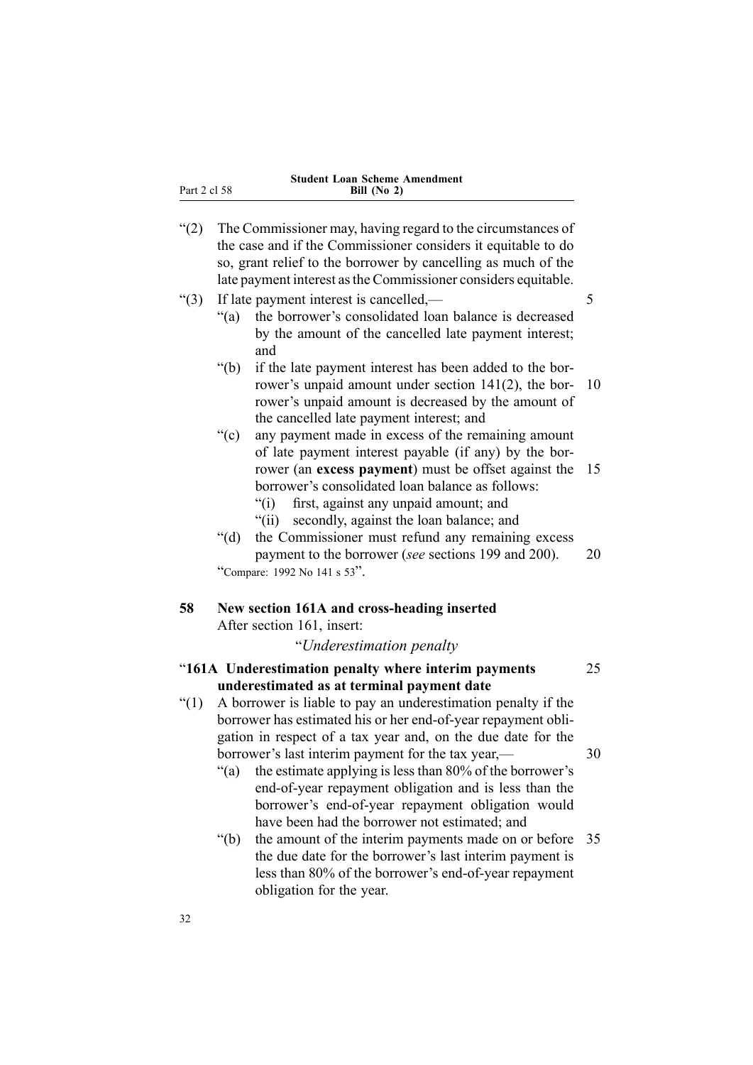"(2) The Commissioner may, having regard to the circumstances of the case and if the Commissioner considers it equitable to do so, grant relief to the borrower by cancelling as much of the late payment interest as the Commissioner considers equitable.

"(3) If late payment interest is cancelled,—

"(a) the borrower's consolidated loan balance is decreased by the amount of the cancelled late payment interest; and

"(b) if the late payment interest has been added to the borrower's unpaid amount under section 141(2), the borrower's unpaid amount is decreased by the amount of the cancelled late payment interest; and

"(c) any payment made in excess of the remaining amount of late payment interest payable (if any) by the borrower (an **excess payment**) must be offset against the borrower's consolidated loan balance as follows:

"(i) first, against any unpaid amount; and

"(ii) secondly, against the loan balance; and

"(d) the Commissioner must refund any remaining excess payment to the borrower (*see* sections 199 and 200).

"Compare: 1992 No 141 s 53".

**58 New section 161A and cross-heading inserted**

After section 161, insert:

"*Underestimation penalty*

"**161A Underestimation penalty where interim payments underestimated as at terminal payment date**

"(1) A borrower is liable to pay an underestimation penalty if the borrower has estimated his or her end-of-year repayment obligation in respect of a tax year and, on the due date for the borrower's last interim payment for the tax year,—

"(a) the estimate applying is less than 80% of the borrower's end-of-year repayment obligation and is less than the borrower's end-of-year repayment obligation would have been had the borrower not estimated; and

"(b) the amount of the interim payments made on or before the due date for the borrower's last interim payment is less than 80% of the borrower's end-of-year repayment obligation for the year.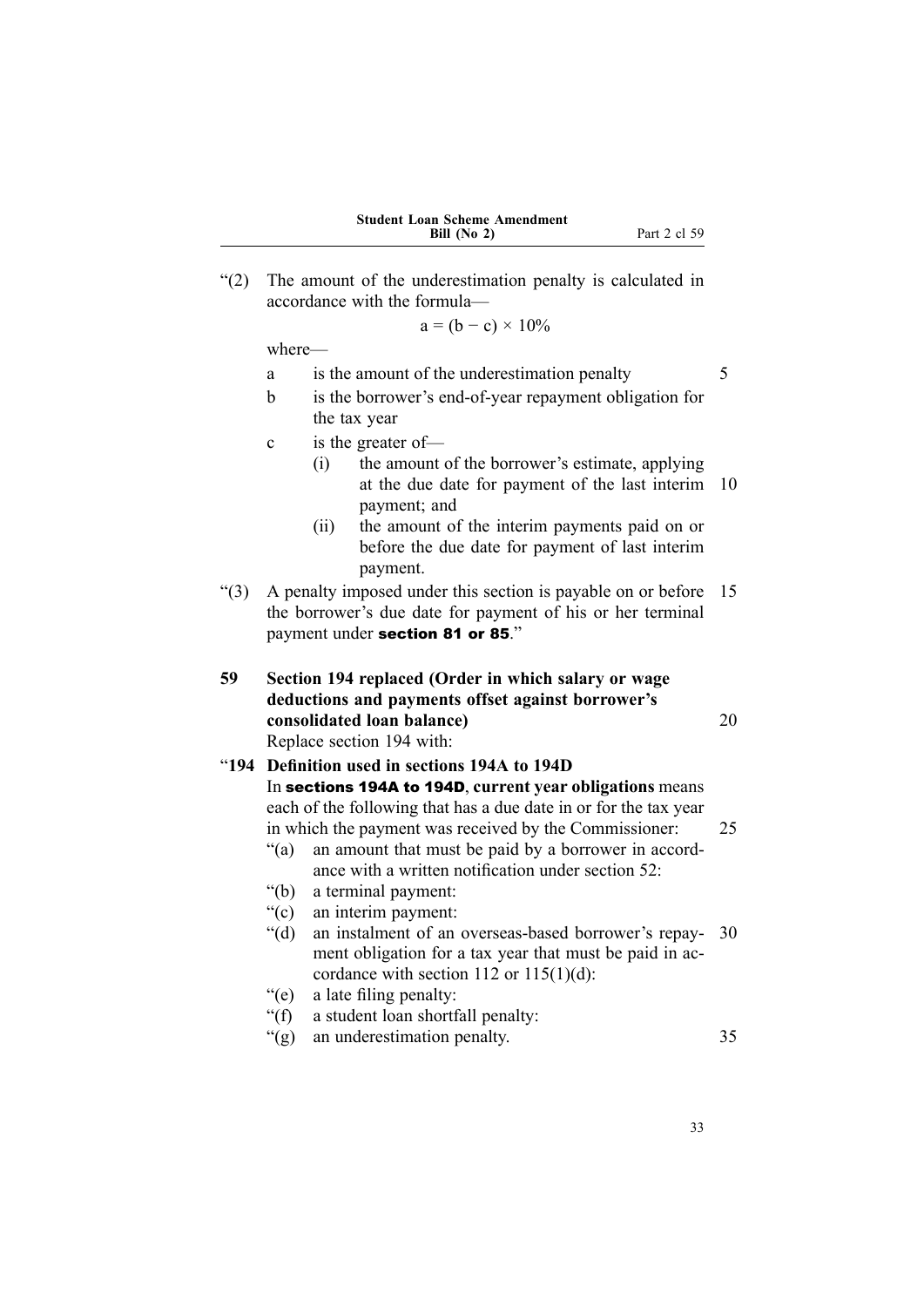"(2) The amount of the underestimation penalty is calculated in accordance with the formula—

$$a = (b - c) \times 10\%$$

where—

a is the amount of the underestimation penalty

b is the borrower's end-of-year repayment obligation for the tax year

c is the greater of—

(i) the amount of the borrower's estimate, applying at the due date for payment of the last interim payment; and

(ii) the amount of the interim payments paid on or before the due date for payment of last interim payment.

"(3) A penalty imposed under this section is payable on or before the borrower's due date for payment of his or her terminal payment under **section 81 or 85**."

## 59 Section 194 replaced (Order in which salary or wage deductions and payments offset against borrower's consolidated loan balance)

Replace section 194 with:

### "194 Definition used in sections 194A to 194D

In **sections 194A to 194D**, **current year obligations** means each of the following that has a due date in or for the tax year in which the payment was received by the Commissioner:

"(a) an amount that must be paid by a borrower in accordance with a written notification under section 52:

"(b) a terminal payment:

"(c) an interim payment:

"(d) an instalment of an overseas-based borrower's repayment obligation for a tax year that must be paid in accordance with section 112 or 115(1)(d):

"(e) a late filing penalty:

"(f) a student loan shortfall penalty:

"(g) an underestimation penalty.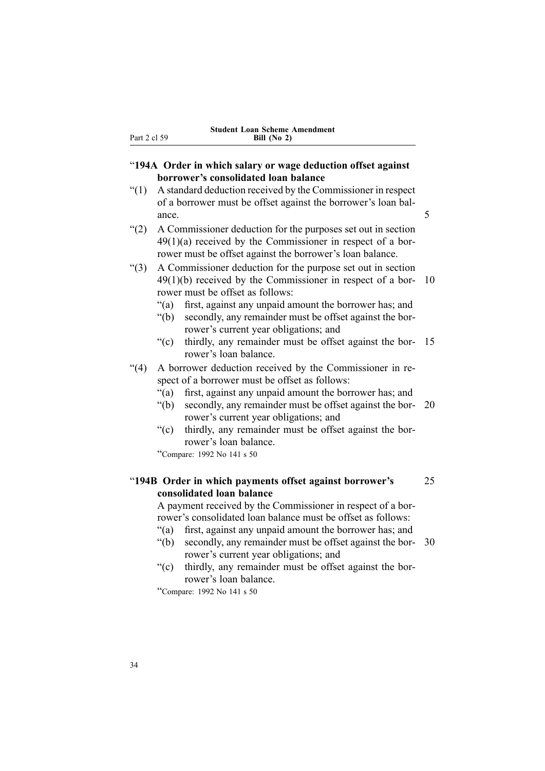### "194A Order in which salary or wage deduction offset against borrower's consolidated loan balance

"(1) A standard deduction received by the Commissioner in respect of a borrower must be offset against the borrower's loan balance.

"(2) A Commissioner deduction for the purposes set out in section 49(1)(a) received by the Commissioner in respect of a borrower must be offset against the borrower's loan balance.

"(3) A Commissioner deduction for the purpose set out in section 49(1)(b) received by the Commissioner in respect of a borrower must be offset as follows:

- "(a) first, against any unpaid amount the borrower has; and
- "(b) secondly, any remainder must be offset against the borrower's current year obligations; and
- "(c) thirdly, any remainder must be offset against the borrower's loan balance.

"(4) A borrower deduction received by the Commissioner in respect of a borrower must be offset as follows:

- "(a) first, against any unpaid amount the borrower has; and
- "(b) secondly, any remainder must be offset against the borrower's current year obligations; and
- "(c) thirdly, any remainder must be offset against the borrower's loan balance.

"Compare: 1992 No 141 s 50

### "194B Order in which payments offset against borrower's consolidated loan balance

A payment received by the Commissioner in respect of a borrower's consolidated loan balance must be offset as follows:

- "(a) first, against any unpaid amount the borrower has; and
- "(b) secondly, any remainder must be offset against the borrower's current year obligations; and
- "(c) thirdly, any remainder must be offset against the borrower's loan balance.

"Compare: 1992 No 141 s 50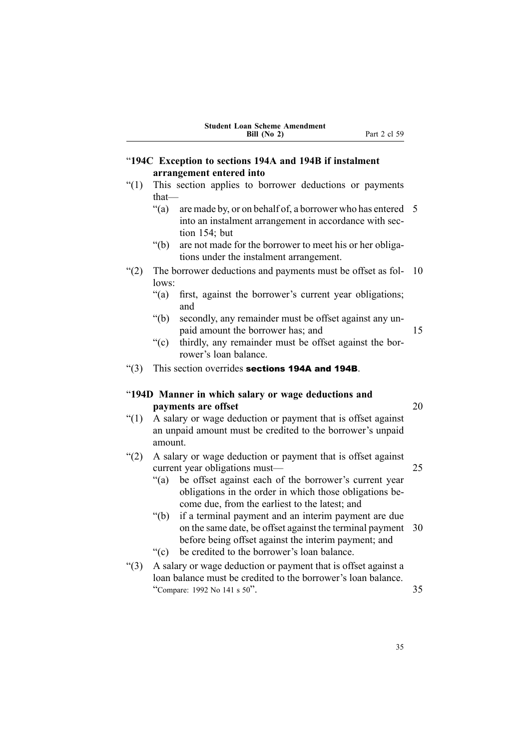### "194C Exception to sections 194A and 194B if instalment arrangement entered into

"(1) This section applies to borrower deductions or payments that—

"(a) are made by, or on behalf of, a borrower who has entered into an instalment arrangement in accordance with section 154; but

"(b) are not made for the borrower to meet his or her obligations under the instalment arrangement.

"(2) The borrower deductions and payments must be offset as follows:

"(a) first, against the borrower's current year obligations; and

"(b) secondly, any remainder must be offset against any unpaid amount the borrower has; and

"(c) thirdly, any remainder must be offset against the borrower's loan balance.

"(3) This section overrides **sections 194A and 194B**.

### "194D Manner in which salary or wage deductions and payments are offset

"(1) A salary or wage deduction or payment that is offset against an unpaid amount must be credited to the borrower's unpaid amount.

"(2) A salary or wage deduction or payment that is offset against current year obligations must—

"(a) be offset against each of the borrower's current year obligations in the order in which those obligations become due, from the earliest to the latest; and

"(b) if a terminal payment and an interim payment are due on the same date, be offset against the terminal payment before being offset against the interim payment; and

"(c) be credited to the borrower's loan balance.

"(3) A salary or wage deduction or payment that is offset against a loan balance must be credited to the borrower's loan balance.

"Compare: 1992 No 141 s 50".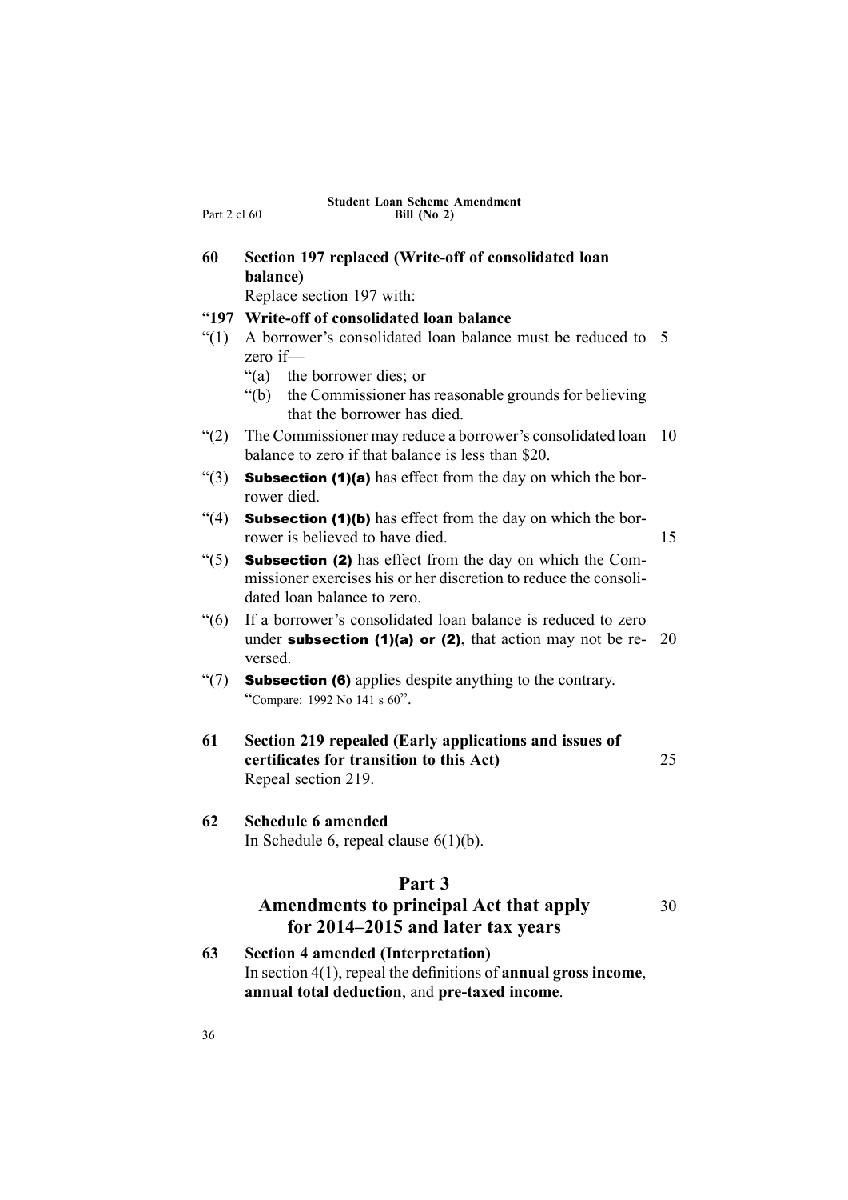**60 Section 197 replaced (Write-off of consolidated loan balance)**

Replace section 197 with:

"**197 Write-off of consolidated loan balance**

"(1) A borrower's consolidated loan balance must be reduced to zero if—

"(a) the borrower dies; or

"(b) the Commissioner has reasonable grounds for believing that the borrower has died.

"(2) The Commissioner may reduce a borrower's consolidated loan balance to zero if that balance is less than $20.

"(3) **Subsection (1)(a)** has effect from the day on which the borrower died.

"(4) **Subsection (1)(b)** has effect from the day on which the borrower is believed to have died.

"(5) **Subsection (2)** has effect from the day on which the Commissioner exercises his or her discretion to reduce the consolidated loan balance to zero.

"(6) If a borrower's consolidated loan balance is reduced to zero under **subsection (1)(a) or (2)**, that action may not be reversed.

"(7) **Subsection (6)** applies despite anything to the contrary.

"Compare: 1992 No 141 s 60".

**61 Section 219 repealed (Early applications and issues of certificates for transition to this Act)**

Repeal section 219.

**62 Schedule 6 amended**

In Schedule 6, repeal clause 6(1)(b).

## Part 3
## Amendments to principal Act that apply for 2014–2015 and later tax years

**63 Section 4 amended (Interpretation)**

In section 4(1), repeal the definitions of **annual gross income**, **annual total deduction**, and **pre-taxed income**.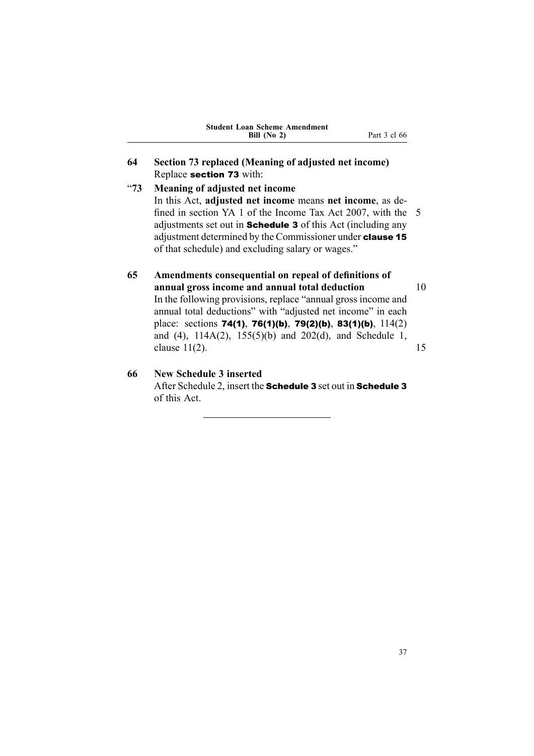**64 Section 73 replaced (Meaning of adjusted net income)**

Replace **section 73** with:

"**73 Meaning of adjusted net income**

In this Act, **adjusted net income** means **net income**, as defined in section YA 1 of the Income Tax Act 2007, with the adjustments set out in **Schedule 3** of this Act (including any adjustment determined by the Commissioner under **clause 15** of that schedule) and excluding salary or wages."

**65 Amendments consequential on repeal of definitions of annual gross income and annual total deduction**

In the following provisions, replace "annual gross income and annual total deductions" with "adjusted net income" in each place: sections **74(1)**, **76(1)(b)**, **79(2)(b)**, **83(1)(b)**, 114(2) and (4), 114A(2), 155(5)(b) and 202(d), and Schedule 1, clause 11(2).

**66 New Schedule 3 inserted**

After Schedule 2, insert the **Schedule 3** set out in **Schedule 3** of this Act.

---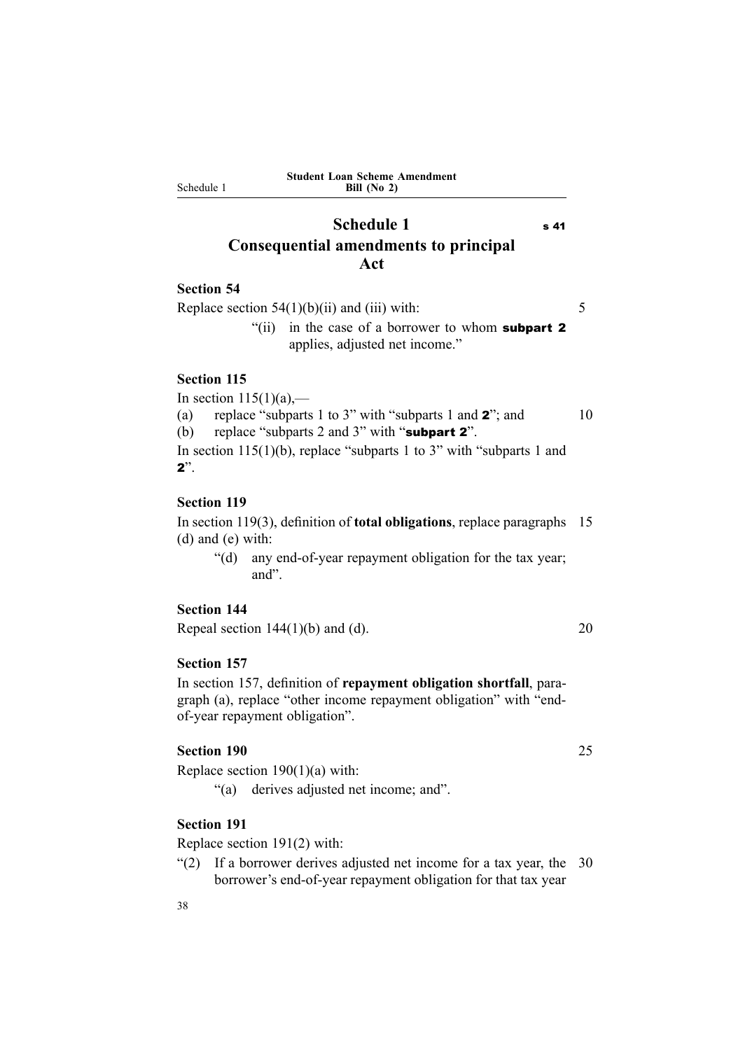# Schedule 1 — s 41

## Consequential amendments to principal Act

### Section 54

Replace section 54(1)(b)(ii) and (iii) with:

> "(ii) in the case of a borrower to whom **subpart 2** applies, adjusted net income."

### Section 115

In section 115(1)(a),—

(a) replace "subparts 1 to 3" with "subparts 1 and **2**"; and

(b) replace "subparts 2 and 3" with "**subpart 2**".

In section 115(1)(b), replace "subparts 1 to 3" with "subparts 1 and **2**".

### Section 119

In section 119(3), definition of **total obligations**, replace paragraphs (d) and (e) with:

> "(d) any end-of-year repayment obligation for the tax year; and".

### Section 144

Repeal section 144(1)(b) and (d).

### Section 157

In section 157, definition of **repayment obligation shortfall**, paragraph (a), replace "other income repayment obligation" with "end-of-year repayment obligation".

### Section 190

Replace section 190(1)(a) with:

> "(a) derives adjusted net income; and".

### Section 191

Replace section 191(2) with:

"(2) If a borrower derives adjusted net income for a tax year, the borrower's end-of-year repayment obligation for that tax year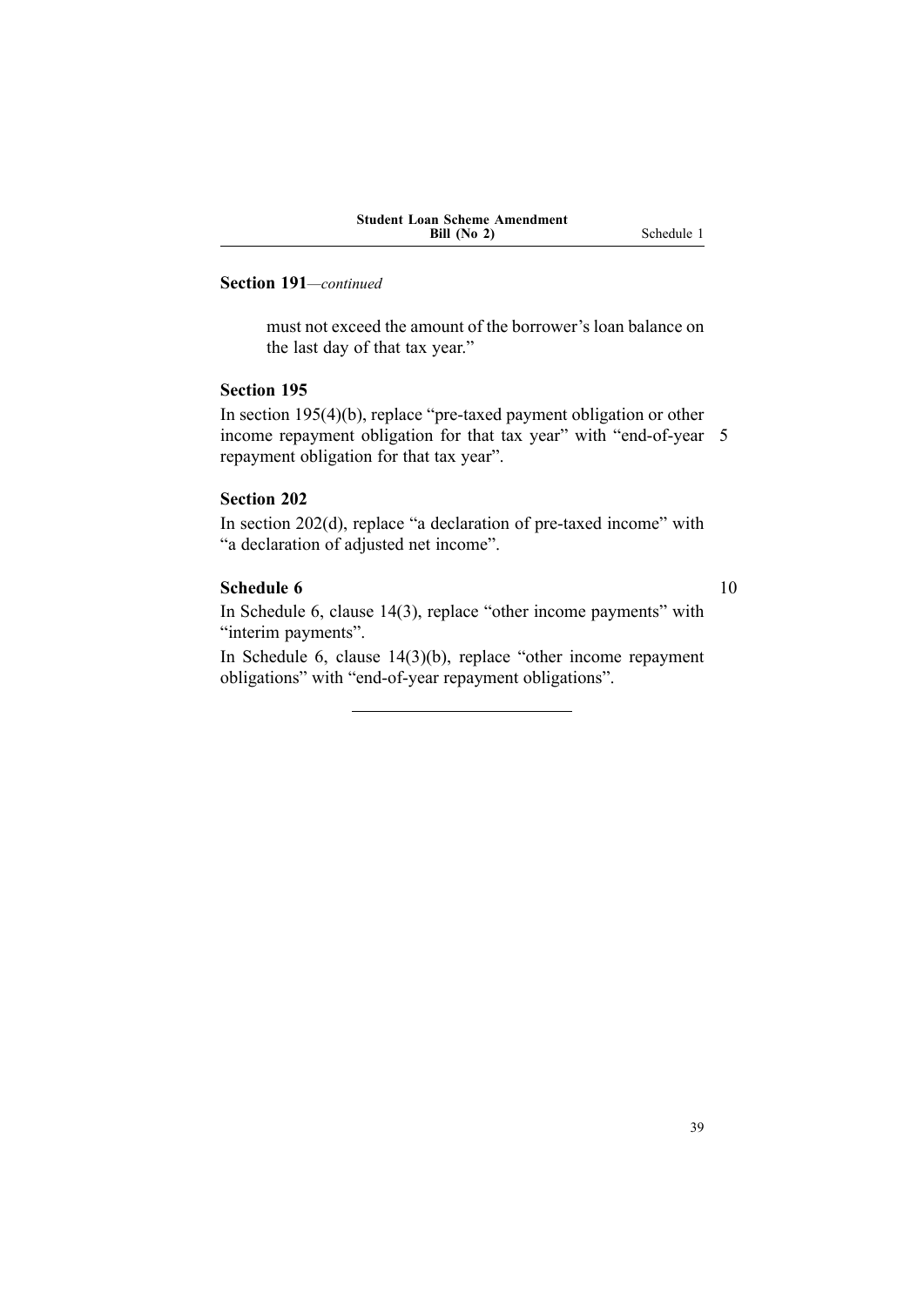**Section 191**—*continued*

> must not exceed the amount of the borrower's loan balance on the last day of that tax year."

**Section 195**

In section 195(4)(b), replace "pre-taxed payment obligation or other income repayment obligation for that tax year" with "end-of-year repayment obligation for that tax year".

**Section 202**

In section 202(d), replace "a declaration of pre-taxed income" with "a declaration of adjusted net income".

**Schedule 6**

In Schedule 6, clause 14(3), replace "other income payments" with "interim payments".

In Schedule 6, clause 14(3)(b), replace "other income repayment obligations" with "end-of-year repayment obligations".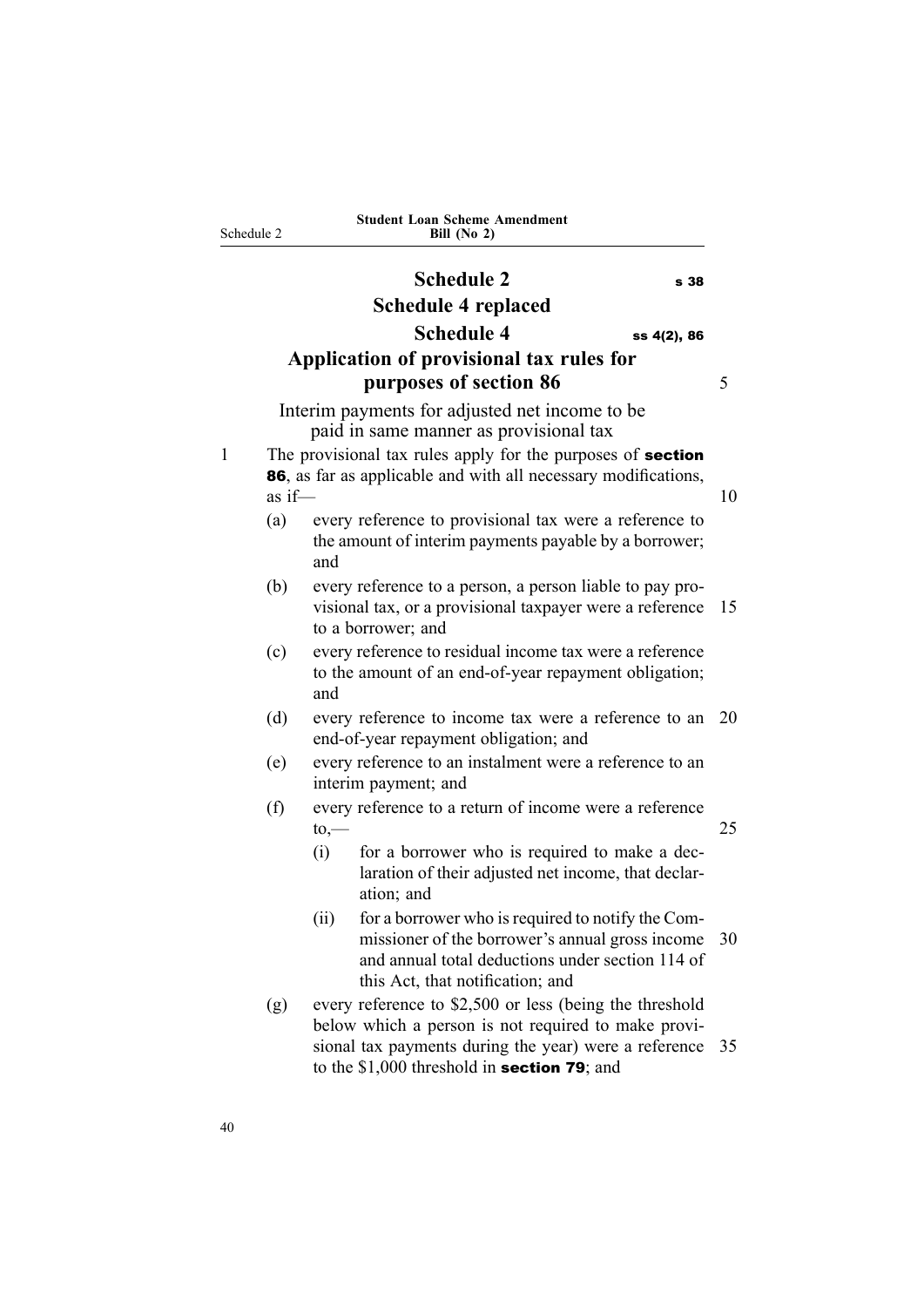# Schedule 2 s 38

## Schedule 4 replaced

### Schedule 4 ss 4(2), 86

### Application of provisional tax rules for purposes of section 86

Interim payments for adjusted net income to be paid in same manner as provisional tax

1 The provisional tax rules apply for the purposes of **section 86**, as far as applicable and with all necessary modifications, as if—

(a) every reference to provisional tax were a reference to the amount of interim payments payable by a borrower; and

(b) every reference to a person, a person liable to pay provisional tax, or a provisional taxpayer were a reference to a borrower; and

(c) every reference to residual income tax were a reference to the amount of an end-of-year repayment obligation; and

(d) every reference to income tax were a reference to an end-of-year repayment obligation; and

(e) every reference to an instalment were a reference to an interim payment; and

(f) every reference to a return of income were a reference to,—

(i) for a borrower who is required to make a declaration of their adjusted net income, that declaration; and

(ii) for a borrower who is required to notify the Commissioner of the borrower's annual gross income and annual total deductions under section 114 of this Act, that notification; and

(g) every reference to \$2,500 or less (being the threshold below which a person is not required to make provisional tax payments during the year) were a reference to the \$1,000 threshold in **section 79**; and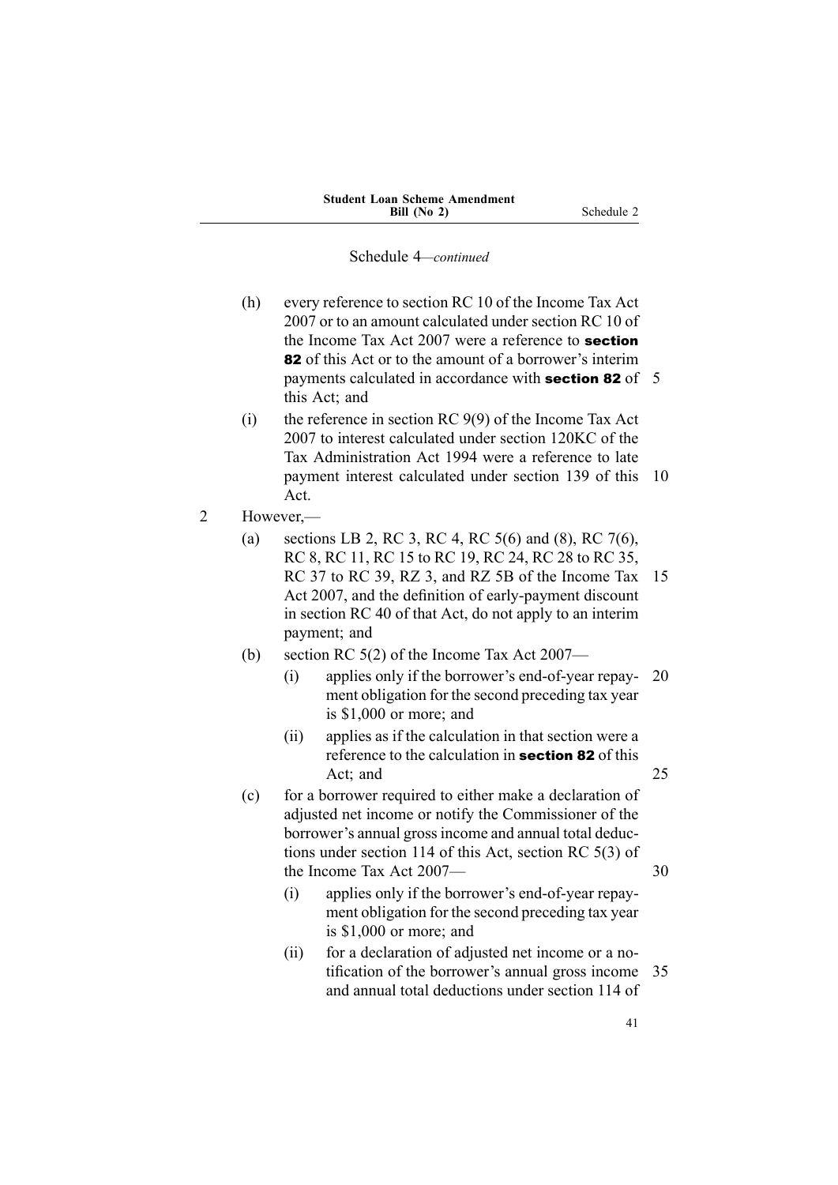Schedule 4—*continued*

(h) every reference to section RC 10 of the Income Tax Act 2007 or to an amount calculated under section RC 10 of the Income Tax Act 2007 were a reference to **section 82** of this Act or to the amount of a borrower's interim payments calculated in accordance with **section 82** of this Act; and

(i) the reference in section RC 9(9) of the Income Tax Act 2007 to interest calculated under section 120KC of the Tax Administration Act 1994 were a reference to late payment interest calculated under section 139 of this Act.

2 However,—

(a) sections LB 2, RC 3, RC 4, RC 5(6) and (8), RC 7(6), RC 8, RC 11, RC 15 to RC 19, RC 24, RC 28 to RC 35, RC 37 to RC 39, RZ 3, and RZ 5B of the Income Tax Act 2007, and the definition of early-payment discount in section RC 40 of that Act, do not apply to an interim payment; and

(b) section RC 5(2) of the Income Tax Act 2007—

(i) applies only if the borrower's end-of-year repayment obligation for the second preceding tax year is $1,000 or more; and

(ii) applies as if the calculation in that section were a reference to the calculation in **section 82** of this Act; and

(c) for a borrower required to either make a declaration of adjusted net income or notify the Commissioner of the borrower's annual gross income and annual total deductions under section 114 of this Act, section RC 5(3) of the Income Tax Act 2007—

(i) applies only if the borrower's end-of-year repayment obligation for the second preceding tax year is $1,000 or more; and

(ii) for a declaration of adjusted net income or a notification of the borrower's annual gross income and annual total deductions under section 114 of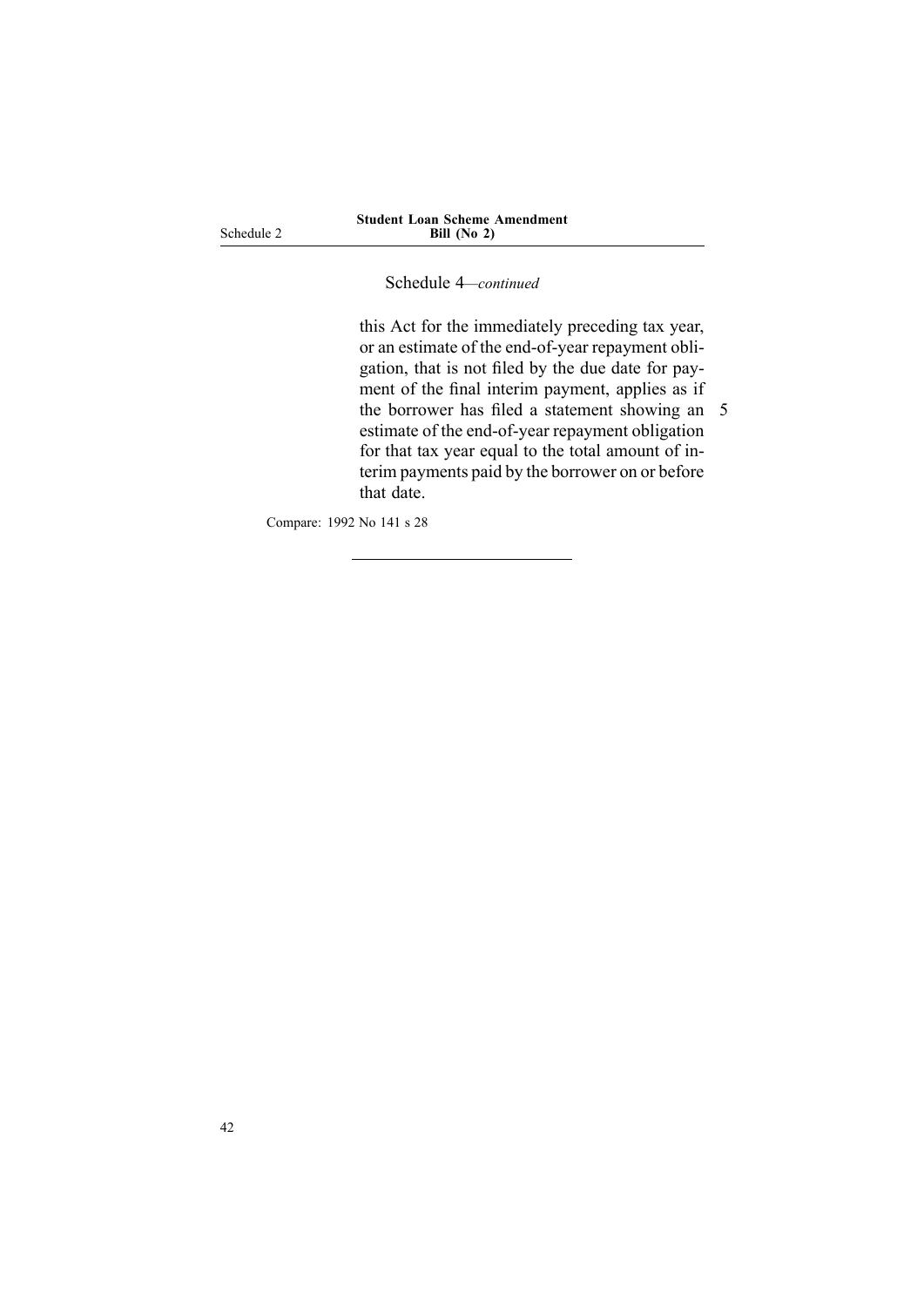Schedule 4—*continued*

this Act for the immediately preceding tax year, or an estimate of the end-of-year repayment obligation, that is not filed by the due date for payment of the final interim payment, applies as if the borrower has filed a statement showing an estimate of the end-of-year repayment obligation for that tax year equal to the total amount of interim payments paid by the borrower on or before that date.

Compare: 1992 No 141 s 28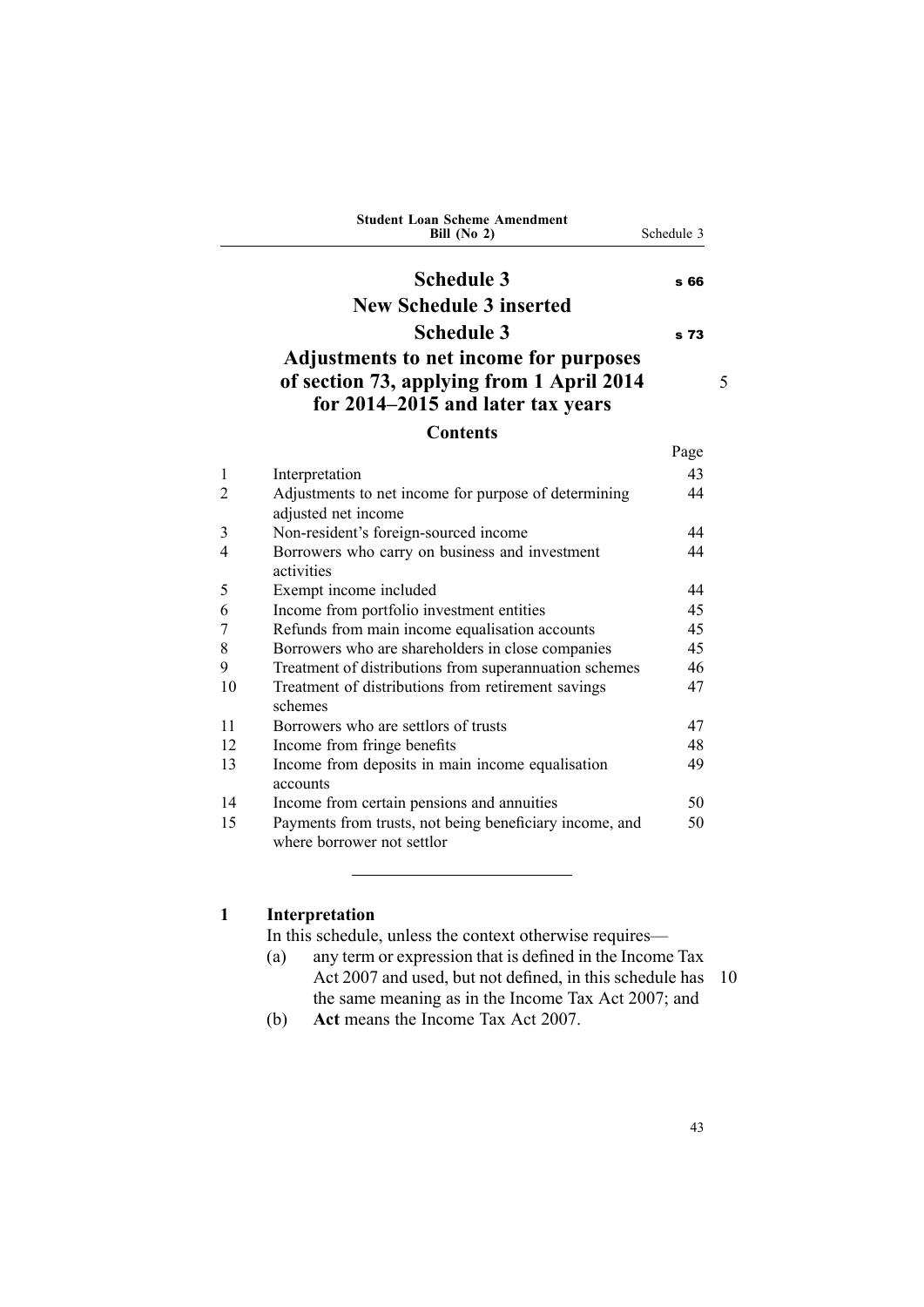# Schedule 3 s 66

# New Schedule 3 inserted

## Schedule 3 s 73

## Adjustments to net income for purposes of section 73, applying from 1 April 2014 for 2014–2015 and later tax years

### Contents

| | | Page |
|---|---|---|
| 1 | Interpretation | 43 |
| 2 | Adjustments to net income for purpose of determining adjusted net income | 44 |
| 3 | Non-resident's foreign-sourced income | 44 |
| 4 | Borrowers who carry on business and investment activities | 44 |
| 5 | Exempt income included | 44 |
| 6 | Income from portfolio investment entities | 45 |
| 7 | Refunds from main income equalisation accounts | 45 |
| 8 | Borrowers who are shareholders in close companies | 45 |
| 9 | Treatment of distributions from superannuation schemes | 46 |
| 10 | Treatment of distributions from retirement savings schemes | 47 |
| 11 | Borrowers who are settlors of trusts | 47 |
| 12 | Income from fringe benefits | 48 |
| 13 | Income from deposits in main income equalisation accounts | 49 |
| 14 | Income from certain pensions and annuities | 50 |
| 15 | Payments from trusts, not being beneficiary income, and where borrower not settlor | 50 |

---

**1 Interpretation**

In this schedule, unless the context otherwise requires—

(a) any term or expression that is defined in the Income Tax Act 2007 and used, but not defined, in this schedule has the same meaning as in the Income Tax Act 2007; and

(b) **Act** means the Income Tax Act 2007.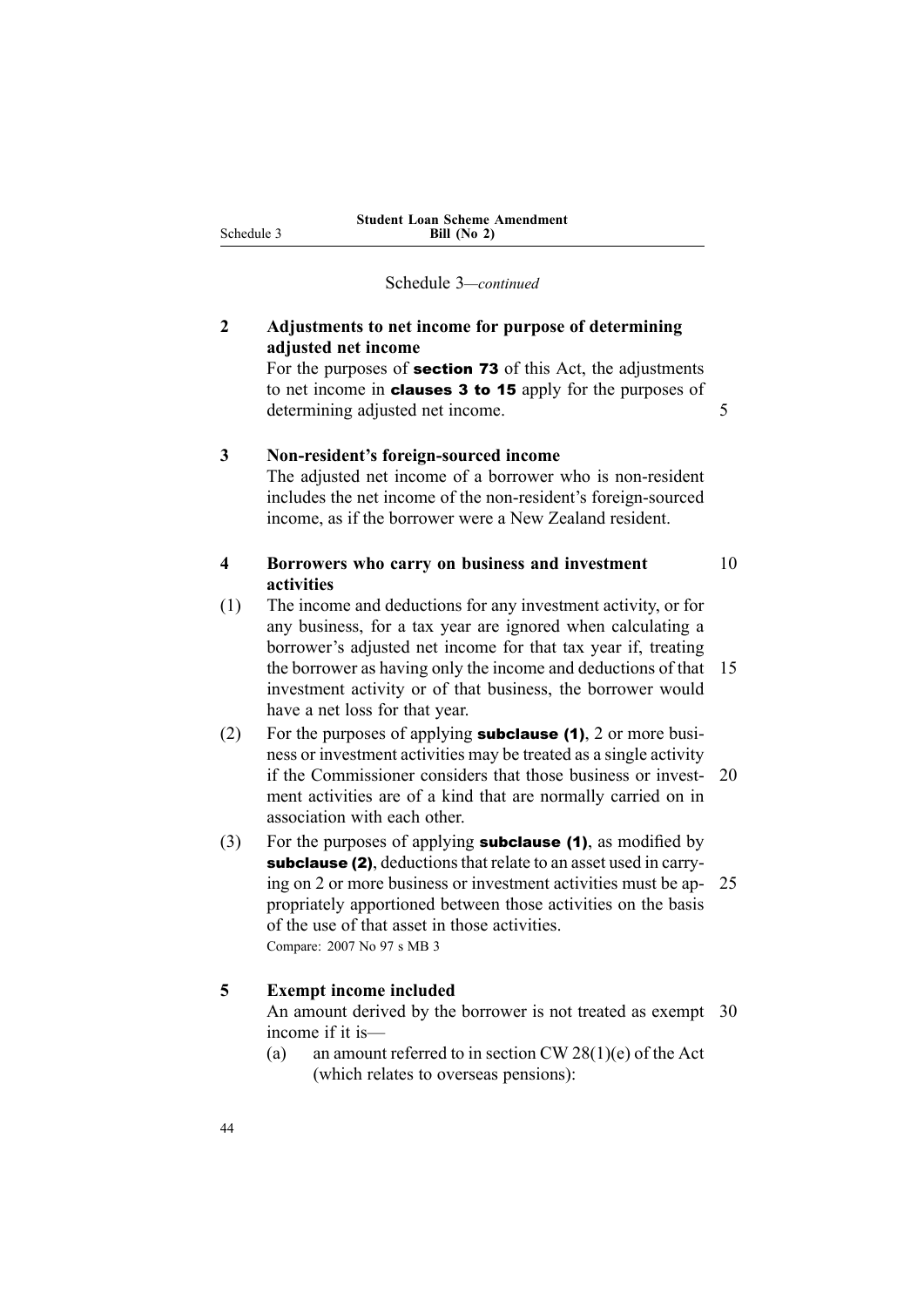Schedule 3—*continued*

**2 Adjustments to net income for purpose of determining adjusted net income**

For the purposes of **section 73** of this Act, the adjustments to net income in **clauses 3 to 15** apply for the purposes of determining adjusted net income.

**3 Non-resident's foreign-sourced income**

The adjusted net income of a borrower who is non-resident includes the net income of the non-resident's foreign-sourced income, as if the borrower were a New Zealand resident.

**4 Borrowers who carry on business and investment activities**

(1) The income and deductions for any investment activity, or for any business, for a tax year are ignored when calculating a borrower's adjusted net income for that tax year if, treating the borrower as having only the income and deductions of that investment activity or of that business, the borrower would have a net loss for that year.

(2) For the purposes of applying **subclause (1)**, 2 or more business or investment activities may be treated as a single activity if the Commissioner considers that those business or investment activities are of a kind that are normally carried on in association with each other.

(3) For the purposes of applying **subclause (1)**, as modified by **subclause (2)**, deductions that relate to an asset used in carrying on 2 or more business or investment activities must be appropriately apportioned between those activities on the basis of the use of that asset in those activities.

Compare: 2007 No 97 s MB 3

**5 Exempt income included**

An amount derived by the borrower is not treated as exempt income if it is—

(a) an amount referred to in section CW 28(1)(e) of the Act (which relates to overseas pensions):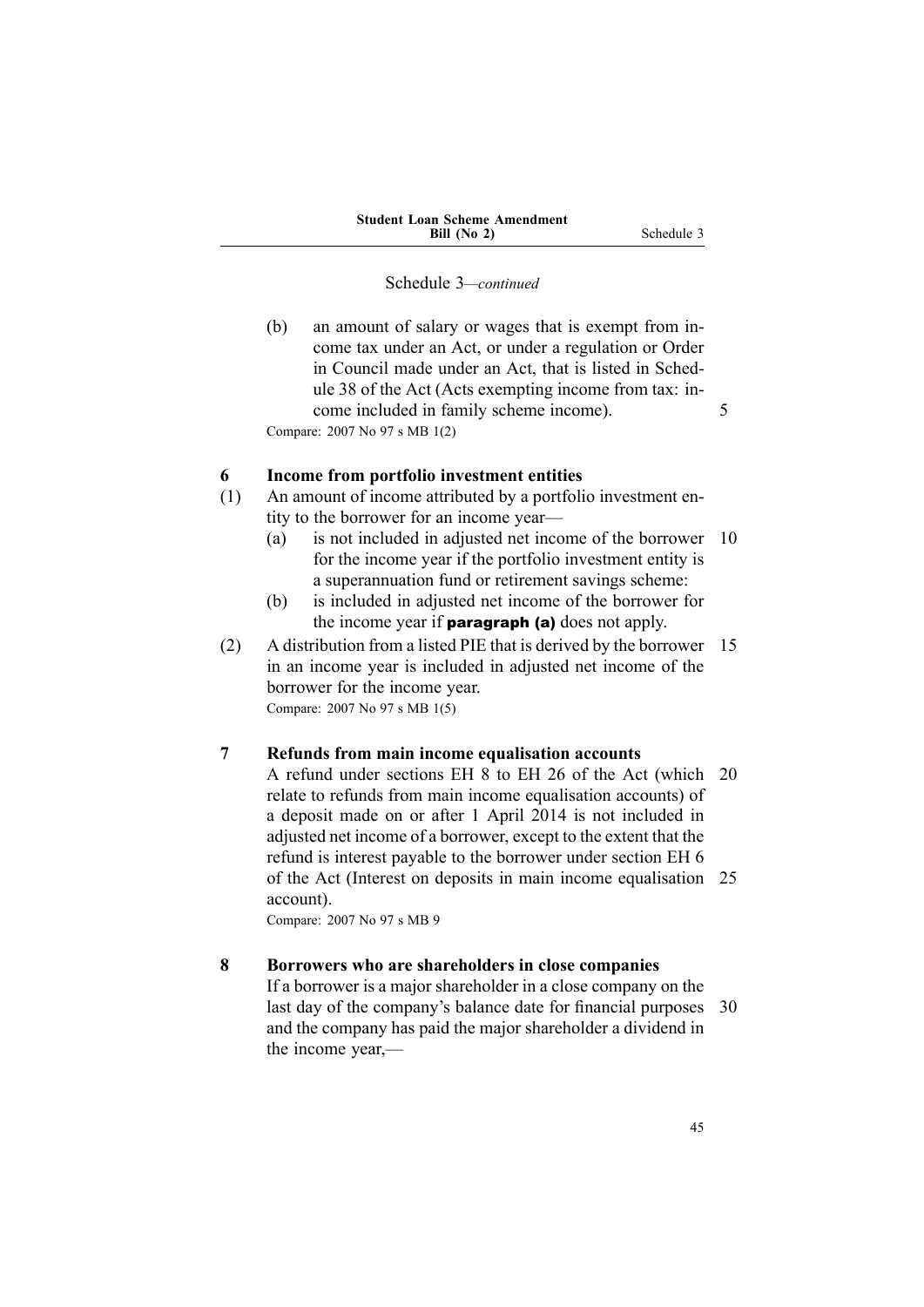Schedule 3—*continued*

(b) an amount of salary or wages that is exempt from income tax under an Act, or under a regulation or Order in Council made under an Act, that is listed in Schedule 38 of the Act (Acts exempting income from tax: income included in family scheme income).

Compare: 2007 No 97 s MB 1(2)

**6 Income from portfolio investment entities**

(1) An amount of income attributed by a portfolio investment entity to the borrower for an income year—

(a) is not included in adjusted net income of the borrower for the income year if the portfolio investment entity is a superannuation fund or retirement savings scheme:

(b) is included in adjusted net income of the borrower for the income year if **paragraph (a)** does not apply.

(2) A distribution from a listed PIE that is derived by the borrower in an income year is included in adjusted net income of the borrower for the income year.

Compare: 2007 No 97 s MB 1(5)

**7 Refunds from main income equalisation accounts**

A refund under sections EH 8 to EH 26 of the Act (which relate to refunds from main income equalisation accounts) of a deposit made on or after 1 April 2014 is not included in adjusted net income of a borrower, except to the extent that the refund is interest payable to the borrower under section EH 6 of the Act (Interest on deposits in main income equalisation account).

Compare: 2007 No 97 s MB 9

**8 Borrowers who are shareholders in close companies**

If a borrower is a major shareholder in a close company on the last day of the company's balance date for financial purposes and the company has paid the major shareholder a dividend in the income year,—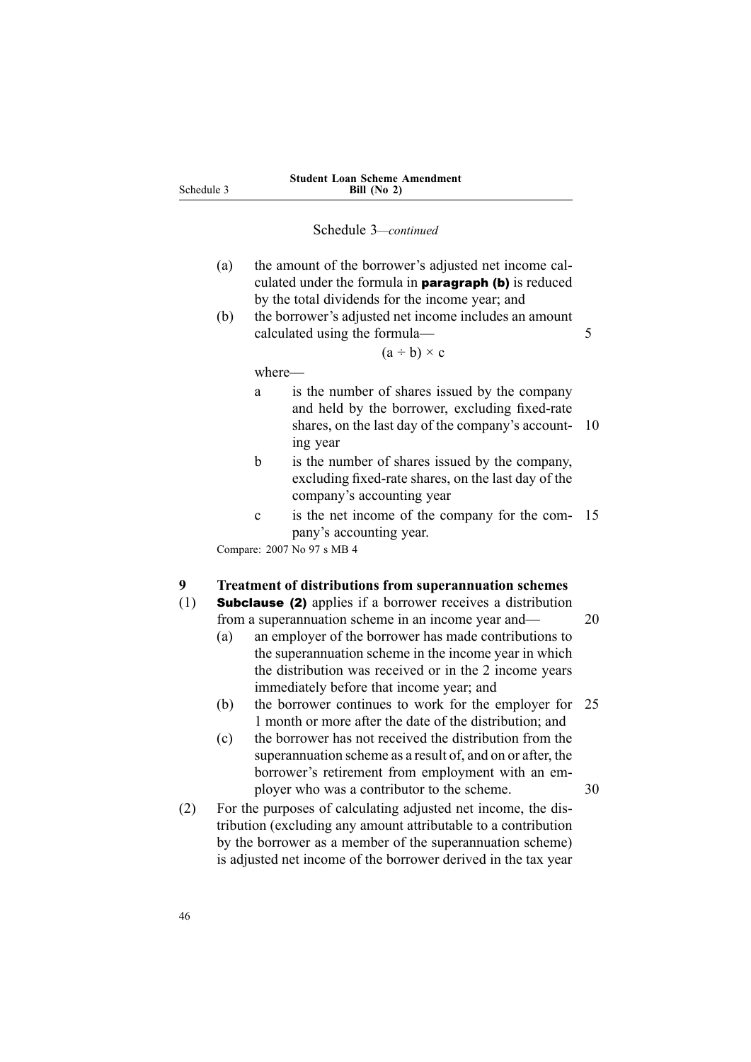Schedule 3—*continued*

(a) the amount of the borrower's adjusted net income calculated under the formula in **paragraph (b)** is reduced by the total dividends for the income year; and

(b) the borrower's adjusted net income includes an amount calculated using the formula—

$$(a \div b) \times c$$

where—

a is the number of shares issued by the company and held by the borrower, excluding fixed-rate shares, on the last day of the company's accounting year

b is the number of shares issued by the company, excluding fixed-rate shares, on the last day of the company's accounting year

c is the net income of the company for the company's accounting year.

Compare: 2007 No 97 s MB 4

**9 Treatment of distributions from superannuation schemes**

(1) **Subclause (2)** applies if a borrower receives a distribution from a superannuation scheme in an income year and—

(a) an employer of the borrower has made contributions to the superannuation scheme in the income year in which the distribution was received or in the 2 income years immediately before that income year; and

(b) the borrower continues to work for the employer for 1 month or more after the date of the distribution; and

(c) the borrower has not received the distribution from the superannuation scheme as a result of, and on or after, the borrower's retirement from employment with an employer who was a contributor to the scheme.

(2) For the purposes of calculating adjusted net income, the distribution (excluding any amount attributable to a contribution by the borrower as a member of the superannuation scheme) is adjusted net income of the borrower derived in the tax year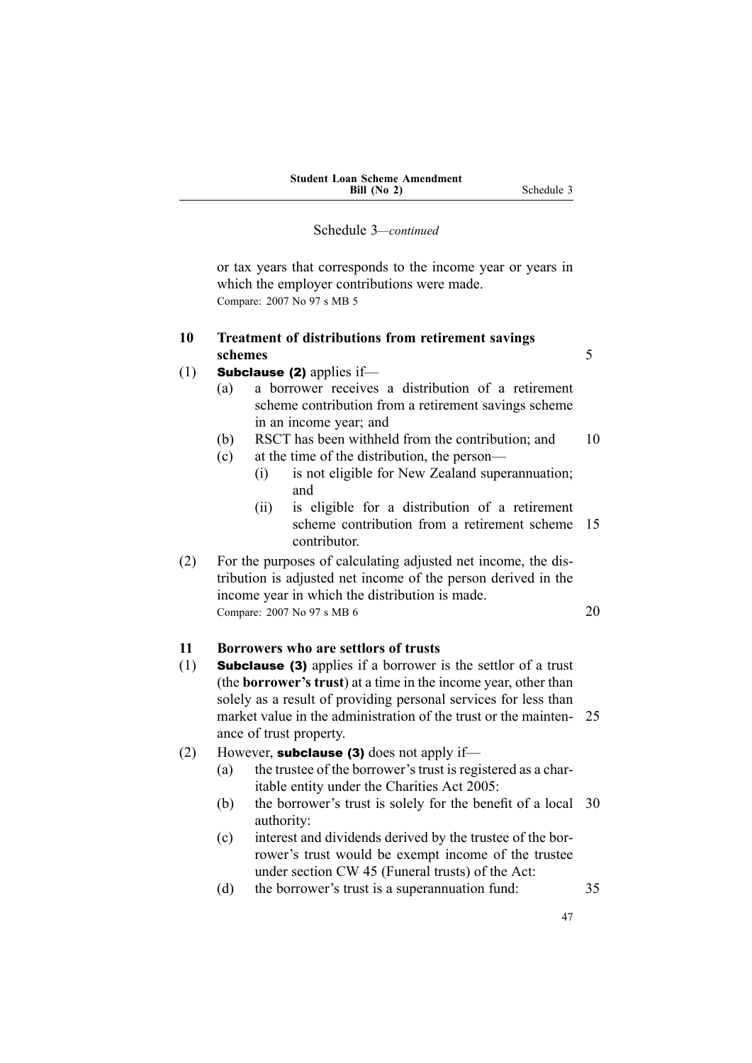Schedule 3—*continued*

or tax years that corresponds to the income year or years in which the employer contributions were made.

Compare: 2007 No 97 s MB 5

**10 Treatment of distributions from retirement savings schemes**

(1) **Subclause (2)** applies if—

(a) a borrower receives a distribution of a retirement scheme contribution from a retirement savings scheme in an income year; and

(b) RSCT has been withheld from the contribution; and

(c) at the time of the distribution, the person—

(i) is not eligible for New Zealand superannuation; and

(ii) is eligible for a distribution of a retirement scheme contribution from a retirement scheme contributor.

(2) For the purposes of calculating adjusted net income, the distribution is adjusted net income of the person derived in the income year in which the distribution is made.

Compare: 2007 No 97 s MB 6

**11 Borrowers who are settlors of trusts**

(1) **Subclause (3)** applies if a borrower is the settlor of a trust (the **borrower's trust**) at a time in the income year, other than solely as a result of providing personal services for less than market value in the administration of the trust or the maintenance of trust property.

(2) However, **subclause (3)** does not apply if—

(a) the trustee of the borrower's trust is registered as a charitable entity under the Charities Act 2005:

(b) the borrower's trust is solely for the benefit of a local authority:

(c) interest and dividends derived by the trustee of the borrower's trust would be exempt income of the trustee under section CW 45 (Funeral trusts) of the Act:

(d) the borrower's trust is a superannuation fund: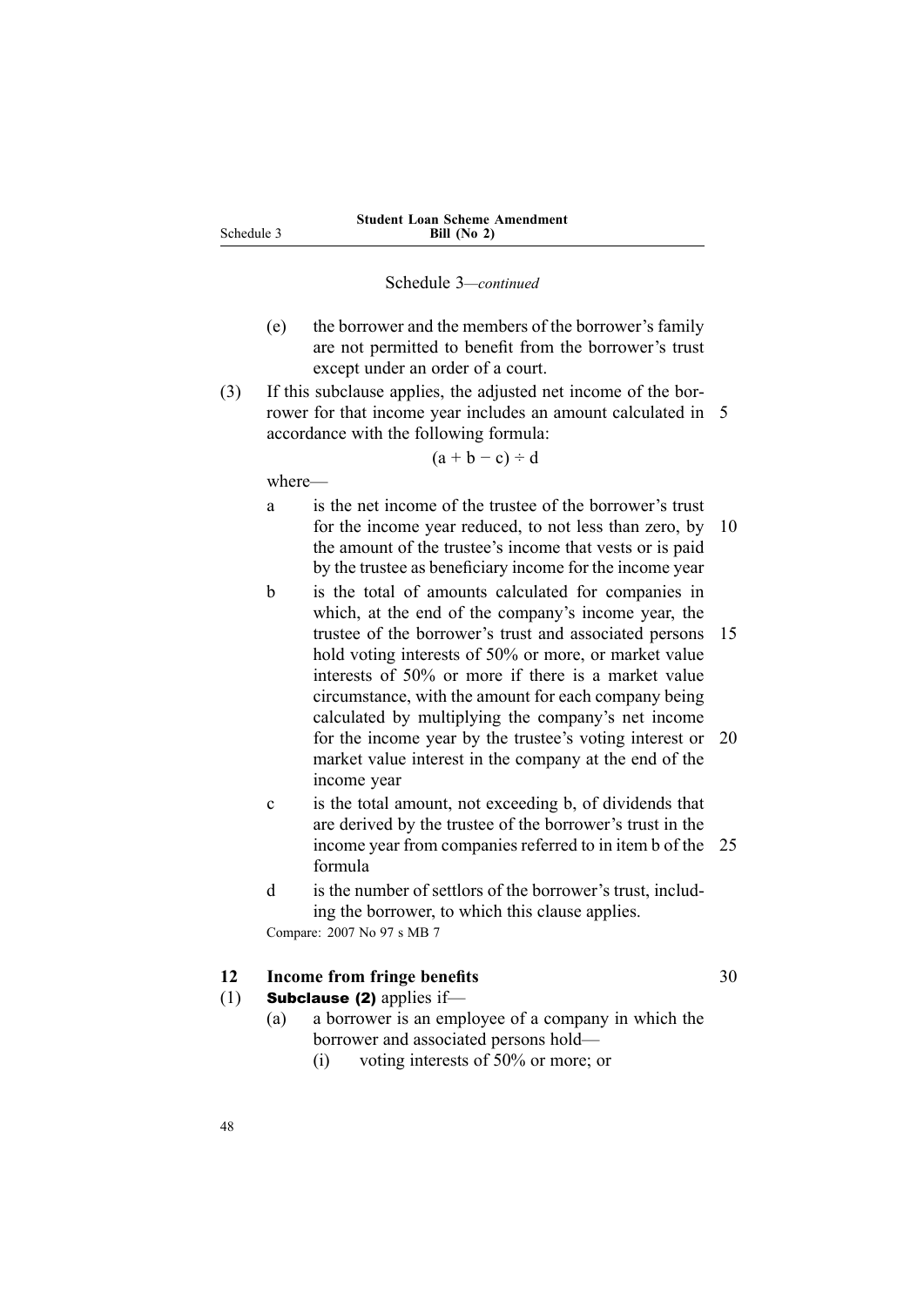Schedule 3—*continued*

(e) the borrower and the members of the borrower's family are not permitted to benefit from the borrower's trust except under an order of a court.

(3) If this subclause applies, the adjusted net income of the borrower for that income year includes an amount calculated in accordance with the following formula:

$$(a + b - c) \div d$$

where—

a is the net income of the trustee of the borrower's trust for the income year reduced, to not less than zero, by the amount of the trustee's income that vests or is paid by the trustee as beneficiary income for the income year

b is the total of amounts calculated for companies in which, at the end of the company's income year, the trustee of the borrower's trust and associated persons hold voting interests of 50% or more, or market value interests of 50% or more if there is a market value circumstance, with the amount for each company being calculated by multiplying the company's net income for the income year by the trustee's voting interest or market value interest in the company at the end of the income year

c is the total amount, not exceeding b, of dividends that are derived by the trustee of the borrower's trust in the income year from companies referred to in item b of the formula

d is the number of settlors of the borrower's trust, including the borrower, to which this clause applies.

Compare: 2007 No 97 s MB 7

### 12 Income from fringe benefits

(1) **Subclause (2)** applies if—

(a) a borrower is an employee of a company in which the borrower and associated persons hold—

(i) voting interests of 50% or more; or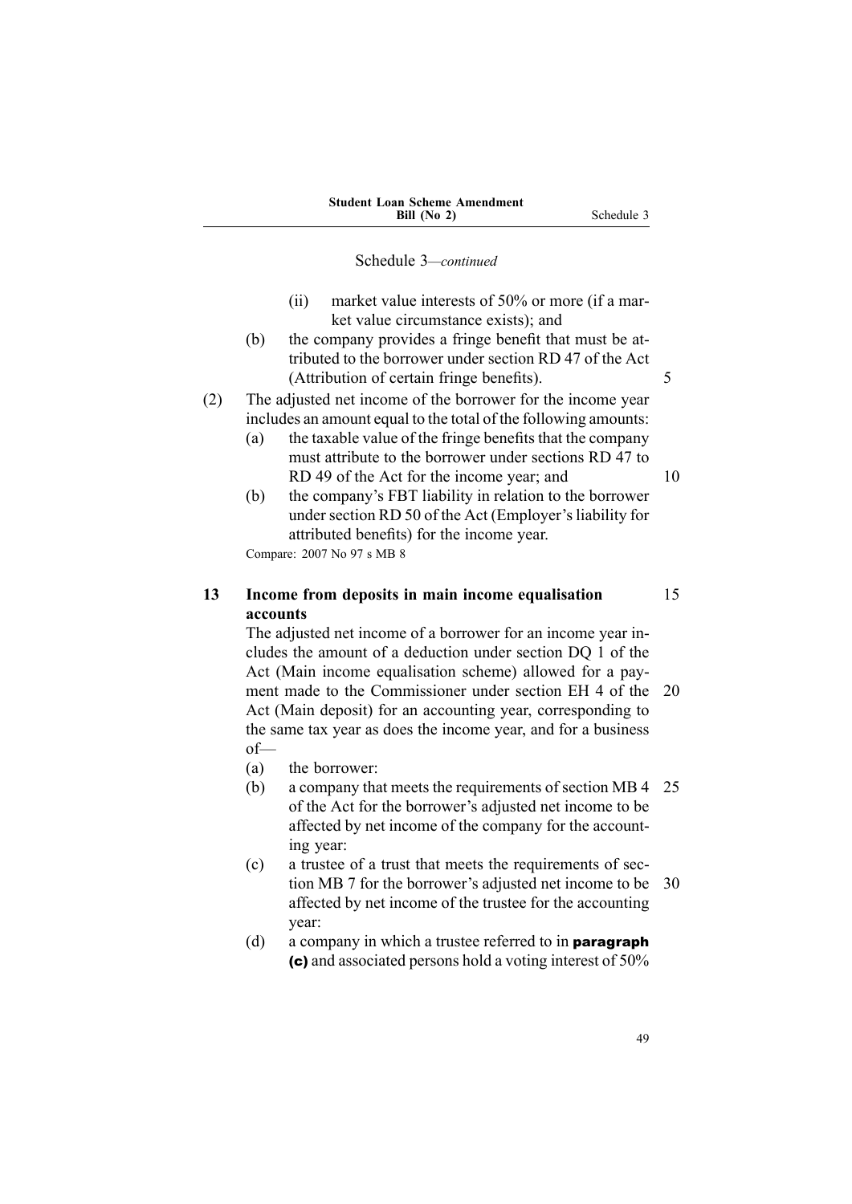Schedule 3—*continued*

- (ii) market value interests of 50% or more (if a market value circumstance exists); and
- (b) the company provides a fringe benefit that must be attributed to the borrower under section RD 47 of the Act (Attribution of certain fringe benefits).

(2) The adjusted net income of the borrower for the income year includes an amount equal to the total of the following amounts:

- (a) the taxable value of the fringe benefits that the company must attribute to the borrower under sections RD 47 to RD 49 of the Act for the income year; and
- (b) the company's FBT liability in relation to the borrower under section RD 50 of the Act (Employer's liability for attributed benefits) for the income year.

Compare: 2007 No 97 s MB 8

**13 Income from deposits in main income equalisation accounts**

The adjusted net income of a borrower for an income year includes the amount of a deduction under section DQ 1 of the Act (Main income equalisation scheme) allowed for a payment made to the Commissioner under section EH 4 of the Act (Main deposit) for an accounting year, corresponding to the same tax year as does the income year, and for a business of—

- (a) the borrower:
- (b) a company that meets the requirements of section MB 4 of the Act for the borrower's adjusted net income to be affected by net income of the company for the accounting year:
- (c) a trustee of a trust that meets the requirements of section MB 7 for the borrower's adjusted net income to be affected by net income of the trustee for the accounting year:
- (d) a company in which a trustee referred to in **paragraph (c)** and associated persons hold a voting interest of 50%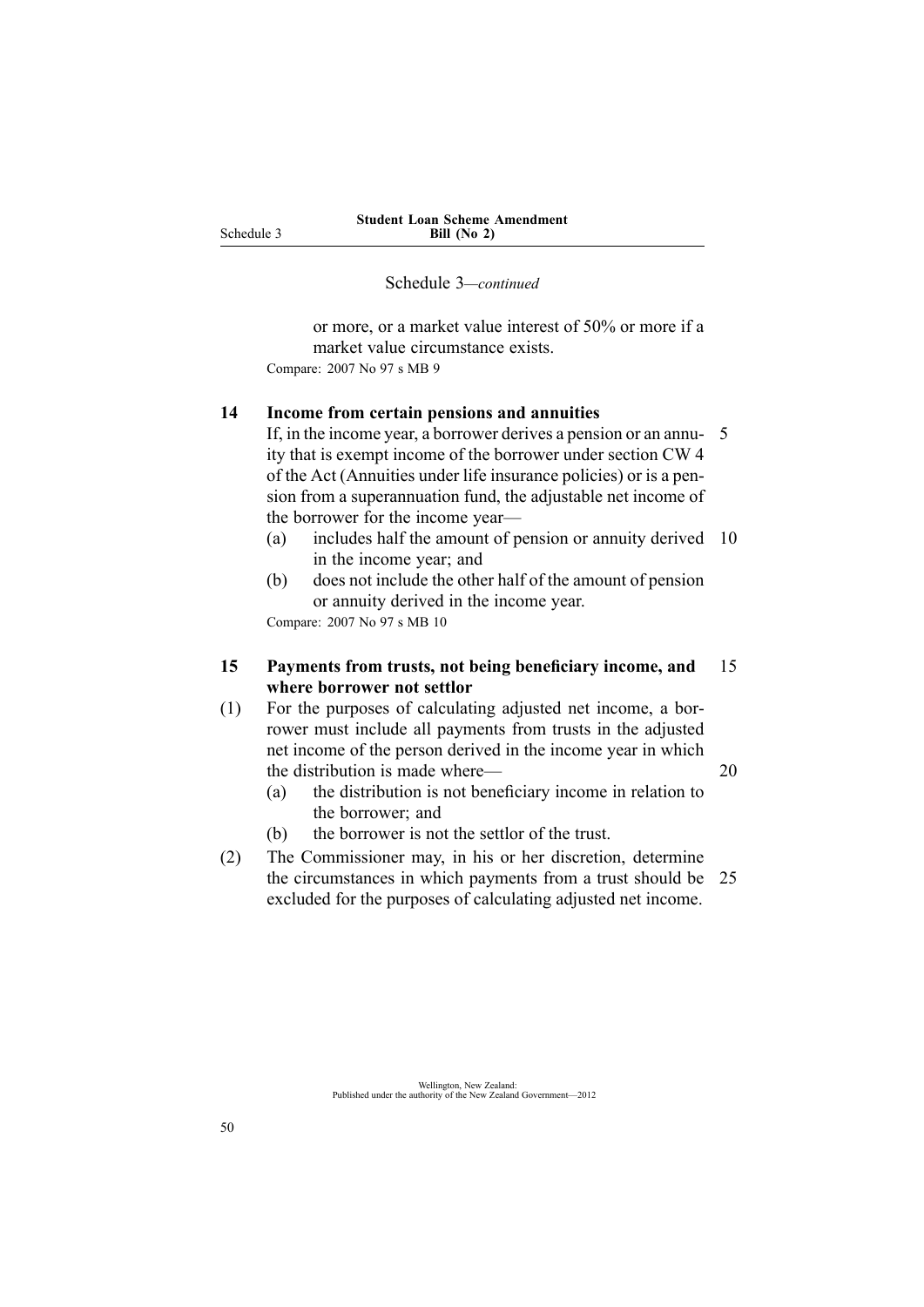Schedule 3—*continued*

or more, or a market value interest of 50% or more if a market value circumstance exists.

Compare: 2007 No 97 s MB 9

**14 Income from certain pensions and annuities**

If, in the income year, a borrower derives a pension or an annuity that is exempt income of the borrower under section CW 4 of the Act (Annuities under life insurance policies) or is a pension from a superannuation fund, the adjustable net income of the borrower for the income year—

(a) includes half the amount of pension or annuity derived in the income year; and

(b) does not include the other half of the amount of pension or annuity derived in the income year.

Compare: 2007 No 97 s MB 10

**15 Payments from trusts, not being beneficiary income, and where borrower not settlor**

(1) For the purposes of calculating adjusted net income, a borrower must include all payments from trusts in the adjusted net income of the person derived in the income year in which the distribution is made where—

(a) the distribution is not beneficiary income in relation to the borrower; and

(b) the borrower is not the settlor of the trust.

(2) The Commissioner may, in his or her discretion, determine the circumstances in which payments from a trust should be excluded for the purposes of calculating adjusted net income.

Wellington, New Zealand:
Published under the authority of the New Zealand Government—2012